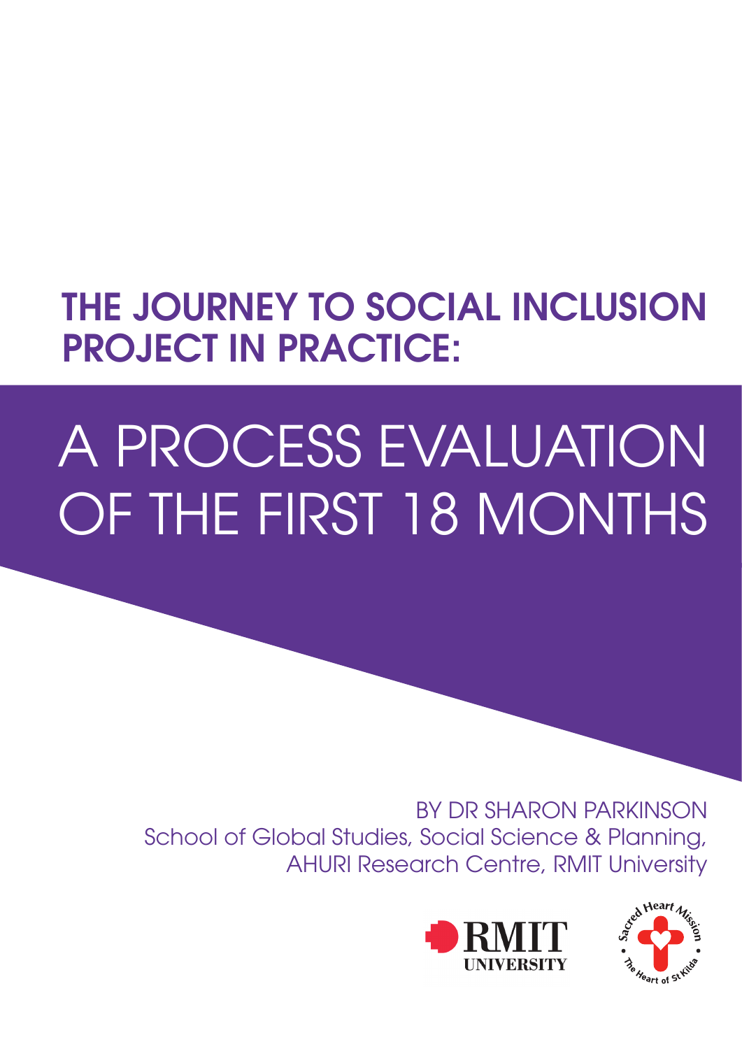# THE JOURNEY TO SOCIAL INCLUSION PROJECT IN PRACTICE:

# A PROCESS EVALUATION OF THE FIRST 18 MONTHS

BY DR SHARON PARKINSON

School of Global Studies, Social Science & Planning, AHURI Research Centre, RMIT University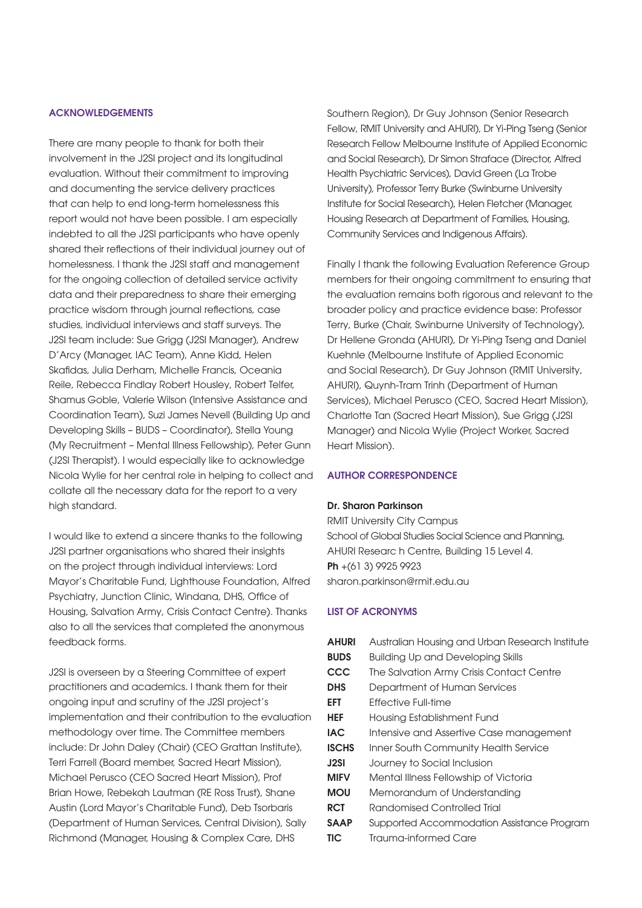## ACKNOWLEDGEMENTS

There are many people to thank for both their involvement in the J2SI project and its longitudinal evaluation. Without their commitment to improving and documenting the service delivery practices that can help to end long-term homelessness this report would not have been possible. I am especially indebted to all the J2SI participants who have openly shared their reflections of their individual journey out of homelessness. I thank the J2SI staff and management for the ongoing collection of detailed service activity data and their preparedness to share their emerging practice wisdom through journal reflections, case studies, individual interviews and staff surveys. The J2SI team include: Sue Grigg (J2SI Manager), Andrew D'Arcy (Manager, IAC Team), Anne Kidd, Helen Skafidas, Julia Derham, Michelle Francis, Oceania Reile, Rebecca Findlay Robert Housley, Robert Telfer, Shamus Goble, Valerie Wilson (Intensive Assistance and Coordination Team), Suzi James Nevell (Building Up and Developing Skills – BUDS – Coordinator), Stella Young (My Recruitment – Mental Illness Fellowship), Peter Gunn (J2SI Therapist). I would especially like to acknowledge Nicola Wylie for her central role in helping to collect and collate all the necessary data for the report to a very high standard.

I would like to extend a sincere thanks to the following J2SI partner organisations who shared their insights on the project through individual interviews: Lord Mayor's Charitable Fund, Lighthouse Foundation, Alfred Psychiatry, Junction Clinic, Windana, DHS, Office of Housing, Salvation Army, Crisis Contact Centre). Thanks also to all the services that completed the anonymous feedback forms.

J2SI is overseen by a Steering Committee of expert practitioners and academics. I thank them for their ongoing input and scrutiny of the J2SI project's implementation and their contribution to the evaluation methodology over time. The Committee members include: Dr John Daley (Chair) (CEO Grattan Institute), Terri Farrell (Board member, Sacred Heart Mission), Michael Perusco (CEO Sacred Heart Mission), Prof Brian Howe, Rebekah Lautman (RE Ross Trust), Shane Austin (Lord Mayor's Charitable Fund), Deb Tsorbaris (Department of Human Services, Central Division), Sally Richmond (Manager, Housing & Complex Care, DHS Southern Region), Dr Guy Johnson (Senior Research Fellow, RMIT University and AHURI), Dr Yi-Ping Tseng (Senior Research Fellow Melbourne Institute of Applied Economic and Social Research), Dr Simon Straface (Director, Alfred Health Psychiatric Services), David Green (La Trobe University), Professor Terry Burke (Swinburne University Institute for Social Research), Helen Fletcher (Manager, Housing Research at Department of Families, Housing, Community Services and Indigenous Affairs).

Finally I thank the following Evaluation Reference Group members for their ongoing commitment to ensuring that the evaluation remains both rigorous and relevant to the broader policy and practice evidence base: Professor Terry, Burke (Chair, Swinburne University of Technology), Dr Hellene Gronda (AHURI), Dr Yi-Ping Tseng and Daniel Kuehnle (Melbourne Institute of Applied Economic and Social Research), Dr Guy Johnson (RMIT University, AHURI), Quynh-Tram Trinh (Department of Human Services), Michael Perusco (CEO, Sacred Heart Mission), Charlotte Tan (Sacred Heart Mission), Sue Grigg (J2SI Manager) and Nicola Wylie (Project Worker, Sacred Heart Mission).

## AUTHOR CORRESPONDENCE

**Dr. Sharon Parkinson**
RMIT University City Campus
School of Global Studies Social Science and Planning,
AHURI Researc h Centre, Building 15 Level 4.
**Ph** +(61 3) 9925 9923
sharon.parkinson@rmit.edu.au

## LIST OF ACRONYMS

| | |
|---|---|
| **AHURI** | Australian Housing and Urban Research Institute |
| **BUDS** | Building Up and Developing Skills |
| **CCC** | The Salvation Army Crisis Contact Centre |
| **DHS** | Department of Human Services |
| **EFT** | Effective Full-time |
| **HEF** | Housing Establishment Fund |
| **IAC** | Intensive and Assertive Case management |
| **ISCHS** | Inner South Community Health Service |
| **J2SI** | Journey to Social Inclusion |
| **MIFV** | Mental Illness Fellowship of Victoria |
| **MOU** | Memorandum of Understanding |
| **RCT** | Randomised Controlled Trial |
| **SAAP** | Supported Accommodation Assistance Program |
| **TIC** | Trauma-informed Care |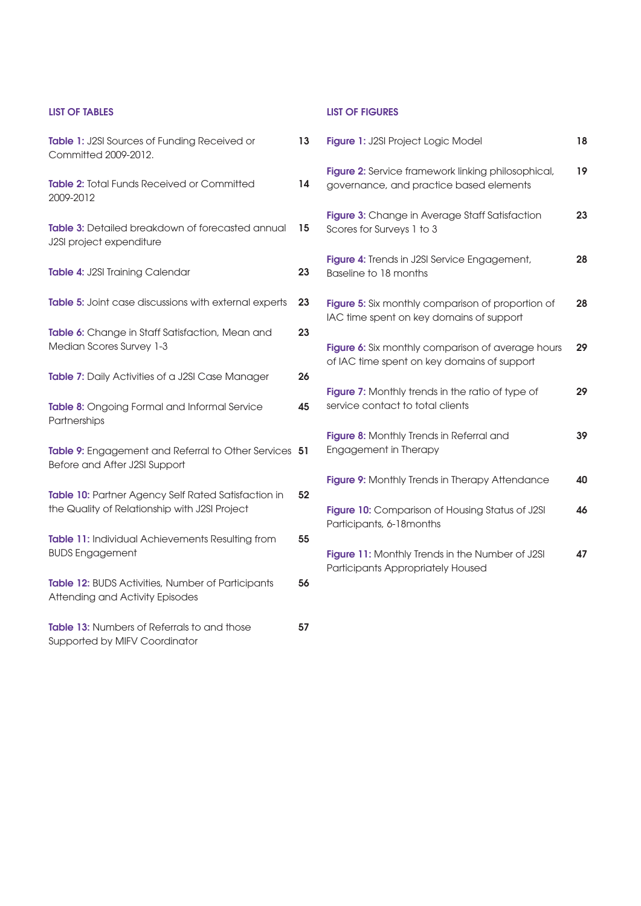## LIST OF TABLES

| | |
|---|---|
| **Table 1:** J2SI Sources of Funding Received or Committed 2009-2012. | 13 |
| **Table 2:** Total Funds Received or Committed 2009-2012 | 14 |
| **Table 3:** Detailed breakdown of forecasted annual J2SI project expenditure | 15 |
| **Table 4:** J2SI Training Calendar | 23 |
| **Table 5:** Joint case discussions with external experts | 23 |
| **Table 6:** Change in Staff Satisfaction, Mean and Median Scores Survey 1-3 | 23 |
| **Table 7:** Daily Activities of a J2SI Case Manager | 26 |
| **Table 8:** Ongoing Formal and Informal Service Partnerships | 45 |
| **Table 9:** Engagement and Referral to Other Services Before and After J2SI Support | 51 |
| **Table 10:** Partner Agency Self Rated Satisfaction in the Quality of Relationship with J2SI Project | 52 |
| **Table 11:** Individual Achievements Resulting from BUDS Engagement | 55 |
| **Table 12:** BUDS Activities, Number of Participants Attending and Activity Episodes | 56 |
| **Table 13:** Numbers of Referrals to and those Supported by MIFV Coordinator | 57 |

## LIST OF FIGURES

| | |
|---|---|
| **Figure 1:** J2SI Project Logic Model | 18 |
| **Figure 2:** Service framework linking philosophical, governance, and practice based elements | 19 |
| **Figure 3:** Change in Average Staff Satisfaction Scores for Surveys 1 to 3 | 23 |
| **Figure 4:** Trends in J2SI Service Engagement, Baseline to 18 months | 28 |
| **Figure 5:** Six monthly comparison of proportion of IAC time spent on key domains of support | 28 |
| **Figure 6:** Six monthly comparison of average hours of IAC time spent on key domains of support | 29 |
| **Figure 7:** Monthly trends in the ratio of type of service contact to total clients | 29 |
| **Figure 8:** Monthly Trends in Referral and Engagement in Therapy | 39 |
| **Figure 9:** Monthly Trends in Therapy Attendance | 40 |
| **Figure 10:** Comparison of Housing Status of J2SI Participants, 6-18months | 46 |
| **Figure 11:** Monthly Trends in the Number of J2SI Participants Appropriately Housed | 47 |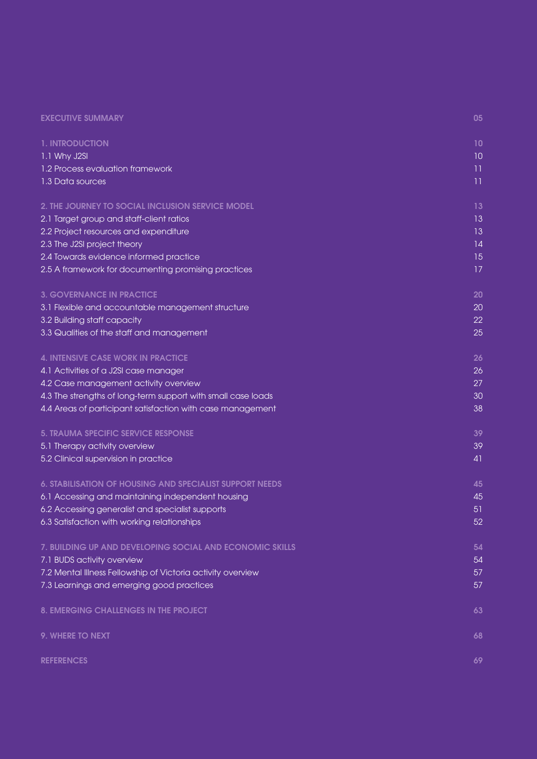| | |
|---|---|
| **EXECUTIVE SUMMARY** | **05** |
| **1. INTRODUCTION** | **10** |
| 1.1 Why J2SI | 10 |
| 1.2 Process evaluation framework | 11 |
| 1.3 Data sources | 11 |
| **2. THE JOURNEY TO SOCIAL INCLUSION SERVICE MODEL** | **13** |
| 2.1 Target group and staff-client ratios | 13 |
| 2.2 Project resources and expenditure | 13 |
| 2.3 The J2SI project theory | 14 |
| 2.4 Towards evidence informed practice | 15 |
| 2.5 A framework for documenting promising practices | 17 |
| **3. GOVERNANCE IN PRACTICE** | **20** |
| 3.1 Flexible and accountable management structure | 20 |
| 3.2 Building staff capacity | 22 |
| 3.3 Qualities of the staff and management | 25 |
| **4. INTENSIVE CASE WORK IN PRACTICE** | **26** |
| 4.1 Activities of a J2SI case manager | 26 |
| 4.2 Case management activity overview | 27 |
| 4.3 The strengths of long-term support with small case loads | 30 |
| 4.4 Areas of participant satisfaction with case management | 38 |
| **5. TRAUMA SPECIFIC SERVICE RESPONSE** | **39** |
| 5.1 Therapy activity overview | 39 |
| 5.2 Clinical supervision in practice | 41 |
| **6. STABILISATION OF HOUSING AND SPECIALIST SUPPORT NEEDS** | **45** |
| 6.1 Accessing and maintaining independent housing | 45 |
| 6.2 Accessing generalist and specialist supports | 51 |
| 6.3 Satisfaction with working relationships | 52 |
| **7. BUILDING UP AND DEVELOPING SOCIAL AND ECONOMIC SKILLS** | **54** |
| 7.1 BUDS activity overview | 54 |
| 7.2 Mental Illness Fellowship of Victoria activity overview | 57 |
| 7.3 Learnings and emerging good practices | 57 |
| **8. EMERGING CHALLENGES IN THE PROJECT** | **63** |
| **9. WHERE TO NEXT** | **68** |
| **REFERENCES** | **69** |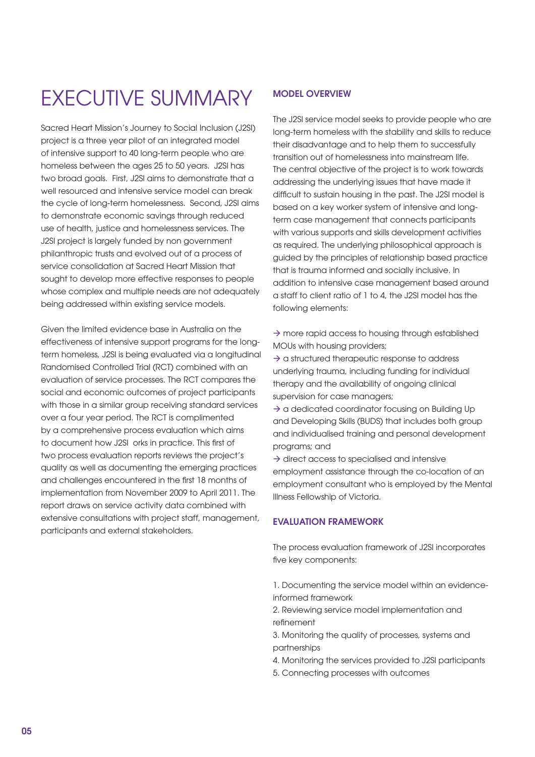# EXECUTIVE SUMMARY

Sacred Heart Mission's Journey to Social Inclusion (J2SI) project is a three year pilot of an integrated model of intensive support to 40 long-term people who are homeless between the ages 25 to 50 years. J2SI has two broad goals. First, J2SI aims to demonstrate that a well resourced and intensive service model can break the cycle of long-term homelessness. Second, J2SI aims to demonstrate economic savings through reduced use of health, justice and homelessness services. The J2SI project is largely funded by non government philanthropic trusts and evolved out of a process of service consolidation at Sacred Heart Mission that sought to develop more effective responses to people whose complex and multiple needs are not adequately being addressed within existing service models.

Given the limited evidence base in Australia on the effectiveness of intensive support programs for the long-term homeless, J2SI is being evaluated via a longitudinal Randomised Controlled Trial (RCT) combined with an evaluation of service processes. The RCT compares the social and economic outcomes of project participants with those in a similar group receiving standard services over a four year period. The RCT is complimented by a comprehensive process evaluation which aims to document how J2SI orks in practice. This first of two process evaluation reports reviews the project's quality as well as documenting the emerging practices and challenges encountered in the first 18 months of implementation from November 2009 to April 2011. The report draws on service activity data combined with extensive consultations with project staff, management, participants and external stakeholders.

### MODEL OVERVIEW

The J2SI service model seeks to provide people who are long-term homeless with the stability and skills to reduce their disadvantage and to help them to successfully transition out of homelessness into mainstream life. The central objective of the project is to work towards addressing the underlying issues that have made it difficult to sustain housing in the past. The J2SI model is based on a key worker system of intensive and long-term case management that connects participants with various supports and skills development activities as required. The underlying philosophical approach is guided by the principles of relationship based practice that is trauma informed and socially inclusive. In addition to intensive case management based around a staff to client ratio of 1 to 4, the J2SI model has the following elements:

→ more rapid access to housing through established MOUs with housing providers;
→ a structured therapeutic response to address underlying trauma, including funding for individual therapy and the availability of ongoing clinical supervision for case managers;
→ a dedicated coordinator focusing on Building Up and Developing Skills (BUDS) that includes both group and individualised training and personal development programs; and
→ direct access to specialised and intensive employment assistance through the co-location of an employment consultant who is employed by the Mental Illness Fellowship of Victoria.

### EVALUATION FRAMEWORK

The process evaluation framework of J2SI incorporates five key components:

1. Documenting the service model within an evidence-informed framework
2. Reviewing service model implementation and refinement
3. Monitoring the quality of processes, systems and partnerships
4. Monitoring the services provided to J2SI participants
5. Connecting processes with outcomes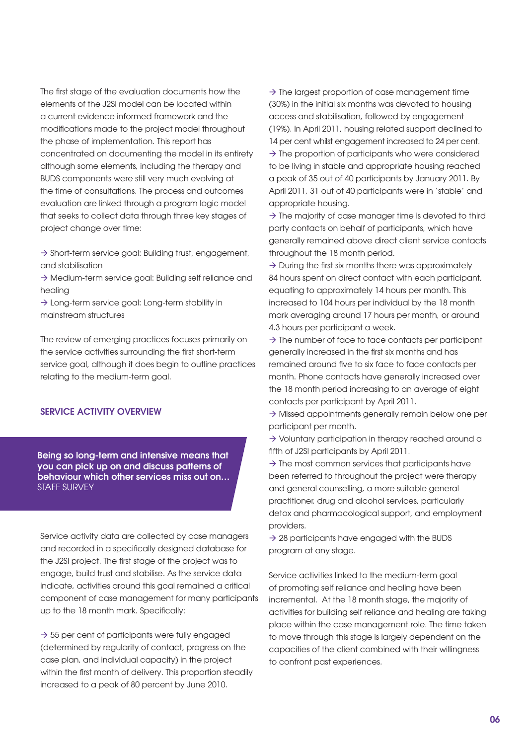The first stage of the evaluation documents how the elements of the J2SI model can be located within a current evidence informed framework and the modifications made to the project model throughout the phase of implementation. This report has concentrated on documenting the model in its entirety although some elements, including the therapy and BUDS components were still very much evolving at the time of consultations. The process and outcomes evaluation are linked through a program logic model that seeks to collect data through three key stages of project change over time:

→ Short-term service goal: Building trust, engagement, and stabilisation
→ Medium-term service goal: Building self reliance and healing
→ Long-term service goal: Long-term stability in mainstream structures

The review of emerging practices focuses primarily on the service activities surrounding the first short-term service goal, although it does begin to outline practices relating to the medium-term goal.

## SERVICE ACTIVITY OVERVIEW

> **Being so long-term and intensive means that you can pick up on and discuss patterns of behaviour which other services miss out on…**
> STAFF SURVEY

Service activity data are collected by case managers and recorded in a specifically designed database for the J2SI project. The first stage of the project was to engage, build trust and stabilise. As the service data indicate, activities around this goal remained a critical component of case management for many participants up to the 18 month mark. Specifically:

→ 55 per cent of participants were fully engaged (determined by regularity of contact, progress on the case plan, and individual capacity) in the project within the first month of delivery. This proportion steadily increased to a peak of 80 percent by June 2010.
→ The largest proportion of case management time (30%) in the initial six months was devoted to housing access and stabilisation, followed by engagement (19%). In April 2011, housing related support declined to 14 per cent whilst engagement increased to 24 per cent.
→ The proportion of participants who were considered to be living in stable and appropriate housing reached a peak of 35 out of 40 participants by January 2011. By April 2011, 31 out of 40 participants were in 'stable' and appropriate housing.
→ The majority of case manager time is devoted to third party contacts on behalf of participants, which have generally remained above direct client service contacts throughout the 18 month period.
→ During the first six months there was approximately 84 hours spent on direct contact with each participant, equating to approximately 14 hours per month. This increased to 104 hours per individual by the 18 month mark averaging around 17 hours per month, or around 4.3 hours per participant a week.
→ The number of face to face contacts per participant generally increased in the first six months and has remained around five to six face to face contacts per month. Phone contacts have generally increased over the 18 month period increasing to an average of eight contacts per participant by April 2011.
→ Missed appointments generally remain below one per participant per month.
→ Voluntary participation in therapy reached around a fifth of J2SI participants by April 2011.
→ The most common services that participants have been referred to throughout the project were therapy and general counselling, a more suitable general practitioner, drug and alcohol services, particularly detox and pharmacological support, and employment providers.
→ 28 participants have engaged with the BUDS program at any stage.

Service activities linked to the medium-term goal of promoting self reliance and healing have been incremental. At the 18 month stage, the majority of activities for building self reliance and healing are taking place within the case management role. The time taken to move through this stage is largely dependent on the capacities of the client combined with their willingness to confront past experiences.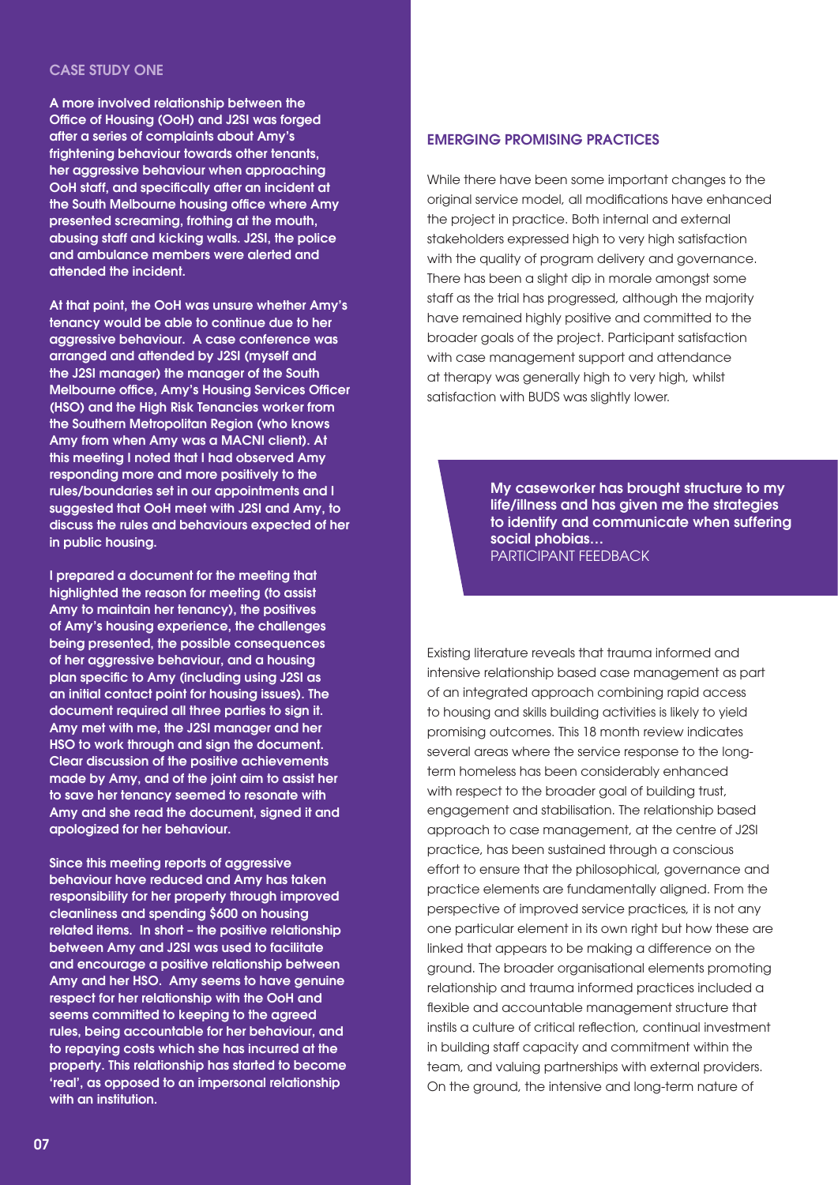## CASE STUDY ONE

**A more involved relationship between the Office of Housing (OoH) and J2SI was forged after a series of complaints about Amy's frightening behaviour towards other tenants, her aggressive behaviour when approaching OoH staff, and specifically after an incident at the South Melbourne housing office where Amy presented screaming, frothing at the mouth, abusing staff and kicking walls. J2SI, the police and ambulance members were alerted and attended the incident.**

**At that point, the OoH was unsure whether Amy's tenancy would be able to continue due to her aggressive behaviour. A case conference was arranged and attended by J2SI (myself and the J2SI manager) the manager of the South Melbourne office, Amy's Housing Services Officer (HSO) and the High Risk Tenancies worker from the Southern Metropolitan Region (who knows Amy from when Amy was a MACNI client). At this meeting I noted that I had observed Amy responding more and more positively to the rules/boundaries set in our appointments and I suggested that OoH meet with J2SI and Amy, to discuss the rules and behaviours expected of her in public housing.**

**I prepared a document for the meeting that highlighted the reason for meeting (to assist Amy to maintain her tenancy), the positives of Amy's housing experience, the challenges being presented, the possible consequences of her aggressive behaviour, and a housing plan specific to Amy (including using J2SI as an initial contact point for housing issues). The document required all three parties to sign it. Amy met with me, the J2SI manager and her HSO to work through and sign the document. Clear discussion of the positive achievements made by Amy, and of the joint aim to assist her to save her tenancy seemed to resonate with Amy and she read the document, signed it and apologized for her behaviour.**

**Since this meeting reports of aggressive behaviour have reduced and Amy has taken responsibility for her property through improved cleanliness and spending $600 on housing related items. In short – the positive relationship between Amy and J2SI was used to facilitate and encourage a positive relationship between Amy and her HSO. Amy seems to have genuine respect for her relationship with the OoH and seems committed to keeping to the agreed rules, being accountable for her behaviour, and to repaying costs which she has incurred at the property. This relationship has started to become 'real', as opposed to an impersonal relationship with an institution.**

## EMERGING PROMISING PRACTICES

While there have been some important changes to the original service model, all modifications have enhanced the project in practice. Both internal and external stakeholders expressed high to very high satisfaction with the quality of program delivery and governance. There has been a slight dip in morale amongst some staff as the trial has progressed, although the majority have remained highly positive and committed to the broader goals of the project. Participant satisfaction with case management support and attendance at therapy was generally high to very high, whilst satisfaction with BUDS was slightly lower.

> **My caseworker has brought structure to my life/illness and has given me the strategies to identify and communicate when suffering social phobias…**
> PARTICIPANT FEEDBACK

Existing literature reveals that trauma informed and intensive relationship based case management as part of an integrated approach combining rapid access to housing and skills building activities is likely to yield promising outcomes. This 18 month review indicates several areas where the service response to the long-term homeless has been considerably enhanced with respect to the broader goal of building trust, engagement and stabilisation. The relationship based approach to case management, at the centre of J2SI practice, has been sustained through a conscious effort to ensure that the philosophical, governance and practice elements are fundamentally aligned. From the perspective of improved service practices, it is not any one particular element in its own right but how these are linked that appears to be making a difference on the ground. The broader organisational elements promoting relationship and trauma informed practices included a flexible and accountable management structure that instils a culture of critical reflection, continual investment in building staff capacity and commitment within the team, and valuing partnerships with external providers. On the ground, the intensive and long-term nature of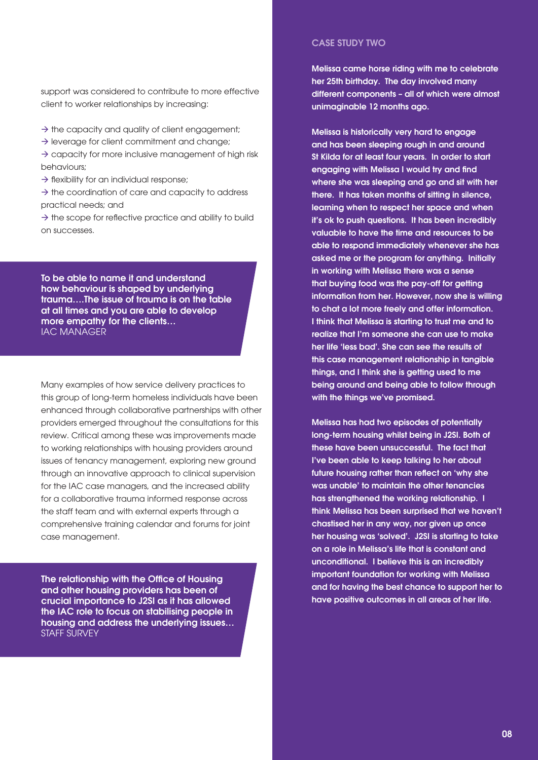support was considered to contribute to more effective client to worker relationships by increasing:

- → the capacity and quality of client engagement;
- → leverage for client commitment and change;
- → capacity for more inclusive management of high risk behaviours;
- → flexibility for an individual response;
- → the coordination of care and capacity to address practical needs; and
- → the scope for reflective practice and ability to build on successes.

> **To be able to name it and understand how behaviour is shaped by underlying trauma….The issue of trauma is on the table at all times and you are able to develop more empathy for the clients…**
> IAC MANAGER

Many examples of how service delivery practices to this group of long-term homeless individuals have been enhanced through collaborative partnerships with other providers emerged throughout the consultations for this review. Critical among these was improvements made to working relationships with housing providers around issues of tenancy management, exploring new ground through an innovative approach to clinical supervision for the IAC case managers, and the increased ability for a collaborative trauma informed response across the staff team and with external experts through a comprehensive training calendar and forums for joint case management.

> **The relationship with the Office of Housing and other housing providers has been of crucial importance to J2SI as it has allowed the IAC role to focus on stabilising people in housing and address the underlying issues…**
> STAFF SURVEY

## CASE STUDY TWO

**Melissa came horse riding with me to celebrate her 25th birthday. The day involved many different components – all of which were almost unimaginable 12 months ago.**

**Melissa is historically very hard to engage and has been sleeping rough in and around St Kilda for at least four years. In order to start engaging with Melissa I would try and find where she was sleeping and go and sit with her there. It has taken months of sitting in silence, learning when to respect her space and when it's ok to push questions. It has been incredibly valuable to have the time and resources to be able to respond immediately whenever she has asked me or the program for anything. Initially in working with Melissa there was a sense that buying food was the pay-off for getting information from her. However, now she is willing to chat a lot more freely and offer information. I think that Melissa is starting to trust me and to realize that I'm someone she can use to make her life 'less bad'. She can see the results of this case management relationship in tangible things, and I think she is getting used to me being around and being able to follow through with the things we've promised.**

**Melissa has had two episodes of potentially long-term housing whilst being in J2SI. Both of these have been unsuccessful. The fact that I've been able to keep talking to her about future housing rather than reflect on 'why she was unable' to maintain the other tenancies has strengthened the working relationship. I think Melissa has been surprised that we haven't chastised her in any way, nor given up once her housing was 'solved'. J2SI is starting to take on a role in Melissa's life that is constant and unconditional. I believe this is an incredibly important foundation for working with Melissa and for having the best chance to support her to have positive outcomes in all areas of her life.**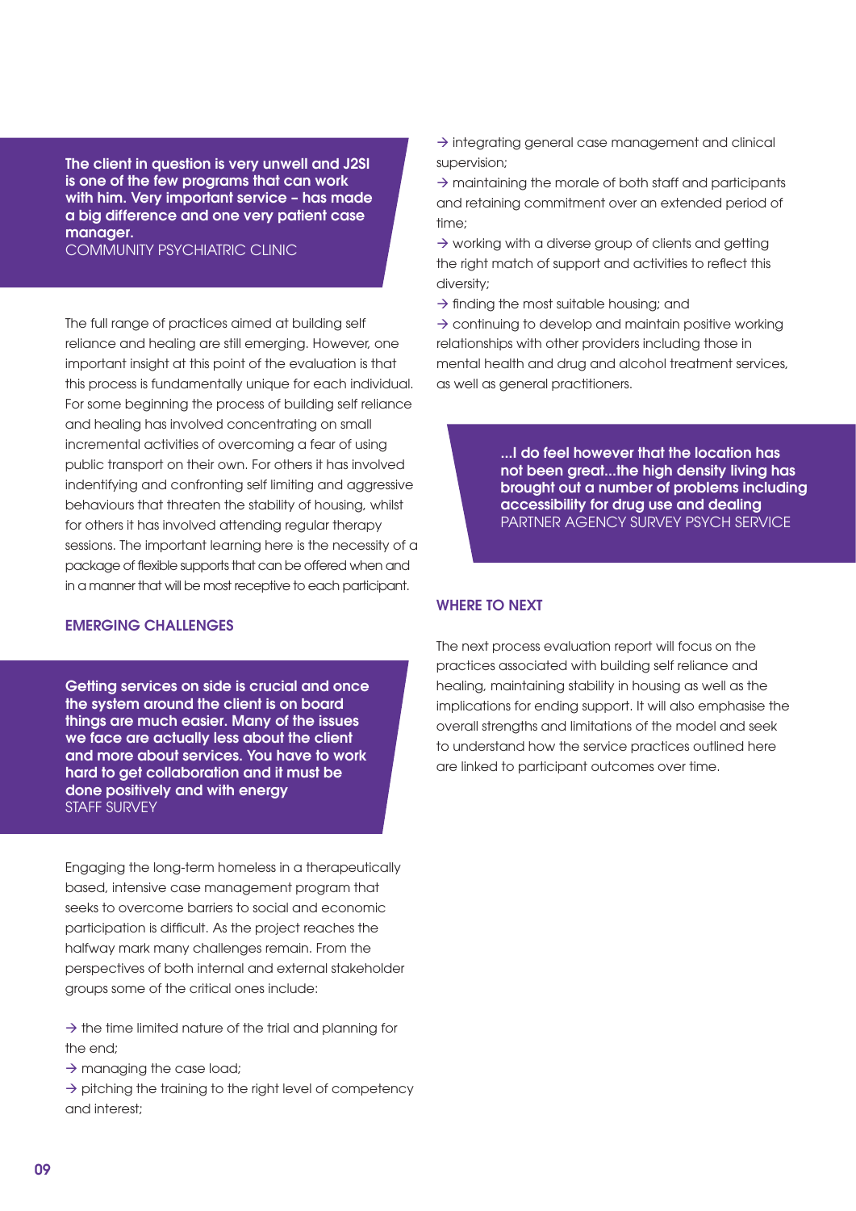> **The client in question is very unwell and J2SI is one of the few programs that can work with him. Very important service – has made a big difference and one very patient case manager.**
> COMMUNITY PSYCHIATRIC CLINIC

The full range of practices aimed at building self reliance and healing are still emerging. However, one important insight at this point of the evaluation is that this process is fundamentally unique for each individual. For some beginning the process of building self reliance and healing has involved concentrating on small incremental activities of overcoming a fear of using public transport on their own. For others it has involved indentifying and confronting self limiting and aggressive behaviours that threaten the stability of housing, whilst for others it has involved attending regular therapy sessions. The important learning here is the necessity of a package of flexible supports that can be offered when and in a manner that will be most receptive to each participant.

## EMERGING CHALLENGES

> **Getting services on side is crucial and once the system around the client is on board things are much easier. Many of the issues we face are actually less about the client and more about services. You have to work hard to get collaboration and it must be done positively and with energy**
> STAFF SURVEY

Engaging the long-term homeless in a therapeutically based, intensive case management program that seeks to overcome barriers to social and economic participation is difficult. As the project reaches the halfway mark many challenges remain. From the perspectives of both internal and external stakeholder groups some of the critical ones include:

- → the time limited nature of the trial and planning for the end;
- → managing the case load;
- → pitching the training to the right level of competency and interest;
- → integrating general case management and clinical supervision;
- → maintaining the morale of both staff and participants and retaining commitment over an extended period of time;
- → working with a diverse group of clients and getting the right match of support and activities to reflect this diversity;
- → finding the most suitable housing; and
- → continuing to develop and maintain positive working relationships with other providers including those in mental health and drug and alcohol treatment services, as well as general practitioners.

> **...I do feel however that the location has not been great...the high density living has brought out a number of problems including accessibility for drug use and dealing**
> PARTNER AGENCY SURVEY PSYCH SERVICE

## WHERE TO NEXT

The next process evaluation report will focus on the practices associated with building self reliance and healing, maintaining stability in housing as well as the implications for ending support. It will also emphasise the overall strengths and limitations of the model and seek to understand how the service practices outlined here are linked to participant outcomes over time.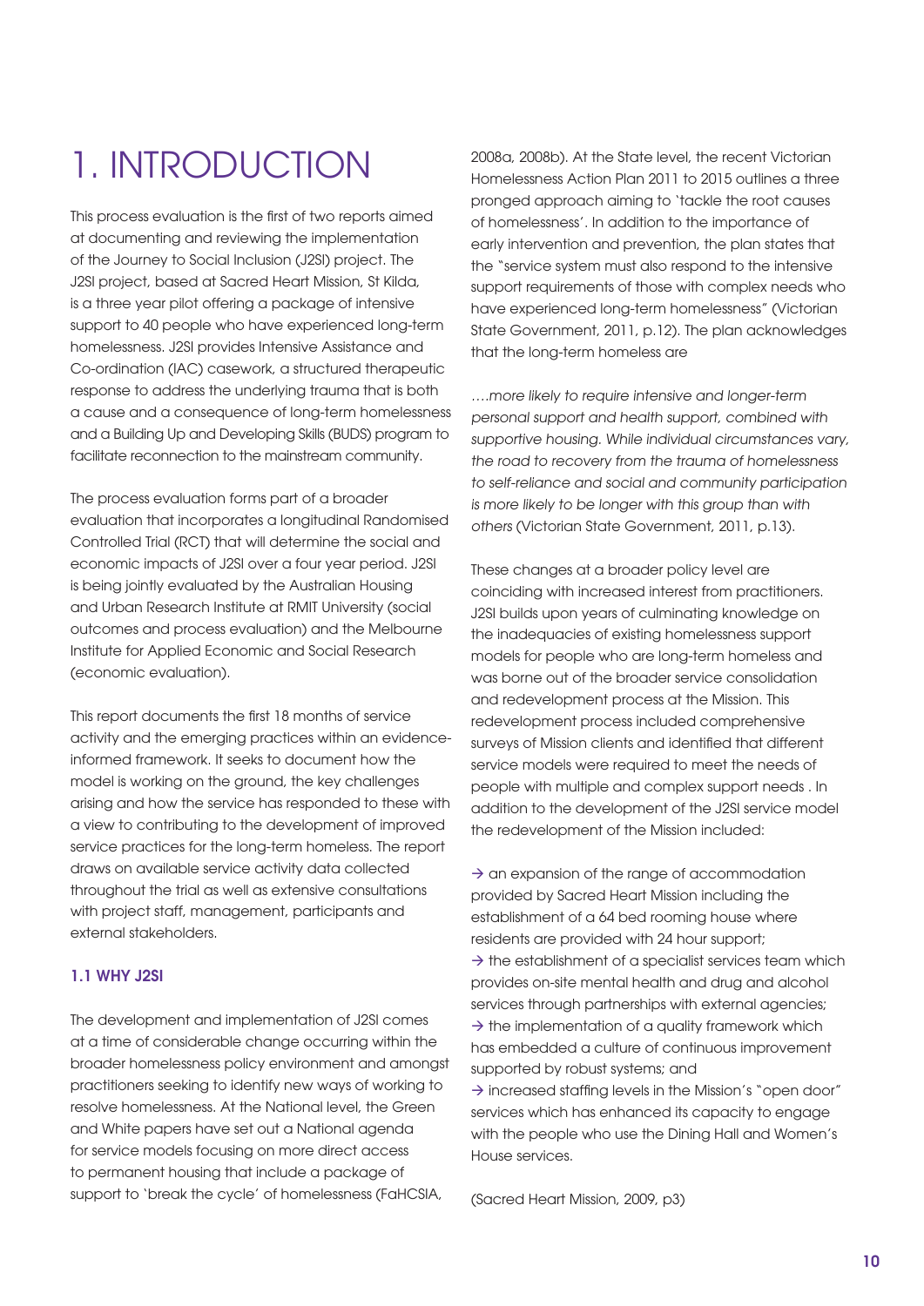# 1. INTRODUCTION

This process evaluation is the first of two reports aimed at documenting and reviewing the implementation of the Journey to Social Inclusion (J2SI) project. The J2SI project, based at Sacred Heart Mission, St Kilda, is a three year pilot offering a package of intensive support to 40 people who have experienced long-term homelessness. J2SI provides Intensive Assistance and Co-ordination (IAC) casework, a structured therapeutic response to address the underlying trauma that is both a cause and a consequence of long-term homelessness and a Building Up and Developing Skills (BUDS) program to facilitate reconnection to the mainstream community.

The process evaluation forms part of a broader evaluation that incorporates a longitudinal Randomised Controlled Trial (RCT) that will determine the social and economic impacts of J2SI over a four year period. J2SI is being jointly evaluated by the Australian Housing and Urban Research Institute at RMIT University (social outcomes and process evaluation) and the Melbourne Institute for Applied Economic and Social Research (economic evaluation).

This report documents the first 18 months of service activity and the emerging practices within an evidence-informed framework. It seeks to document how the model is working on the ground, the key challenges arising and how the service has responded to these with a view to contributing to the development of improved service practices for the long-term homeless. The report draws on available service activity data collected throughout the trial as well as extensive consultations with project staff, management, participants and external stakeholders.

### 1.1 WHY J2SI

The development and implementation of J2SI comes at a time of considerable change occurring within the broader homelessness policy environment and amongst practitioners seeking to identify new ways of working to resolve homelessness. At the National level, the Green and White papers have set out a National agenda for service models focusing on more direct access to permanent housing that include a package of support to 'break the cycle' of homelessness (FaHCSIA, 2008a, 2008b). At the State level, the recent Victorian Homelessness Action Plan 2011 to 2015 outlines a three pronged approach aiming to 'tackle the root causes of homelessness'. In addition to the importance of early intervention and prevention, the plan states that the "service system must also respond to the intensive support requirements of those with complex needs who have experienced long-term homelessness" (Victorian State Government, 2011, p.12). The plan acknowledges that the long-term homeless are

*….more likely to require intensive and longer-term personal support and health support, combined with supportive housing. While individual circumstances vary, the road to recovery from the trauma of homelessness to self-reliance and social and community participation is more likely to be longer with this group than with others* (Victorian State Government, 2011, p.13).

These changes at a broader policy level are coinciding with increased interest from practitioners. J2SI builds upon years of culminating knowledge on the inadequacies of existing homelessness support models for people who are long-term homeless and was borne out of the broader service consolidation and redevelopment process at the Mission. This redevelopment process included comprehensive surveys of Mission clients and identified that different service models were required to meet the needs of people with multiple and complex support needs . In addition to the development of the J2SI service model the redevelopment of the Mission included:

- → an expansion of the range of accommodation provided by Sacred Heart Mission including the establishment of a 64 bed rooming house where residents are provided with 24 hour support;
- → the establishment of a specialist services team which provides on-site mental health and drug and alcohol services through partnerships with external agencies;
- → the implementation of a quality framework which has embedded a culture of continuous improvement supported by robust systems; and
- → increased staffing levels in the Mission's "open door" services which has enhanced its capacity to engage with the people who use the Dining Hall and Women's House services.

(Sacred Heart Mission, 2009, p3)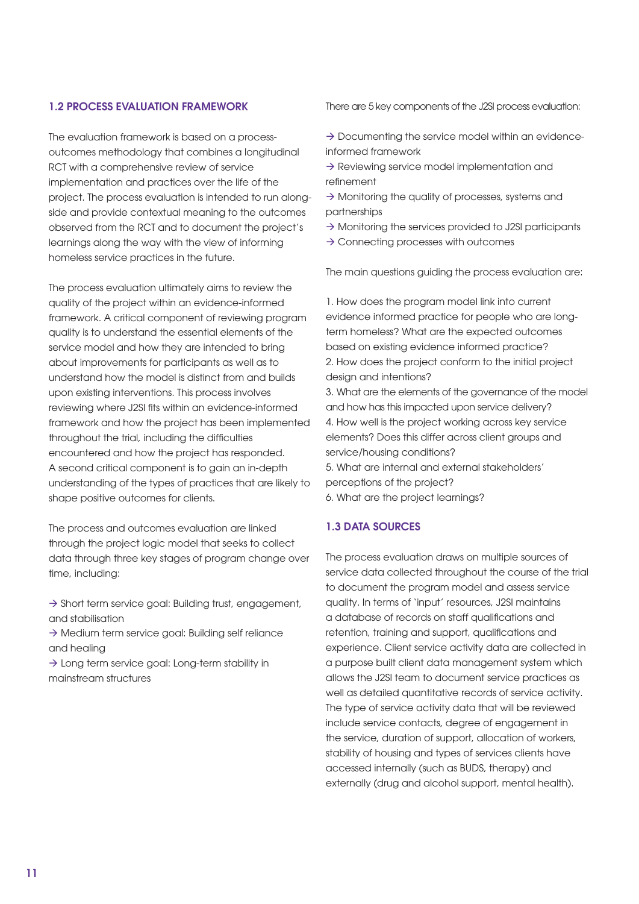## 1.2 PROCESS EVALUATION FRAMEWORK

The evaluation framework is based on a process-outcomes methodology that combines a longitudinal RCT with a comprehensive review of service implementation and practices over the life of the project. The process evaluation is intended to run along-side and provide contextual meaning to the outcomes observed from the RCT and to document the project's learnings along the way with the view of informing homeless service practices in the future.

The process evaluation ultimately aims to review the quality of the project within an evidence-informed framework. A critical component of reviewing program quality is to understand the essential elements of the service model and how they are intended to bring about improvements for participants as well as to understand how the model is distinct from and builds upon existing interventions. This process involves reviewing where J2SI fits within an evidence-informed framework and how the project has been implemented throughout the trial, including the difficulties encountered and how the project has responded. A second critical component is to gain an in-depth understanding of the types of practices that are likely to shape positive outcomes for clients.

The process and outcomes evaluation are linked through the project logic model that seeks to collect data through three key stages of program change over time, including:

- → Short term service goal: Building trust, engagement, and stabilisation
- → Medium term service goal: Building self reliance and healing
- → Long term service goal: Long-term stability in mainstream structures

There are 5 key components of the J2SI process evaluation:

- → Documenting the service model within an evidence-informed framework
- → Reviewing service model implementation and refinement
- → Monitoring the quality of processes, systems and partnerships
- → Monitoring the services provided to J2SI participants
- → Connecting processes with outcomes

The main questions guiding the process evaluation are:

1. How does the program model link into current evidence informed practice for people who are long-term homeless? What are the expected outcomes based on existing evidence informed practice?
2. How does the project conform to the initial project design and intentions?
3. What are the elements of the governance of the model and how has this impacted upon service delivery?
4. How well is the project working across key service elements? Does this differ across client groups and service/housing conditions?
5. What are internal and external stakeholders' perceptions of the project?
6. What are the project learnings?

## 1.3 DATA SOURCES

The process evaluation draws on multiple sources of service data collected throughout the course of the trial to document the program model and assess service quality. In terms of 'input' resources, J2SI maintains a database of records on staff qualifications and retention, training and support, qualifications and experience. Client service activity data are collected in a purpose built client data management system which allows the J2SI team to document service practices as well as detailed quantitative records of service activity. The type of service activity data that will be reviewed include service contacts, degree of engagement in the service, duration of support, allocation of workers, stability of housing and types of services clients have accessed internally (such as BUDS, therapy) and externally (drug and alcohol support, mental health).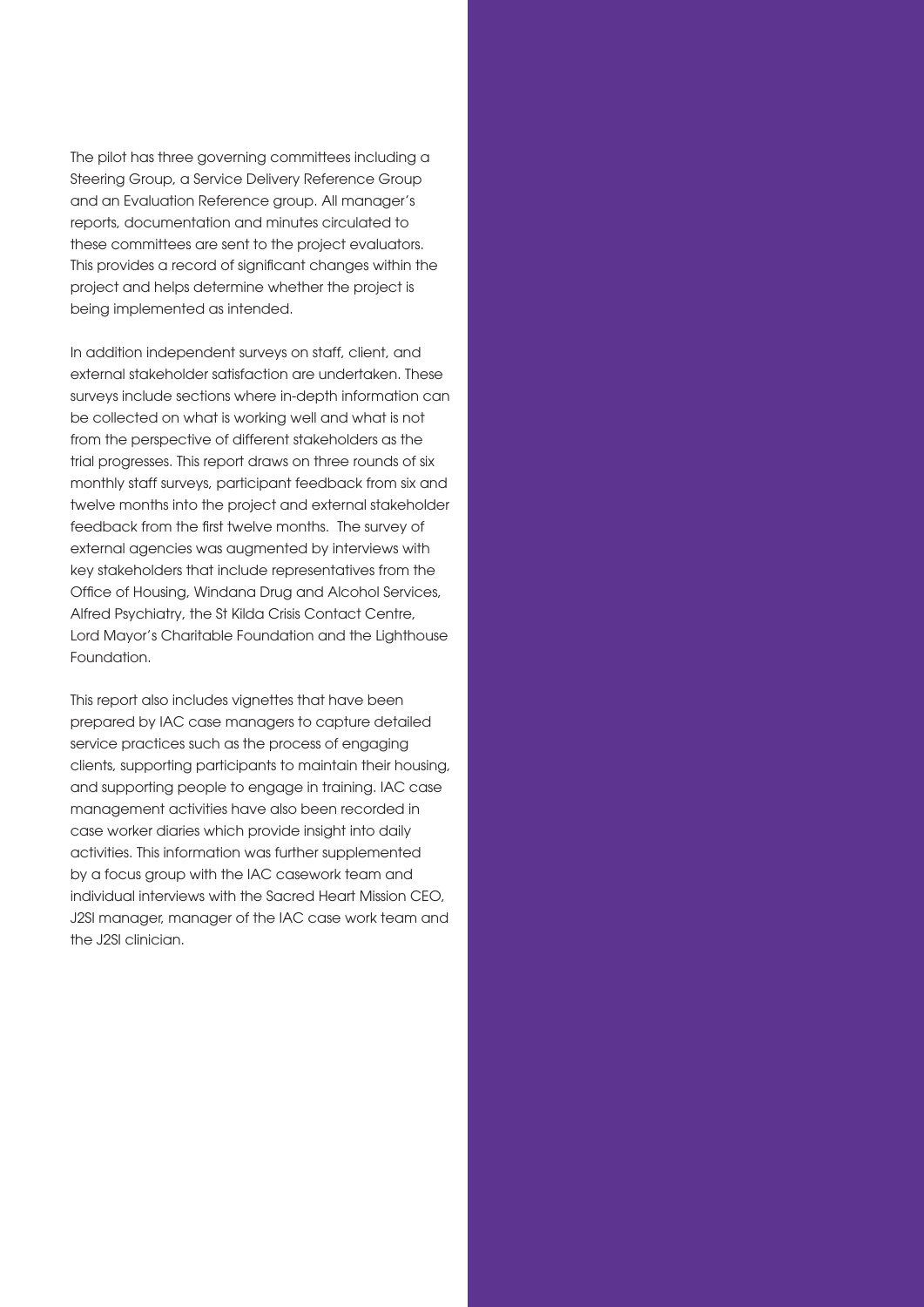The pilot has three governing committees including a Steering Group, a Service Delivery Reference Group and an Evaluation Reference group. All manager's reports, documentation and minutes circulated to these committees are sent to the project evaluators. This provides a record of significant changes within the project and helps determine whether the project is being implemented as intended.

In addition independent surveys on staff, client, and external stakeholder satisfaction are undertaken. These surveys include sections where in-depth information can be collected on what is working well and what is not from the perspective of different stakeholders as the trial progresses. This report draws on three rounds of six monthly staff surveys, participant feedback from six and twelve months into the project and external stakeholder feedback from the first twelve months. The survey of external agencies was augmented by interviews with key stakeholders that include representatives from the Office of Housing, Windana Drug and Alcohol Services, Alfred Psychiatry, the St Kilda Crisis Contact Centre, Lord Mayor's Charitable Foundation and the Lighthouse Foundation.

This report also includes vignettes that have been prepared by IAC case managers to capture detailed service practices such as the process of engaging clients, supporting participants to maintain their housing, and supporting people to engage in training. IAC case management activities have also been recorded in case worker diaries which provide insight into daily activities. This information was further supplemented by a focus group with the IAC casework team and individual interviews with the Sacred Heart Mission CEO, J2SI manager, manager of the IAC case work team and the J2SI clinician.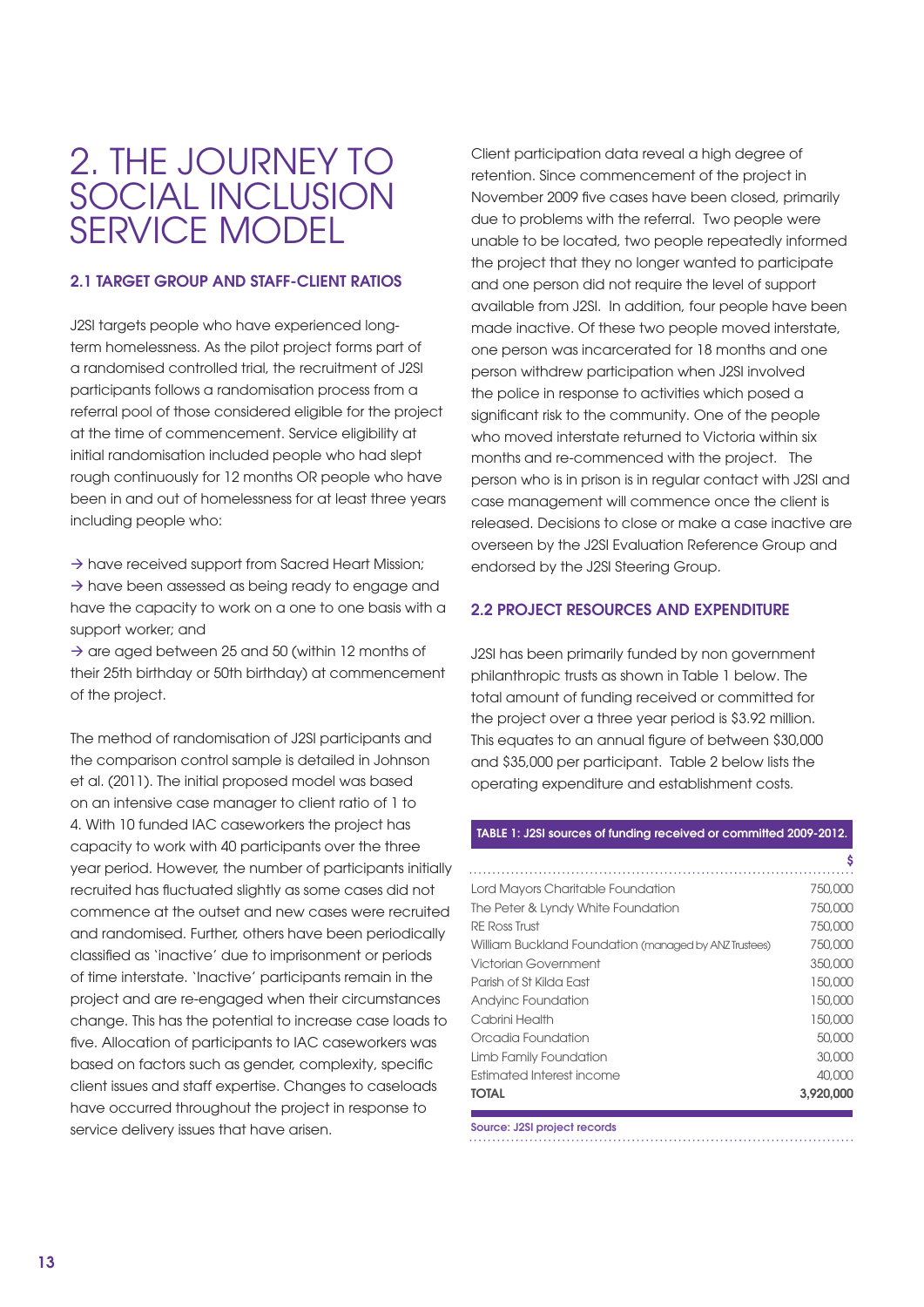# 2. THE JOURNEY TO SOCIAL INCLUSION SERVICE MODEL

## 2.1 TARGET GROUP AND STAFF-CLIENT RATIOS

J2SI targets people who have experienced long-term homelessness. As the pilot project forms part of a randomised controlled trial, the recruitment of J2SI participants follows a randomisation process from a referral pool of those considered eligible for the project at the time of commencement. Service eligibility at initial randomisation included people who had slept rough continuously for 12 months OR people who have been in and out of homelessness for at least three years including people who:

→ have received support from Sacred Heart Mission;
→ have been assessed as being ready to engage and have the capacity to work on a one to one basis with a support worker; and
→ are aged between 25 and 50 (within 12 months of their 25th birthday or 50th birthday) at commencement of the project.

The method of randomisation of J2SI participants and the comparison control sample is detailed in Johnson et al. (2011). The initial proposed model was based on an intensive case manager to client ratio of 1 to 4. With 10 funded IAC caseworkers the project has capacity to work with 40 participants over the three year period. However, the number of participants initially recruited has fluctuated slightly as some cases did not commence at the outset and new cases were recruited and randomised. Further, others have been periodically classified as 'inactive' due to imprisonment or periods of time interstate. 'Inactive' participants remain in the project and are re-engaged when their circumstances change. This has the potential to increase case loads to five. Allocation of participants to IAC caseworkers was based on factors such as gender, complexity, specific client issues and staff expertise. Changes to caseloads have occurred throughout the project in response to service delivery issues that have arisen.

Client participation data reveal a high degree of retention. Since commencement of the project in November 2009 five cases have been closed, primarily due to problems with the referral. Two people were unable to be located, two people repeatedly informed the project that they no longer wanted to participate and one person did not require the level of support available from J2SI. In addition, four people have been made inactive. Of these two people moved interstate, one person was incarcerated for 18 months and one person withdrew participation when J2SI involved the police in response to activities which posed a significant risk to the community. One of the people who moved interstate returned to Victoria within six months and re-commenced with the project. The person who is in prison is in regular contact with J2SI and case management will commence once the client is released. Decisions to close or make a case inactive are overseen by the J2SI Evaluation Reference Group and endorsed by the J2SI Steering Group.

## 2.2 PROJECT RESOURCES AND EXPENDITURE

J2SI has been primarily funded by non government philanthropic trusts as shown in Table 1 below. The total amount of funding received or committed for the project over a three year period is $3.92 million. This equates to an annual figure of between $30,000 and $35,000 per participant. Table 2 below lists the operating expenditure and establishment costs.

**TABLE 1: J2SI sources of funding received or committed 2009-2012.**

| | $ |
|---|---:|
| Lord Mayors Charitable Foundation | 750,000 |
| The Peter & Lyndy White Foundation | 750,000 |
| RE Ross Trust | 750,000 |
| William Buckland Foundation (managed by ANZ Trustees) | 750,000 |
| Victorian Government | 350,000 |
| Parish of St Kilda East | 150,000 |
| Andyinc Foundation | 150,000 |
| Cabrini Health | 150,000 |
| Orcadia Foundation | 50,000 |
| Limb Family Foundation | 30,000 |
| Estimated Interest income | 40,000 |
| **TOTAL** | **3,920,000** |

Source: J2SI project records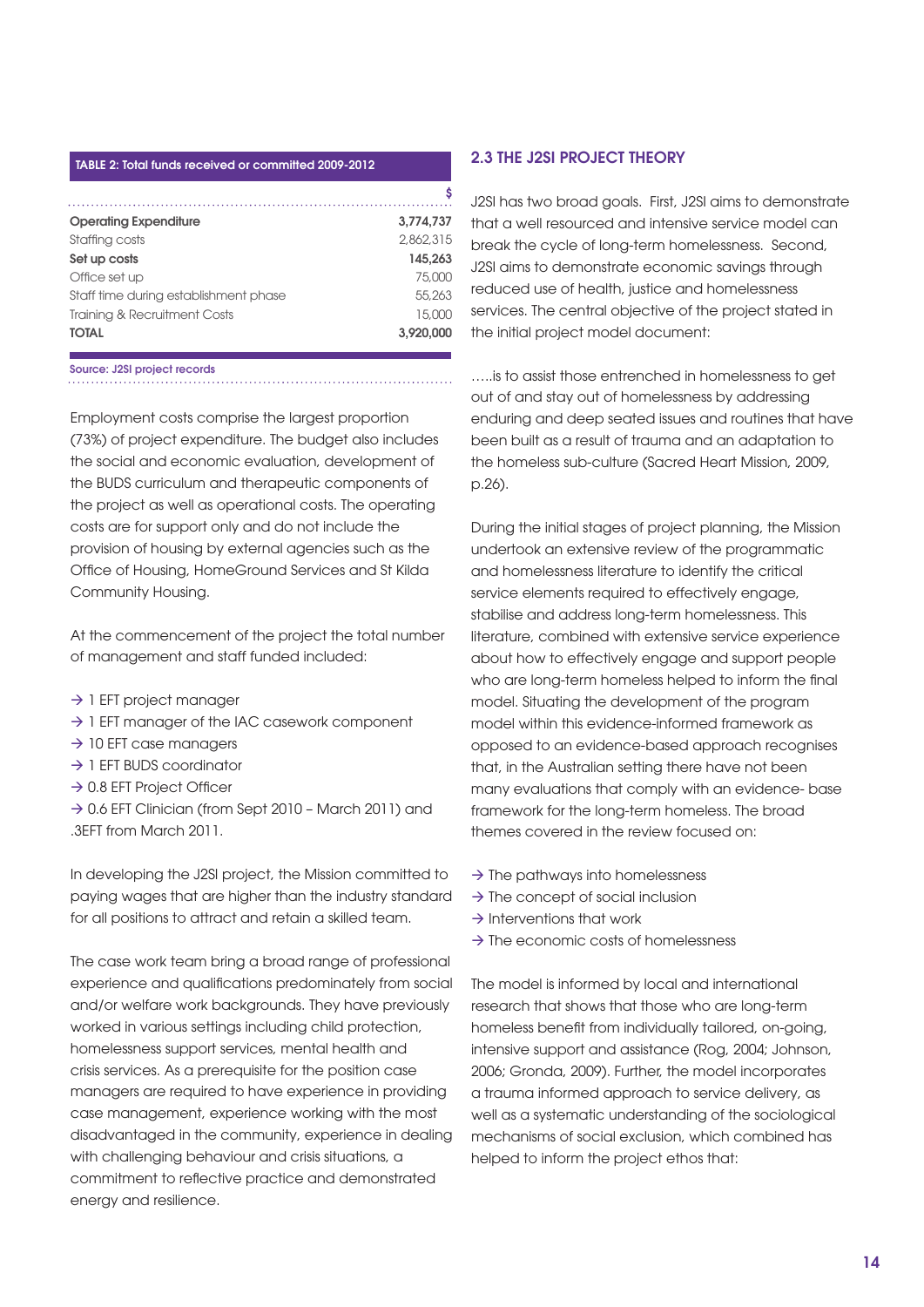**TABLE 2: Total funds received or committed 2009-2012**

| | $ |
|---|---|
| **Operating Expenditure** | **3,774,737** |
| Staffing costs | 2,862,315 |
| **Set up costs** | **145,263** |
| Office set up | 75,000 |
| Staff time during establishment phase | 55,263 |
| Training & Recruitment Costs | 15,000 |
| **TOTAL** | **3,920,000** |

Source: J2SI project records

Employment costs comprise the largest proportion (73%) of project expenditure. The budget also includes the social and economic evaluation, development of the BUDS curriculum and therapeutic components of the project as well as operational costs. The operating costs are for support only and do not include the provision of housing by external agencies such as the Office of Housing, HomeGround Services and St Kilda Community Housing.

At the commencement of the project the total number of management and staff funded included:

- → 1 EFT project manager
- → 1 EFT manager of the IAC casework component
- → 10 EFT case managers
- → 1 EFT BUDS coordinator
- → 0.8 EFT Project Officer
- → 0.6 EFT Clinician (from Sept 2010 – March 2011) and .3EFT from March 2011.

In developing the J2SI project, the Mission committed to paying wages that are higher than the industry standard for all positions to attract and retain a skilled team.

The case work team bring a broad range of professional experience and qualifications predominately from social and/or welfare work backgrounds. They have previously worked in various settings including child protection, homelessness support services, mental health and crisis services. As a prerequisite for the position case managers are required to have experience in providing case management, experience working with the most disadvantaged in the community, experience in dealing with challenging behaviour and crisis situations, a commitment to reflective practice and demonstrated energy and resilience.

## 2.3 THE J2SI PROJECT THEORY

J2SI has two broad goals. First, J2SI aims to demonstrate that a well resourced and intensive service model can break the cycle of long-term homelessness. Second, J2SI aims to demonstrate economic savings through reduced use of health, justice and homelessness services. The central objective of the project stated in the initial project model document:

…..is to assist those entrenched in homelessness to get out of and stay out of homelessness by addressing enduring and deep seated issues and routines that have been built as a result of trauma and an adaptation to the homeless sub-culture (Sacred Heart Mission, 2009, p.26).

During the initial stages of project planning, the Mission undertook an extensive review of the programmatic and homelessness literature to identify the critical service elements required to effectively engage, stabilise and address long-term homelessness. This literature, combined with extensive service experience about how to effectively engage and support people who are long-term homeless helped to inform the final model. Situating the development of the program model within this evidence-informed framework as opposed to an evidence-based approach recognises that, in the Australian setting there have not been many evaluations that comply with an evidence- base framework for the long-term homeless. The broad themes covered in the review focused on:

- → The pathways into homelessness
- → The concept of social inclusion
- → Interventions that work
- → The economic costs of homelessness

The model is informed by local and international research that shows that those who are long-term homeless benefit from individually tailored, on-going, intensive support and assistance (Rog, 2004; Johnson, 2006; Gronda, 2009). Further, the model incorporates a trauma informed approach to service delivery, as well as a systematic understanding of the sociological mechanisms of social exclusion, which combined has helped to inform the project ethos that: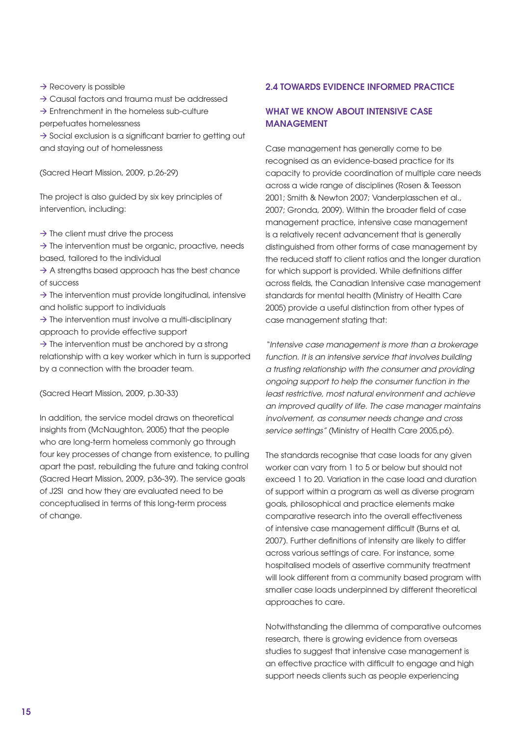→ Recovery is possible
→ Causal factors and trauma must be addressed
→ Entrenchment in the homeless sub-culture perpetuates homelessness
→ Social exclusion is a significant barrier to getting out and staying out of homelessness

(Sacred Heart Mission, 2009, p.26-29)

The project is also guided by six key principles of intervention, including:

→ The client must drive the process
→ The intervention must be organic, proactive, needs based, tailored to the individual
→ A strengths based approach has the best chance of success
→ The intervention must provide longitudinal, intensive and holistic support to individuals
→ The intervention must involve a multi-disciplinary approach to provide effective support
→ The intervention must be anchored by a strong relationship with a key worker which in turn is supported by a connection with the broader team.

(Sacred Heart Mission, 2009, p.30-33)

In addition, the service model draws on theoretical insights from (McNaughton, 2005) that the people who are long-term homeless commonly go through four key processes of change from existence, to pulling apart the past, rebuilding the future and taking control (Sacred Heart Mission, 2009, p36-39). The service goals of J2SI and how they are evaluated need to be conceptualised in terms of this long-term process of change.

## 2.4 TOWARDS EVIDENCE INFORMED PRACTICE

### WHAT WE KNOW ABOUT INTENSIVE CASE MANAGEMENT

Case management has generally come to be recognised as an evidence-based practice for its capacity to provide coordination of multiple care needs across a wide range of disciplines (Rosen & Teesson 2001; Smith & Newton 2007; Vanderplasschen et al., 2007; Gronda, 2009). Within the broader field of case management practice, intensive case management is a relatively recent advancement that is generally distinguished from other forms of case management by the reduced staff to client ratios and the longer duration for which support is provided. While definitions differ across fields, the Canadian Intensive case management standards for mental health (Ministry of Health Care 2005) provide a useful distinction from other types of case management stating that:

"*Intensive case management is more than a brokerage function. It is an intensive service that involves building a trusting relationship with the consumer and providing ongoing support to help the consumer function in the least restrictive, most natural environment and achieve an improved quality of life. The case manager maintains involvement, as consumer needs change and cross service settings*" (Ministry of Health Care 2005,p6).

The standards recognise that case loads for any given worker can vary from 1 to 5 or below but should not exceed 1 to 20. Variation in the case load and duration of support within a program as well as diverse program goals, philosophical and practice elements make comparative research into the overall effectiveness of intensive case management difficult (Burns et al, 2007). Further definitions of intensity are likely to differ across various settings of care. For instance, some hospitalised models of assertive community treatment will look different from a community based program with smaller case loads underpinned by different theoretical approaches to care.

Notwithstanding the dilemma of comparative outcomes research, there is growing evidence from overseas studies to suggest that intensive case management is an effective practice with difficult to engage and high support needs clients such as people experiencing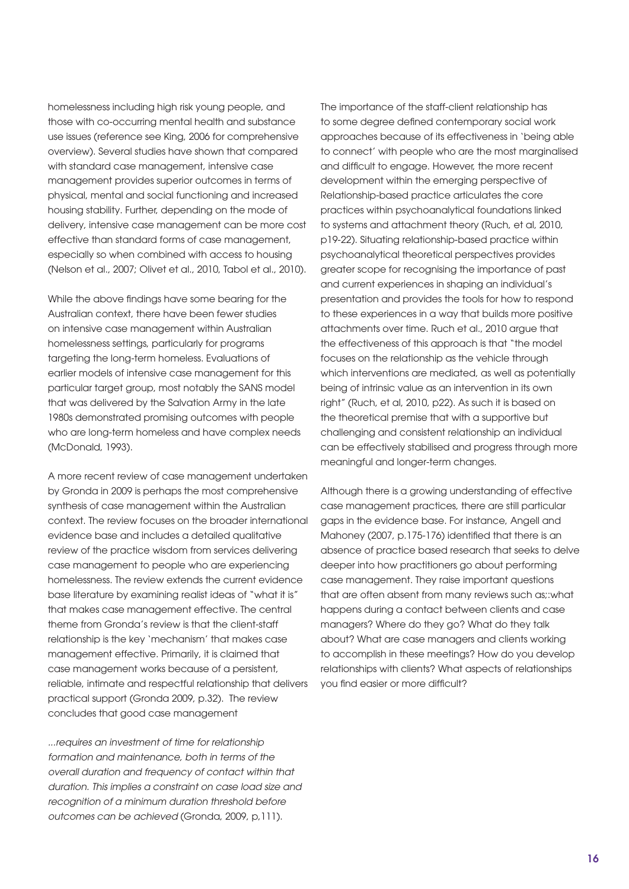homelessness including high risk young people, and those with co-occurring mental health and substance use issues (reference see King, 2006 for comprehensive overview). Several studies have shown that compared with standard case management, intensive case management provides superior outcomes in terms of physical, mental and social functioning and increased housing stability. Further, depending on the mode of delivery, intensive case management can be more cost effective than standard forms of case management, especially so when combined with access to housing (Nelson et al., 2007; Olivet et al., 2010, Tabol et al., 2010).

While the above findings have some bearing for the Australian context, there have been fewer studies on intensive case management within Australian homelessness settings, particularly for programs targeting the long-term homeless. Evaluations of earlier models of intensive case management for this particular target group, most notably the SANS model that was delivered by the Salvation Army in the late 1980s demonstrated promising outcomes with people who are long-term homeless and have complex needs (McDonald, 1993).

A more recent review of case management undertaken by Gronda in 2009 is perhaps the most comprehensive synthesis of case management within the Australian context. The review focuses on the broader international evidence base and includes a detailed qualitative review of the practice wisdom from services delivering case management to people who are experiencing homelessness. The review extends the current evidence base literature by examining realist ideas of "what it is" that makes case management effective. The central theme from Gronda's review is that the client-staff relationship is the key 'mechanism' that makes case management effective. Primarily, it is claimed that case management works because of a persistent, reliable, intimate and respectful relationship that delivers practical support (Gronda 2009, p.32). The review concludes that good case management

*...requires an investment of time for relationship formation and maintenance, both in terms of the overall duration and frequency of contact within that duration. This implies a constraint on case load size and recognition of a minimum duration threshold before outcomes can be achieved* (Gronda, 2009, p,111).

The importance of the staff-client relationship has to some degree defined contemporary social work approaches because of its effectiveness in 'being able to connect' with people who are the most marginalised and difficult to engage. However, the more recent development within the emerging perspective of Relationship-based practice articulates the core practices within psychoanalytical foundations linked to systems and attachment theory (Ruch, et al, 2010, p19-22). Situating relationship-based practice within psychoanalytical theoretical perspectives provides greater scope for recognising the importance of past and current experiences in shaping an individual's presentation and provides the tools for how to respond to these experiences in a way that builds more positive attachments over time. Ruch et al., 2010 argue that the effectiveness of this approach is that "the model focuses on the relationship as the vehicle through which interventions are mediated, as well as potentially being of intrinsic value as an intervention in its own right" (Ruch, et al, 2010, p22). As such it is based on the theoretical premise that with a supportive but challenging and consistent relationship an individual can be effectively stabilised and progress through more meaningful and longer-term changes.

Although there is a growing understanding of effective case management practices, there are still particular gaps in the evidence base. For instance, Angell and Mahoney (2007, p.175-176) identified that there is an absence of practice based research that seeks to delve deeper into how practitioners go about performing case management. They raise important questions that are often absent from many reviews such as;:what happens during a contact between clients and case managers? Where do they go? What do they talk about? What are case managers and clients working to accomplish in these meetings? How do you develop relationships with clients? What aspects of relationships you find easier or more difficult?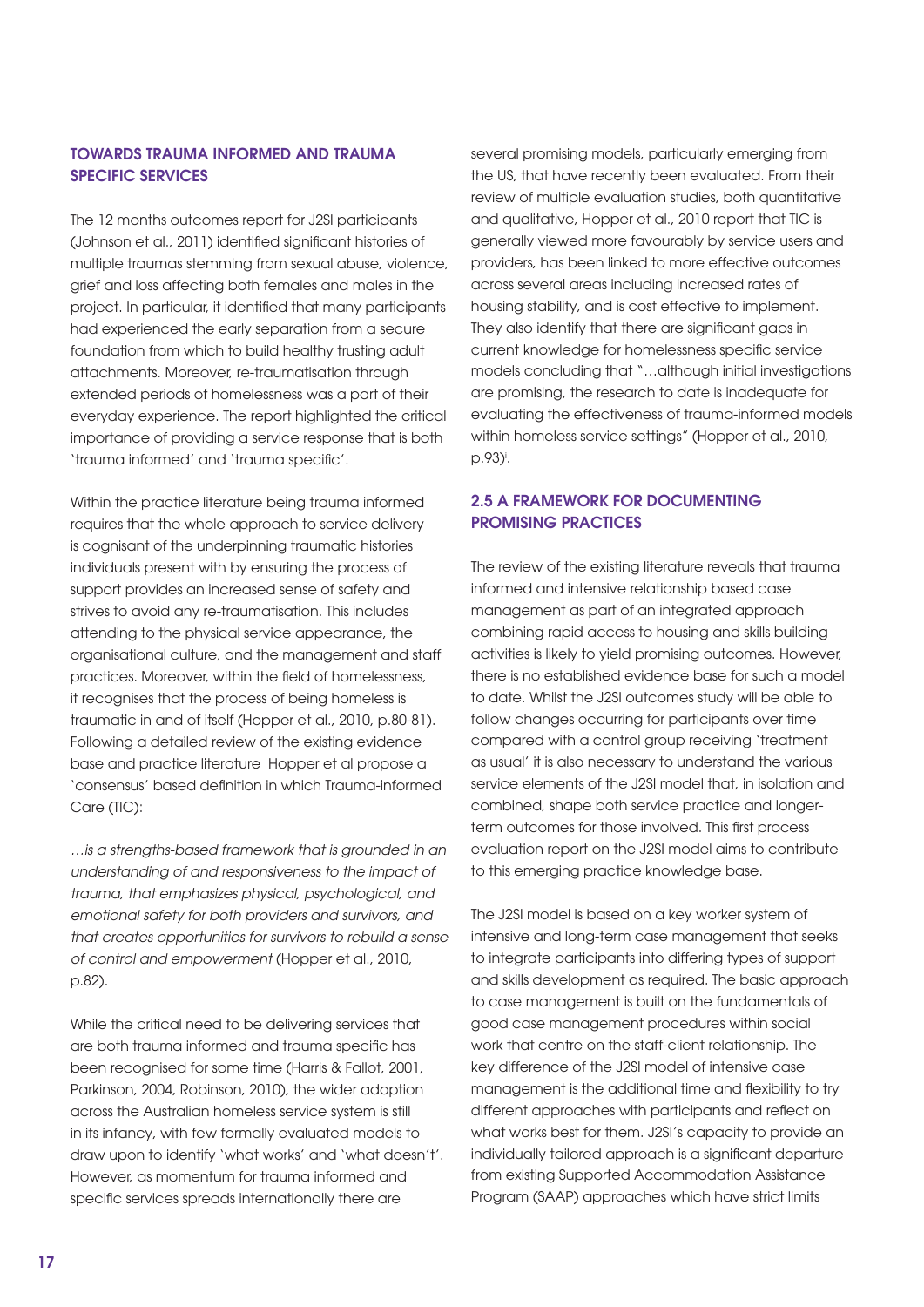## TOWARDS TRAUMA INFORMED AND TRAUMA SPECIFIC SERVICES

The 12 months outcomes report for J2SI participants (Johnson et al., 2011) identified significant histories of multiple traumas stemming from sexual abuse, violence, grief and loss affecting both females and males in the project. In particular, it identified that many participants had experienced the early separation from a secure foundation from which to build healthy trusting adult attachments. Moreover, re-traumatisation through extended periods of homelessness was a part of their everyday experience. The report highlighted the critical importance of providing a service response that is both 'trauma informed' and 'trauma specific'.

Within the practice literature being trauma informed requires that the whole approach to service delivery is cognisant of the underpinning traumatic histories individuals present with by ensuring the process of support provides an increased sense of safety and strives to avoid any re-traumatisation. This includes attending to the physical service appearance, the organisational culture, and the management and staff practices. Moreover, within the field of homelessness, it recognises that the process of being homeless is traumatic in and of itself (Hopper et al., 2010, p.80-81). Following a detailed review of the existing evidence base and practice literature Hopper et al propose a 'consensus' based definition in which Trauma-informed Care (TIC):

*…is a strengths-based framework that is grounded in an understanding of and responsiveness to the impact of trauma, that emphasizes physical, psychological, and emotional safety for both providers and survivors, and that creates opportunities for survivors to rebuild a sense of control and empowerment* (Hopper et al., 2010, p.82).

While the critical need to be delivering services that are both trauma informed and trauma specific has been recognised for some time (Harris & Fallot, 2001, Parkinson, 2004, Robinson, 2010), the wider adoption across the Australian homeless service system is still in its infancy, with few formally evaluated models to draw upon to identify 'what works' and 'what doesn't'. However, as momentum for trauma informed and specific services spreads internationally there are several promising models, particularly emerging from the US, that have recently been evaluated. From their review of multiple evaluation studies, both quantitative and qualitative, Hopper et al., 2010 report that TIC is generally viewed more favourably by service users and providers, has been linked to more effective outcomes across several areas including increased rates of housing stability, and is cost effective to implement. They also identify that there are significant gaps in current knowledge for homelessness specific service models concluding that "…although initial investigations are promising, the research to date is inadequate for evaluating the effectiveness of trauma-informed models within homeless service settings" (Hopper et al., 2010, p.93)[i].

## 2.5 A FRAMEWORK FOR DOCUMENTING PROMISING PRACTICES

The review of the existing literature reveals that trauma informed and intensive relationship based case management as part of an integrated approach combining rapid access to housing and skills building activities is likely to yield promising outcomes. However, there is no established evidence base for such a model to date. Whilst the J2SI outcomes study will be able to follow changes occurring for participants over time compared with a control group receiving 'treatment as usual' it is also necessary to understand the various service elements of the J2SI model that, in isolation and combined, shape both service practice and longer-term outcomes for those involved. This first process evaluation report on the J2SI model aims to contribute to this emerging practice knowledge base.

The J2SI model is based on a key worker system of intensive and long-term case management that seeks to integrate participants into differing types of support and skills development as required. The basic approach to case management is built on the fundamentals of good case management procedures within social work that centre on the staff-client relationship. The key difference of the J2SI model of intensive case management is the additional time and flexibility to try different approaches with participants and reflect on what works best for them. J2SI's capacity to provide an individually tailored approach is a significant departure from existing Supported Accommodation Assistance Program (SAAP) approaches which have strict limits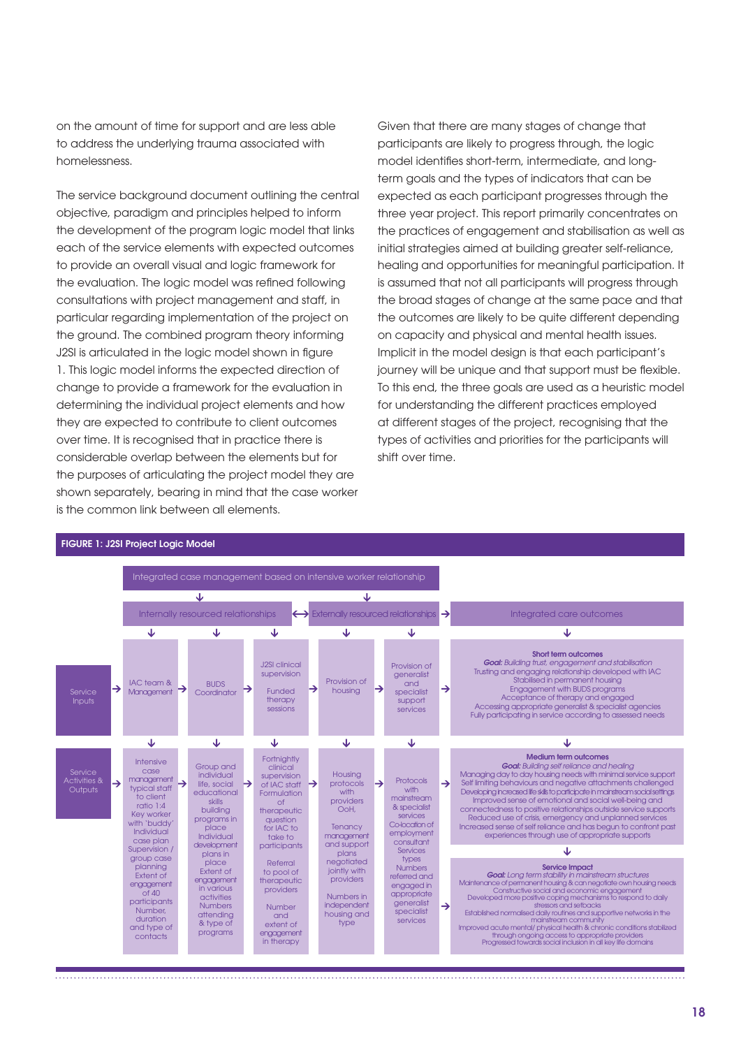on the amount of time for support and are less able to address the underlying trauma associated with homelessness.

The service background document outlining the central objective, paradigm and principles helped to inform the development of the program logic model that links each of the service elements with expected outcomes to provide an overall visual and logic framework for the evaluation. The logic model was refined following consultations with project management and staff, in particular regarding implementation of the project on the ground. The combined program theory informing J2SI is articulated in the logic model shown in figure 1. This logic model informs the expected direction of change to provide a framework for the evaluation in determining the individual project elements and how they are expected to contribute to client outcomes over time. It is recognised that in practice there is considerable overlap between the elements but for the purposes of articulating the project model they are shown separately, bearing in mind that the case worker is the common link between all elements.

Given that there are many stages of change that participants are likely to progress through, the logic model identifies short-term, intermediate, and long-term goals and the types of indicators that can be expected as each participant progresses through the three year project. This report primarily concentrates on the practices of engagement and stabilisation as well as initial strategies aimed at building greater self-reliance, healing and opportunities for meaningful participation. It is assumed that not all participants will progress through the broad stages of change at the same pace and that the outcomes are likely to be quite different depending on capacity and physical and mental health issues. Implicit in the model design is that each participant's journey will be unique and that support must be flexible. To this end, the three goals are used as a heuristic model for understanding the different practices employed at different stages of the project, recognising that the types of activities and priorities for the participants will shift over time.

**FIGURE 1: J2SI Project Logic Model**

Integrated case management based on intensive worker relationship

| | Internally resourced relationships | | | Externally resourced relationships | | Integrated care outcomes |
|---|---|---|---|---|---|---|
| Service Inputs | IAC team & Management | BUDS Coordinator | J2SI clinical supervision<br><br>Funded therapy sessions | Provision of housing | Provision of generalist and specialist support services | **Short term outcomes**<br>***Goal:*** *Building trust, engagement and stabilisation*<br>Trusting and engaging relationship developed with IAC<br>Stabilised in permanent housing<br>Engagement with BUDS programs<br>Acceptance of therapy and engaged<br>Accessing appropriate generalist & specialist agencies<br>Fully participating in service according to assessed needs |
| Service Activities & Outputs | Intensive case management typical staff to client ratio 1:4<br>Key worker with 'buddy'<br>Individual case plan<br>Supervision / group case planning<br>Extent of engagement of 40 participants<br>Number, duration and type of contacts | Group and individual life, social educational skills building programs in place<br>Individual development plans in place<br>Extent of engagement in various activities<br>Numbers attending & type of programs | Fortnightly clinical supervision of IAC staff<br>Formulation of therapeutic question for IAC to take to participants<br><br>Referral to pool of therapeutic providers<br><br>Number and extent of engagement in therapy | Housing protocols with providers OoH,<br><br>Tenancy management and support plans negotiated jointly with providers<br><br>Numbers in independent housing and type | Protocols with mainstream & specialist services<br>Co-location of employment consultant<br>Services types<br>Numbers referred and engaged in appropriate generalist specialist services | **Medium term outcomes**<br>***Goal:*** *Building self reliance and healing*<br>Managing day to day housing needs with minimal service support<br>Self limiting behaviours and negative attachments challenged<br>Developing increased life skills to participate in mainstream social settings<br>Improved sense of emotional and social well-being and connectedness to positive relationships outside service supports<br>Reduced use of crisis, emergency and unplanned services<br>Increased sense of self reliance and has begun to confront past experiences through use of appropriate supports<br><br>**Service Impact**<br>***Goal:*** *Long term stability in mainstream structures*<br>Maintenance of permanent housing & can negotiate own housing needs<br>Constructive social and economic engagement<br>Developed more positive coping mechanisms to respond to daily stressors and setbacks<br>Established normalised daily routines and supportive networks in the mainstream community<br>Improved acute mental/ physical health & chronic conditions stabilized through ongoing access to appropriate providers<br>Progressed towards social inclusion in all key life domains |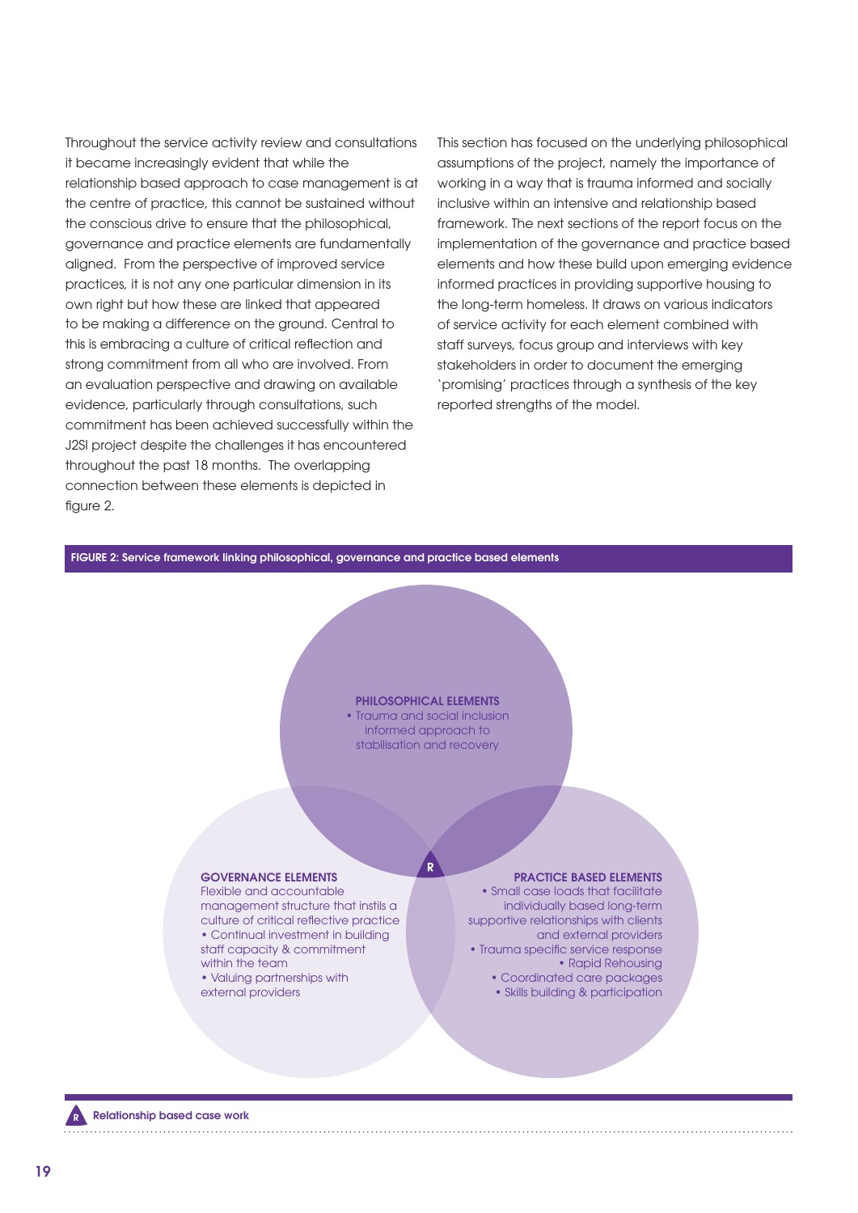Throughout the service activity review and consultations it became increasingly evident that while the relationship based approach to case management is at the centre of practice, this cannot be sustained without the conscious drive to ensure that the philosophical, governance and practice elements are fundamentally aligned. From the perspective of improved service practices, it is not any one particular dimension in its own right but how these are linked that appeared to be making a difference on the ground. Central to this is embracing a culture of critical reflection and strong commitment from all who are involved. From an evaluation perspective and drawing on available evidence, particularly through consultations, such commitment has been achieved successfully within the J2SI project despite the challenges it has encountered throughout the past 18 months. The overlapping connection between these elements is depicted in figure 2.

This section has focused on the underlying philosophical assumptions of the project, namely the importance of working in a way that is trauma informed and socially inclusive within an intensive and relationship based framework. The next sections of the report focus on the implementation of the governance and practice based elements and how these build upon emerging evidence informed practices in providing supportive housing to the long-term homeless. It draws on various indicators of service activity for each element combined with staff surveys, focus group and interviews with key stakeholders in order to document the emerging 'promising' practices through a synthesis of the key reported strengths of the model.

**FIGURE 2: Service framework linking philosophical, governance and practice based elements**

**PHILOSOPHICAL ELEMENTS**
- Trauma and social inclusion informed approach to stabilisation and recovery

**GOVERNANCE ELEMENTS**
Flexible and accountable management structure that instils a culture of critical reflective practice
- Continual investment in building staff capacity & commitment within the team
- Valuing partnerships with external providers

**PRACTICE BASED ELEMENTS**
- Small case loads that facilitate individually based long-term supportive relationships with clients and external providers
- Trauma specific service response
- Rapid Rehousing
- Coordinated care packages
- Skills building & participation

R

R Relationship based case work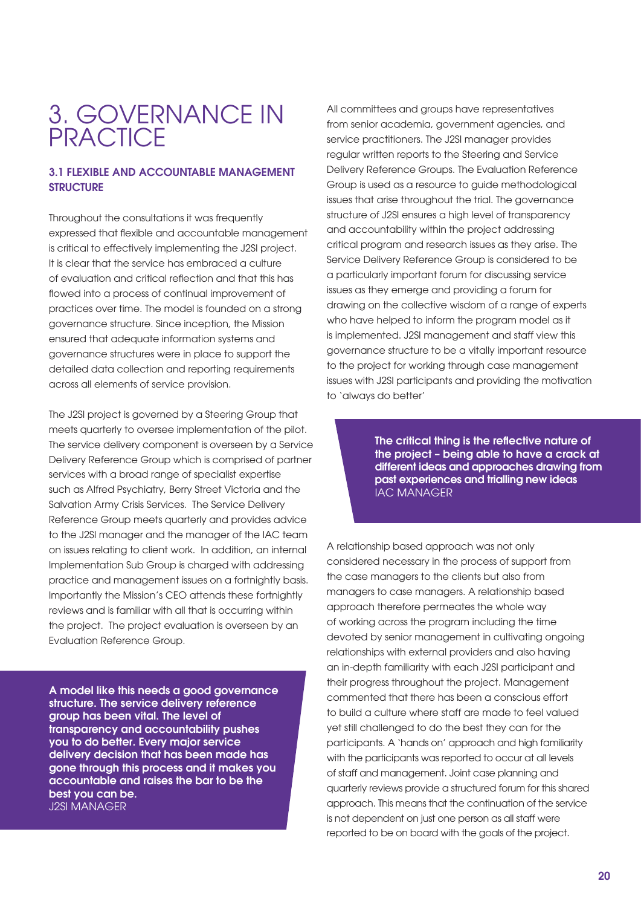# 3. GOVERNANCE IN PRACTICE

## 3.1 FLEXIBLE AND ACCOUNTABLE MANAGEMENT STRUCTURE

Throughout the consultations it was frequently expressed that flexible and accountable management is critical to effectively implementing the J2SI project. It is clear that the service has embraced a culture of evaluation and critical reflection and that this has flowed into a process of continual improvement of practices over time. The model is founded on a strong governance structure. Since inception, the Mission ensured that adequate information systems and governance structures were in place to support the detailed data collection and reporting requirements across all elements of service provision.

The J2SI project is governed by a Steering Group that meets quarterly to oversee implementation of the pilot. The service delivery component is overseen by a Service Delivery Reference Group which is comprised of partner services with a broad range of specialist expertise such as Alfred Psychiatry, Berry Street Victoria and the Salvation Army Crisis Services. The Service Delivery Reference Group meets quarterly and provides advice to the J2SI manager and the manager of the IAC team on issues relating to client work. In addition, an internal Implementation Sub Group is charged with addressing practice and management issues on a fortnightly basis. Importantly the Mission's CEO attends these fortnightly reviews and is familiar with all that is occurring within the project. The project evaluation is overseen by an Evaluation Reference Group.

> **A model like this needs a good governance structure. The service delivery reference group has been vital. The level of transparency and accountability pushes you to do better. Every major service delivery decision that has been made has gone through this process and it makes you accountable and raises the bar to be the best you can be.**
> J2SI MANAGER

All committees and groups have representatives from senior academia, government agencies, and service practitioners. The J2SI manager provides regular written reports to the Steering and Service Delivery Reference Groups. The Evaluation Reference Group is used as a resource to guide methodological issues that arise throughout the trial. The governance structure of J2SI ensures a high level of transparency and accountability within the project addressing critical program and research issues as they arise. The Service Delivery Reference Group is considered to be a particularly important forum for discussing service issues as they emerge and providing a forum for drawing on the collective wisdom of a range of experts who have helped to inform the program model as it is implemented. J2SI management and staff view this governance structure to be a vitally important resource to the project for working through case management issues with J2SI participants and providing the motivation to 'always do better'

> **The critical thing is the reflective nature of the project – being able to have a crack at different ideas and approaches drawing from past experiences and trialling new ideas**
> IAC MANAGER

A relationship based approach was not only considered necessary in the process of support from the case managers to the clients but also from managers to case managers. A relationship based approach therefore permeates the whole way of working across the program including the time devoted by senior management in cultivating ongoing relationships with external providers and also having an in-depth familiarity with each J2SI participant and their progress throughout the project. Management commented that there has been a conscious effort to build a culture where staff are made to feel valued yet still challenged to do the best they can for the participants. A 'hands on' approach and high familiarity with the participants was reported to occur at all levels of staff and management. Joint case planning and quarterly reviews provide a structured forum for this shared approach. This means that the continuation of the service is not dependent on just one person as all staff were reported to be on board with the goals of the project.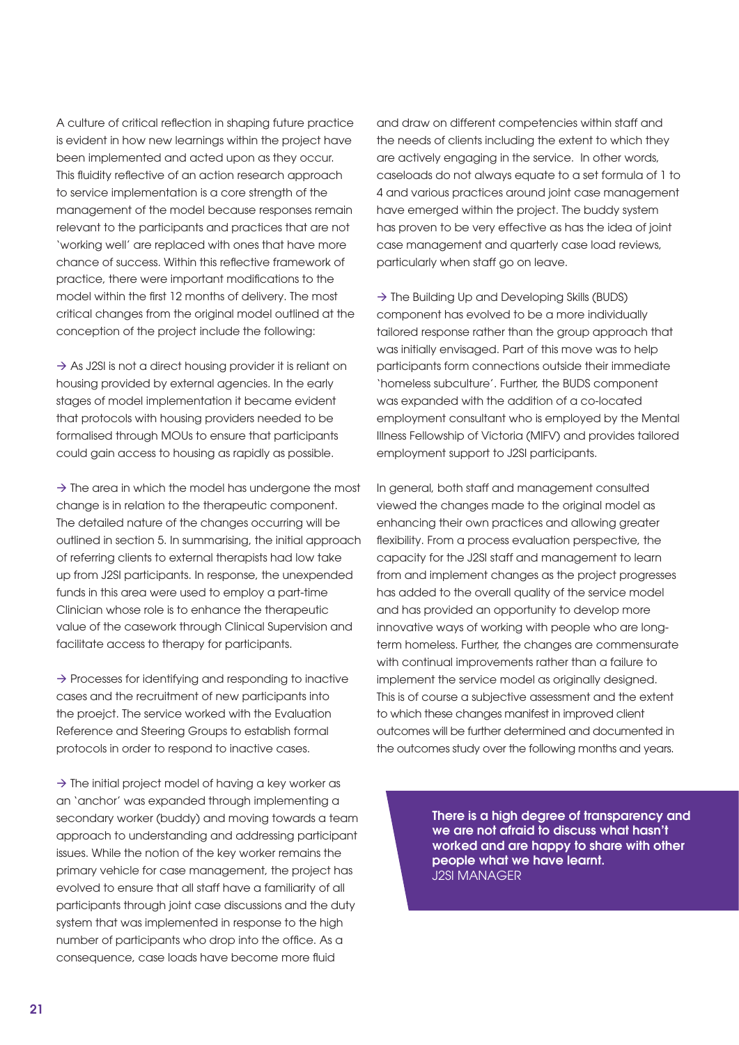A culture of critical reflection in shaping future practice is evident in how new learnings within the project have been implemented and acted upon as they occur. This fluidity reflective of an action research approach to service implementation is a core strength of the management of the model because responses remain relevant to the participants and practices that are not 'working well' are replaced with ones that have more chance of success. Within this reflective framework of practice, there were important modifications to the model within the first 12 months of delivery. The most critical changes from the original model outlined at the conception of the project include the following:

→ As J2SI is not a direct housing provider it is reliant on housing provided by external agencies. In the early stages of model implementation it became evident that protocols with housing providers needed to be formalised through MOUs to ensure that participants could gain access to housing as rapidly as possible.

→ The area in which the model has undergone the most change is in relation to the therapeutic component. The detailed nature of the changes occurring will be outlined in section 5. In summarising, the initial approach of referring clients to external therapists had low take up from J2SI participants. In response, the unexpended funds in this area were used to employ a part-time Clinician whose role is to enhance the therapeutic value of the casework through Clinical Supervision and facilitate access to therapy for participants.

→ Processes for identifying and responding to inactive cases and the recruitment of new participants into the proejct. The service worked with the Evaluation Reference and Steering Groups to establish formal protocols in order to respond to inactive cases.

→ The initial project model of having a key worker as an 'anchor' was expanded through implementing a secondary worker (buddy) and moving towards a team approach to understanding and addressing participant issues. While the notion of the key worker remains the primary vehicle for case management, the project has evolved to ensure that all staff have a familiarity of all participants through joint case discussions and the duty system that was implemented in response to the high number of participants who drop into the office. As a consequence, case loads have become more fluid and draw on different competencies within staff and the needs of clients including the extent to which they are actively engaging in the service. In other words, caseloads do not always equate to a set formula of 1 to 4 and various practices around joint case management have emerged within the project. The buddy system has proven to be very effective as has the idea of joint case management and quarterly case load reviews, particularly when staff go on leave.

→ The Building Up and Developing Skills (BUDS) component has evolved to be a more individually tailored response rather than the group approach that was initially envisaged. Part of this move was to help participants form connections outside their immediate 'homeless subculture'. Further, the BUDS component was expanded with the addition of a co-located employment consultant who is employed by the Mental Illness Fellowship of Victoria (MIFV) and provides tailored employment support to J2SI participants.

In general, both staff and management consulted viewed the changes made to the original model as enhancing their own practices and allowing greater flexibility. From a process evaluation perspective, the capacity for the J2SI staff and management to learn from and implement changes as the project progresses has added to the overall quality of the service model and has provided an opportunity to develop more innovative ways of working with people who are long-term homeless. Further, the changes are commensurate with continual improvements rather than a failure to implement the service model as originally designed. This is of course a subjective assessment and the extent to which these changes manifest in improved client outcomes will be further determined and documented in the outcomes study over the following months and years.

**There is a high degree of transparency and we are not afraid to discuss what hasn't worked and are happy to share with other people what we have learnt.**
J2SI MANAGER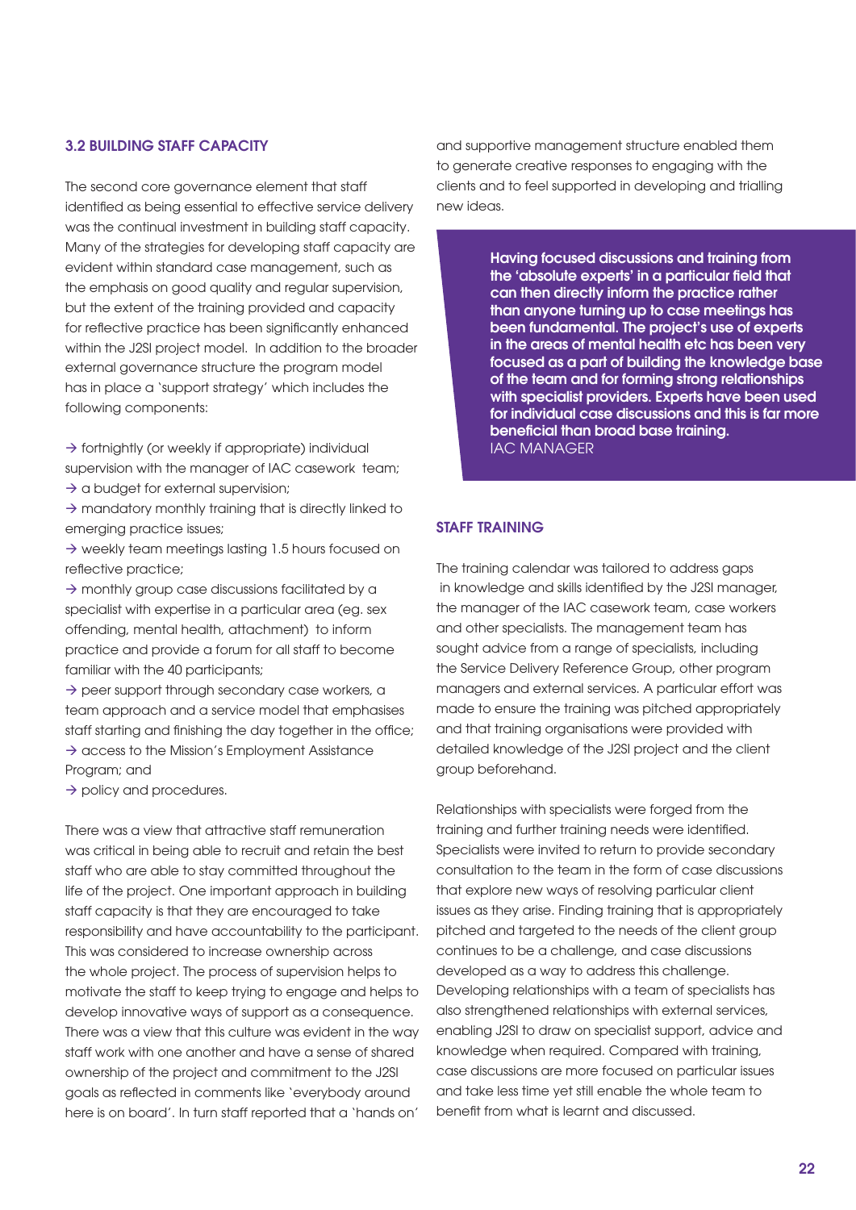## 3.2 BUILDING STAFF CAPACITY

The second core governance element that staff identified as being essential to effective service delivery was the continual investment in building staff capacity. Many of the strategies for developing staff capacity are evident within standard case management, such as the emphasis on good quality and regular supervision, but the extent of the training provided and capacity for reflective practice has been significantly enhanced within the J2SI project model. In addition to the broader external governance structure the program model has in place a 'support strategy' which includes the following components:

- → fortnightly (or weekly if appropriate) individual supervision with the manager of IAC casework team;
- → a budget for external supervision;
- → mandatory monthly training that is directly linked to emerging practice issues;
- → weekly team meetings lasting 1.5 hours focused on reflective practice;
- → monthly group case discussions facilitated by a specialist with expertise in a particular area (eg. sex offending, mental health, attachment) to inform practice and provide a forum for all staff to become familiar with the 40 participants;
- → peer support through secondary case workers, a team approach and a service model that emphasises staff starting and finishing the day together in the office;
- → access to the Mission's Employment Assistance Program; and
- → policy and procedures.

There was a view that attractive staff remuneration was critical in being able to recruit and retain the best staff who are able to stay committed throughout the life of the project. One important approach in building staff capacity is that they are encouraged to take responsibility and have accountability to the participant. This was considered to increase ownership across the whole project. The process of supervision helps to motivate the staff to keep trying to engage and helps to develop innovative ways of support as a consequence. There was a view that this culture was evident in the way staff work with one another and have a sense of shared ownership of the project and commitment to the J2SI goals as reflected in comments like 'everybody around here is on board'. In turn staff reported that a 'hands on' and supportive management structure enabled them to generate creative responses to engaging with the clients and to feel supported in developing and trialling new ideas.

> **Having focused discussions and training from the 'absolute experts' in a particular field that can then directly inform the practice rather than anyone turning up to case meetings has been fundamental. The project's use of experts in the areas of mental health etc has been very focused as a part of building the knowledge base of the team and for forming strong relationships with specialist providers. Experts have been used for individual case discussions and this is far more beneficial than broad base training.**
> IAC MANAGER

### STAFF TRAINING

The training calendar was tailored to address gaps in knowledge and skills identified by the J2SI manager, the manager of the IAC casework team, case workers and other specialists. The management team has sought advice from a range of specialists, including the Service Delivery Reference Group, other program managers and external services. A particular effort was made to ensure the training was pitched appropriately and that training organisations were provided with detailed knowledge of the J2SI project and the client group beforehand.

Relationships with specialists were forged from the training and further training needs were identified. Specialists were invited to return to provide secondary consultation to the team in the form of case discussions that explore new ways of resolving particular client issues as they arise. Finding training that is appropriately pitched and targeted to the needs of the client group continues to be a challenge, and case discussions developed as a way to address this challenge. Developing relationships with a team of specialists has also strengthened relationships with external services, enabling J2SI to draw on specialist support, advice and knowledge when required. Compared with training, case discussions are more focused on particular issues and take less time yet still enable the whole team to benefit from what is learnt and discussed.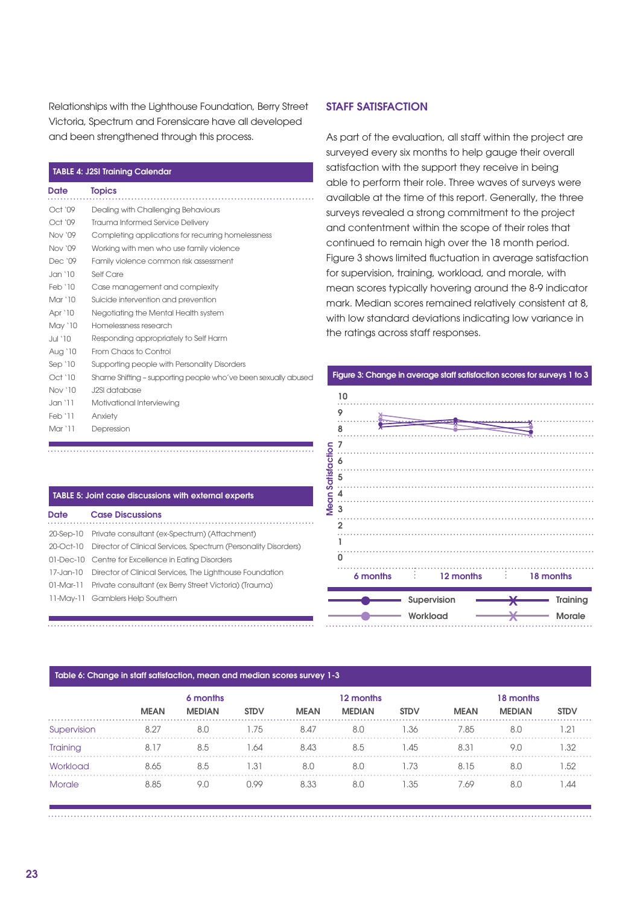Relationships with the Lighthouse Foundation, Berry Street Victoria, Spectrum and Forensicare have all developed and been strengthened through this process.

**TABLE 4: J2SI Training Calendar**

| Date | Topics |
|---|---|
| Oct '09 | Dealing with Challenging Behaviours |
| Oct '09 | Trauma Informed Service Delivery |
| Nov '09 | Completing applications for recurring homelessness |
| Nov '09 | Working with men who use family violence |
| Dec '09 | Family violence common risk assessment |
| Jan '10 | Self Care |
| Feb '10 | Case management and complexity |
| Mar '10 | Suicide intervention and prevention |
| Apr '10 | Negotiating the Mental Health system |
| May '10 | Homelessness research |
| Jul '10 | Responding appropriately to Self Harm |
| Aug '10 | From Chaos to Control |
| Sep '10 | Supporting people with Personality Disorders |
| Oct '10 | Shame Shifting – supporting people who've been sexually abused |
| Nov '10 | J2SI database |
| Jan '11 | Motivational Interviewing |
| Feb '11 | Anxiety |
| Mar '11 | Depression |

**TABLE 5: Joint case discussions with external experts**

| Date | Case Discussions |
|---|---|
| 20-Sep-10 | Private consultant (ex-Spectrum) (Attachment) |
| 20-Oct-10 | Director of Clinical Services, Spectrum (Personality Disorders) |
| 01-Dec-10 | Centre for Excellence in Eating Disorders |
| 17-Jan-10 | Director of Clinical Services, The Lighthouse Foundation |
| 01-Mar-11 | Private consultant (ex Berry Street Victoria) (Trauma) |
| 11-May-11 | Gamblers Help Southern |

## STAFF SATISFACTION

As part of the evaluation, all staff within the project are surveyed every six months to help gauge their overall satisfaction with the support they receive in being able to perform their role. Three waves of surveys were available at the time of this report. Generally, the three surveys revealed a strong commitment to the project and contentment within the scope of their roles that continued to remain high over the 18 month period. Figure 3 shows limited fluctuation in average satisfaction for supervision, training, workload, and morale, with mean scores typically hovering around the 8-9 indicator mark. Median scores remained relatively consistent at 8, with low standard deviations indicating low variance in the ratings across staff responses.

**Figure 3: Change in average staff satisfaction scores for surveys 1 to 3**

**Table 6: Change in staff satisfaction, mean and median scores survey 1-3**

| | 6 months | | | 12 months | | | 18 months | | |
|---|---|---|---|---|---|---|---|---|---|
| | MEAN | MEDIAN | STDV | MEAN | MEDIAN | STDV | MEAN | MEDIAN | STDV |
| Supervision | 8.27 | 8.0 | 1.75 | 8.47 | 8.0 | 1.36 | 7.85 | 8.0 | 1.21 |
| Training | 8.17 | 8.5 | 1.64 | 8.43 | 8.5 | 1.45 | 8.31 | 9.0 | 1.32 |
| Workload | 8.65 | 8.5 | 1.31 | 8.0 | 8.0 | 1.73 | 8.15 | 8.0 | 1.52 |
| Morale | 8.85 | 9.0 | 0.99 | 8.33 | 8.0 | 1.35 | 7.69 | 8.0 | 1.44 |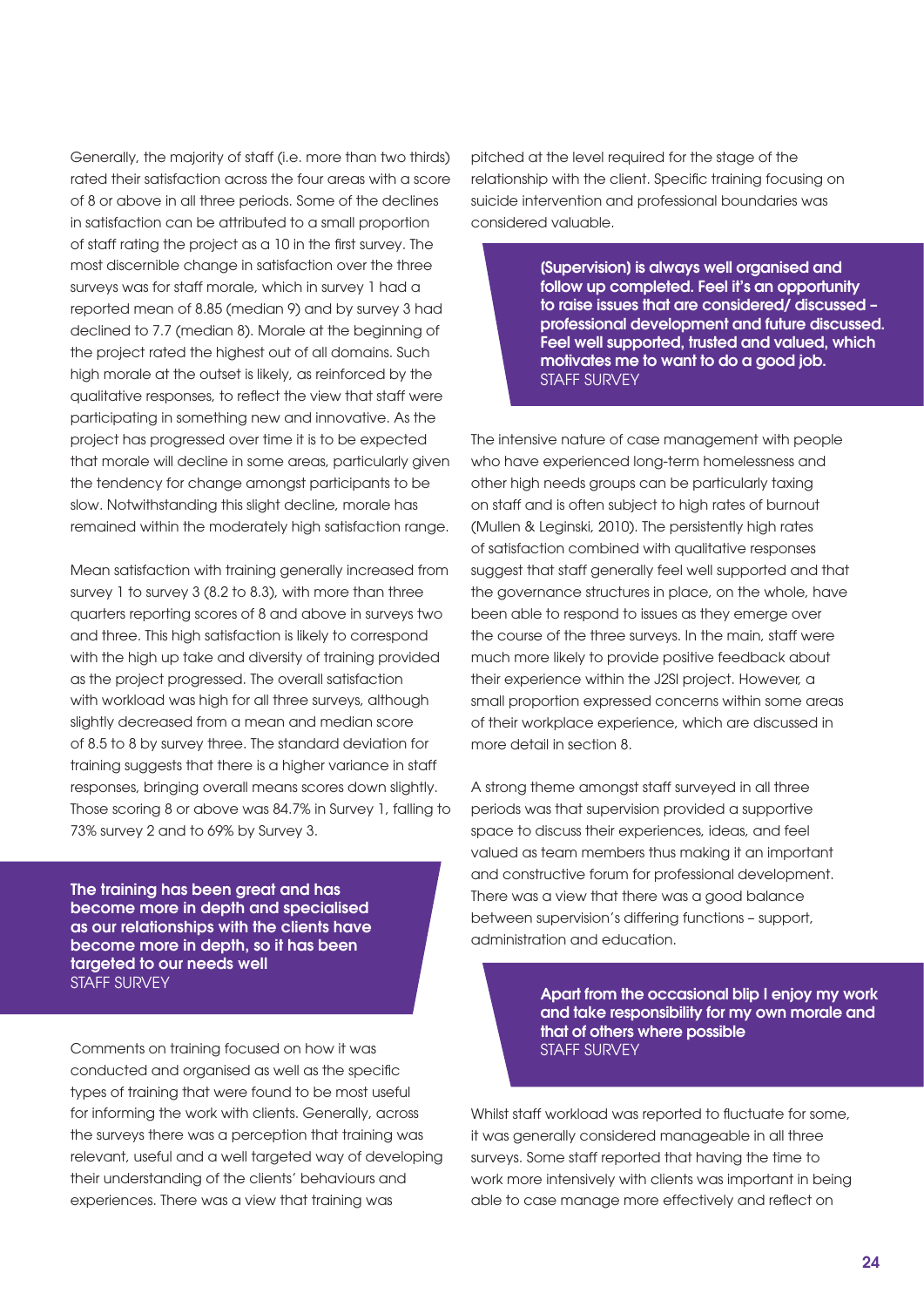Generally, the majority of staff (i.e. more than two thirds) rated their satisfaction across the four areas with a score of 8 or above in all three periods. Some of the declines in satisfaction can be attributed to a small proportion of staff rating the project as a 10 in the first survey. The most discernible change in satisfaction over the three surveys was for staff morale, which in survey 1 had a reported mean of 8.85 (median 9) and by survey 3 had declined to 7.7 (median 8). Morale at the beginning of the project rated the highest out of all domains. Such high morale at the outset is likely, as reinforced by the qualitative responses, to reflect the view that staff were participating in something new and innovative. As the project has progressed over time it is to be expected that morale will decline in some areas, particularly given the tendency for change amongst participants to be slow. Notwithstanding this slight decline, morale has remained within the moderately high satisfaction range.

Mean satisfaction with training generally increased from survey 1 to survey 3 (8.2 to 8.3), with more than three quarters reporting scores of 8 and above in surveys two and three. This high satisfaction is likely to correspond with the high up take and diversity of training provided as the project progressed. The overall satisfaction with workload was high for all three surveys, although slightly decreased from a mean and median score of 8.5 to 8 by survey three. The standard deviation for training suggests that there is a higher variance in staff responses, bringing overall means scores down slightly. Those scoring 8 or above was 84.7% in Survey 1, falling to 73% survey 2 and to 69% by Survey 3.

> **The training has been great and has become more in depth and specialised as our relationships with the clients have become more in depth, so it has been targeted to our needs well**
> STAFF SURVEY

Comments on training focused on how it was conducted and organised as well as the specific types of training that were found to be most useful for informing the work with clients. Generally, across the surveys there was a perception that training was relevant, useful and a well targeted way of developing their understanding of the clients' behaviours and experiences. There was a view that training was pitched at the level required for the stage of the relationship with the client. Specific training focusing on suicide intervention and professional boundaries was considered valuable.

> **(Supervision) is always well organised and follow up completed. Feel it's an opportunity to raise issues that are considered/ discussed – professional development and future discussed. Feel well supported, trusted and valued, which motivates me to want to do a good job.**
> STAFF SURVEY

The intensive nature of case management with people who have experienced long-term homelessness and other high needs groups can be particularly taxing on staff and is often subject to high rates of burnout (Mullen & Leginski, 2010). The persistently high rates of satisfaction combined with qualitative responses suggest that staff generally feel well supported and that the governance structures in place, on the whole, have been able to respond to issues as they emerge over the course of the three surveys. In the main, staff were much more likely to provide positive feedback about their experience within the J2SI project. However, a small proportion expressed concerns within some areas of their workplace experience, which are discussed in more detail in section 8.

A strong theme amongst staff surveyed in all three periods was that supervision provided a supportive space to discuss their experiences, ideas, and feel valued as team members thus making it an important and constructive forum for professional development. There was a view that there was a good balance between supervision's differing functions – support, administration and education.

> **Apart from the occasional blip I enjoy my work and take responsibility for my own morale and that of others where possible**
> STAFF SURVEY

Whilst staff workload was reported to fluctuate for some, it was generally considered manageable in all three surveys. Some staff reported that having the time to work more intensively with clients was important in being able to case manage more effectively and reflect on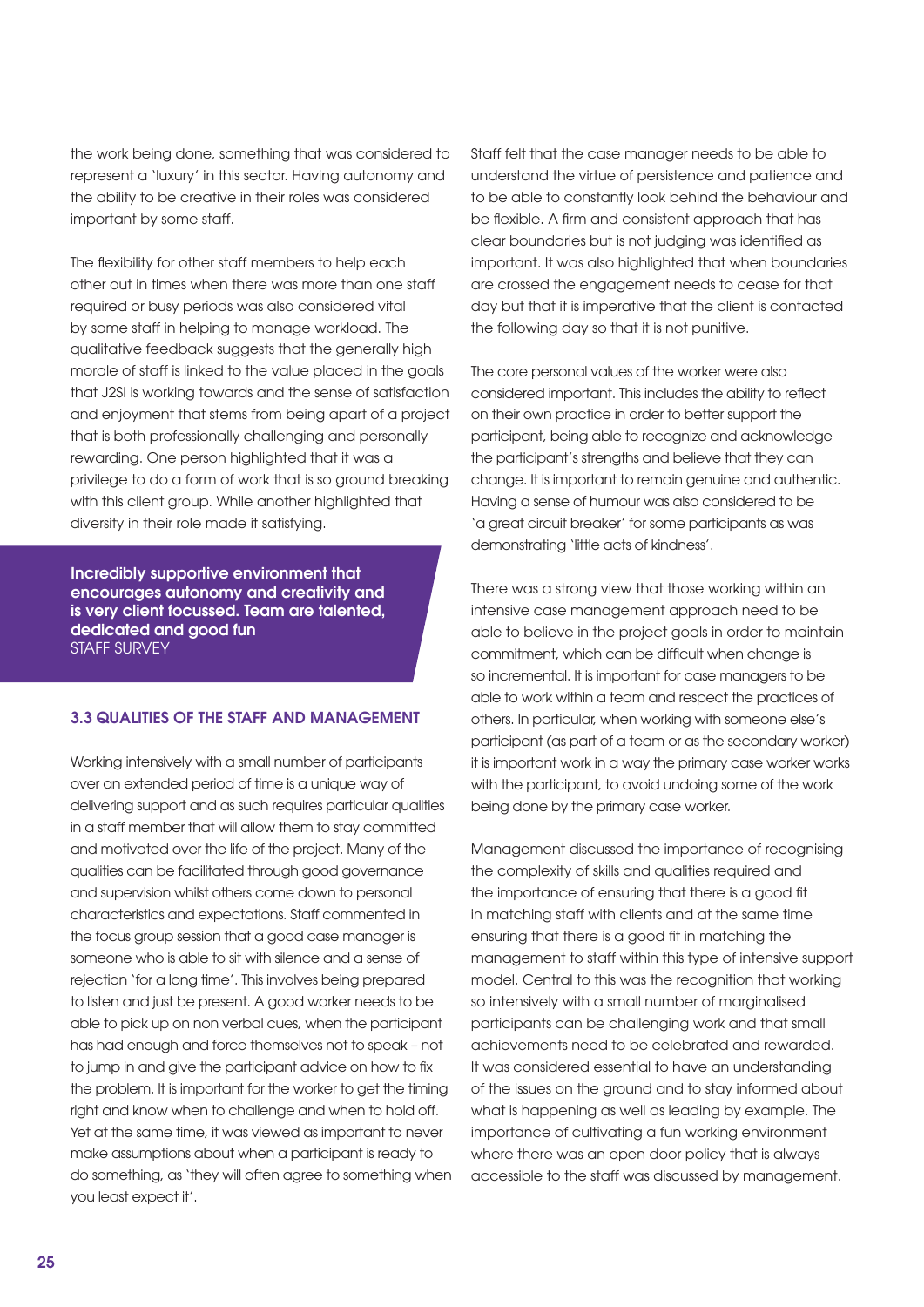the work being done, something that was considered to represent a 'luxury' in this sector. Having autonomy and the ability to be creative in their roles was considered important by some staff.

The flexibility for other staff members to help each other out in times when there was more than one staff required or busy periods was also considered vital by some staff in helping to manage workload. The qualitative feedback suggests that the generally high morale of staff is linked to the value placed in the goals that J2SI is working towards and the sense of satisfaction and enjoyment that stems from being apart of a project that is both professionally challenging and personally rewarding. One person highlighted that it was a privilege to do a form of work that is so ground breaking with this client group. While another highlighted that diversity in their role made it satisfying.

> **Incredibly supportive environment that encourages autonomy and creativity and is very client focussed. Team are talented, dedicated and good fun**
> STAFF SURVEY

### 3.3 QUALITIES OF THE STAFF AND MANAGEMENT

Working intensively with a small number of participants over an extended period of time is a unique way of delivering support and as such requires particular qualities in a staff member that will allow them to stay committed and motivated over the life of the project. Many of the qualities can be facilitated through good governance and supervision whilst others come down to personal characteristics and expectations. Staff commented in the focus group session that a good case manager is someone who is able to sit with silence and a sense of rejection 'for a long time'. This involves being prepared to listen and just be present. A good worker needs to be able to pick up on non verbal cues, when the participant has had enough and force themselves not to speak – not to jump in and give the participant advice on how to fix the problem. It is important for the worker to get the timing right and know when to challenge and when to hold off. Yet at the same time, it was viewed as important to never make assumptions about when a participant is ready to do something, as 'they will often agree to something when you least expect it'.

Staff felt that the case manager needs to be able to understand the virtue of persistence and patience and to be able to constantly look behind the behaviour and be flexible. A firm and consistent approach that has clear boundaries but is not judging was identified as important. It was also highlighted that when boundaries are crossed the engagement needs to cease for that day but that it is imperative that the client is contacted the following day so that it is not punitive.

The core personal values of the worker were also considered important. This includes the ability to reflect on their own practice in order to better support the participant, being able to recognize and acknowledge the participant's strengths and believe that they can change. It is important to remain genuine and authentic. Having a sense of humour was also considered to be 'a great circuit breaker' for some participants as was demonstrating 'little acts of kindness'.

There was a strong view that those working within an intensive case management approach need to be able to believe in the project goals in order to maintain commitment, which can be difficult when change is so incremental. It is important for case managers to be able to work within a team and respect the practices of others. In particular, when working with someone else's participant (as part of a team or as the secondary worker) it is important work in a way the primary case worker works with the participant, to avoid undoing some of the work being done by the primary case worker.

Management discussed the importance of recognising the complexity of skills and qualities required and the importance of ensuring that there is a good fit in matching staff with clients and at the same time ensuring that there is a good fit in matching the management to staff within this type of intensive support model. Central to this was the recognition that working so intensively with a small number of marginalised participants can be challenging work and that small achievements need to be celebrated and rewarded. It was considered essential to have an understanding of the issues on the ground and to stay informed about what is happening as well as leading by example. The importance of cultivating a fun working environment where there was an open door policy that is always accessible to the staff was discussed by management.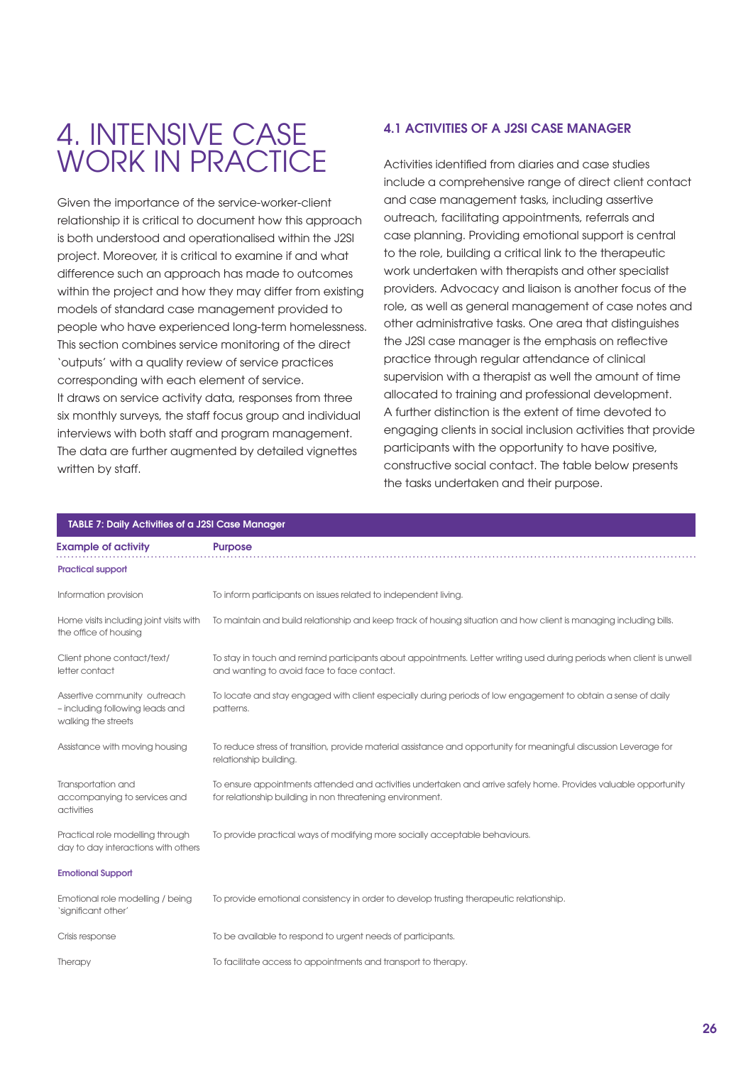# 4. INTENSIVE CASE WORK IN PRACTICE

Given the importance of the service-worker-client relationship it is critical to document how this approach is both understood and operationalised within the J2SI project. Moreover, it is critical to examine if and what difference such an approach has made to outcomes within the project and how they may differ from existing models of standard case management provided to people who have experienced long-term homelessness. This section combines service monitoring of the direct 'outputs' with a quality review of service practices corresponding with each element of service.
It draws on service activity data, responses from three six monthly surveys, the staff focus group and individual interviews with both staff and program management. The data are further augmented by detailed vignettes written by staff.

## 4.1 ACTIVITIES OF A J2SI CASE MANAGER

Activities identified from diaries and case studies include a comprehensive range of direct client contact and case management tasks, including assertive outreach, facilitating appointments, referrals and case planning. Providing emotional support is central to the role, building a critical link to the therapeutic work undertaken with therapists and other specialist providers. Advocacy and liaison is another focus of the role, as well as general management of case notes and other administrative tasks. One area that distinguishes the J2SI case manager is the emphasis on reflective practice through regular attendance of clinical supervision with a therapist as well the amount of time allocated to training and professional development. A further distinction is the extent of time devoted to engaging clients in social inclusion activities that provide participants with the opportunity to have positive, constructive social contact. The table below presents the tasks undertaken and their purpose.

**TABLE 7: Daily Activities of a J2SI Case Manager**

| Example of activity | Purpose |
|---|---|
| **Practical support** | |
| Information provision | To inform participants on issues related to independent living. |
| Home visits including joint visits with the office of housing | To maintain and build relationship and keep track of housing situation and how client is managing including bills. |
| Client phone contact/text/ letter contact | To stay in touch and remind participants about appointments. Letter writing used during periods when client is unwell and wanting to avoid face to face contact. |
| Assertive community outreach – including following leads and walking the streets | To locate and stay engaged with client especially during periods of low engagement to obtain a sense of daily patterns. |
| Assistance with moving housing | To reduce stress of transition, provide material assistance and opportunity for meaningful discussion Leverage for relationship building. |
| Transportation and accompanying to services and activities | To ensure appointments attended and activities undertaken and arrive safely home. Provides valuable opportunity for relationship building in non threatening environment. |
| Practical role modelling through day to day interactions with others | To provide practical ways of modifying more socially acceptable behaviours. |
| **Emotional Support** | |
| Emotional role modelling / being 'significant other' | To provide emotional consistency in order to develop trusting therapeutic relationship. |
| Crisis response | To be available to respond to urgent needs of participants. |
| Therapy | To facilitate access to appointments and transport to therapy. |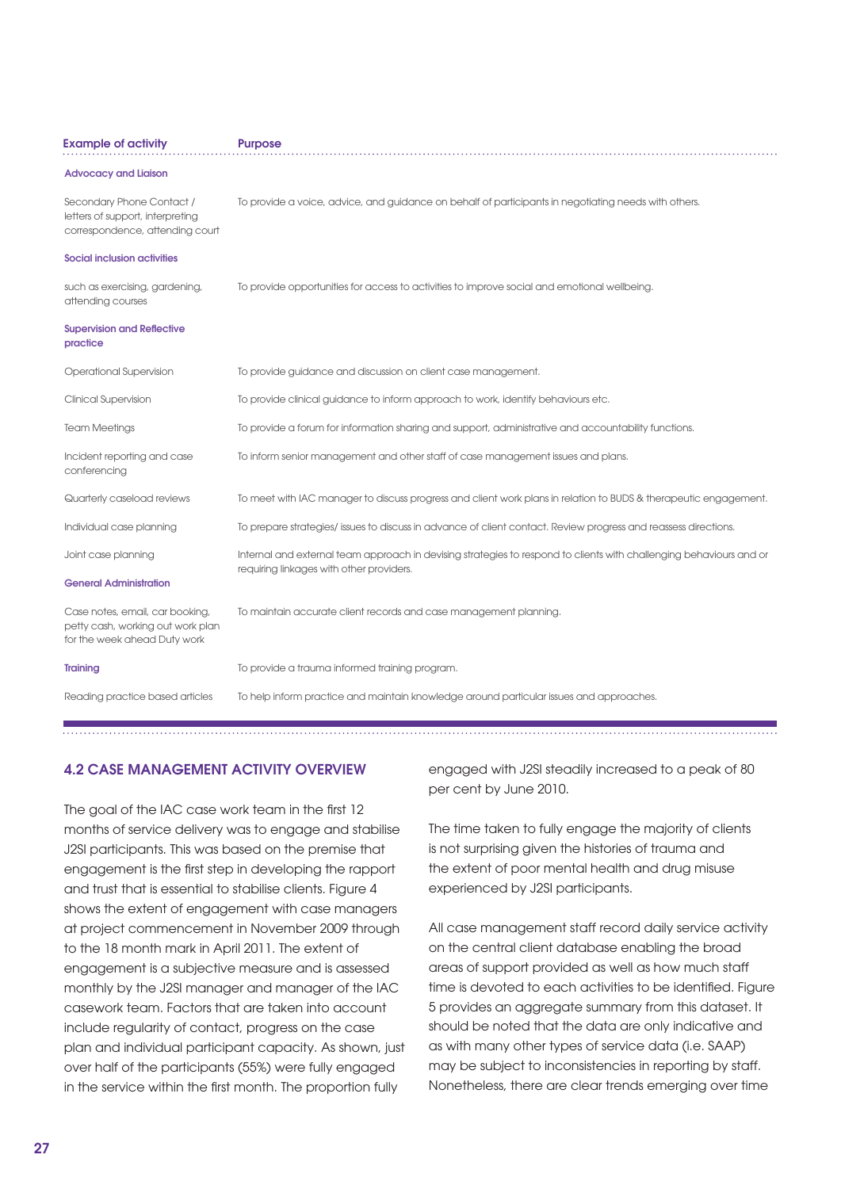| Example of activity | Purpose |
|---|---|
| **Advocacy and Liaison** | |
| Secondary Phone Contact / letters of support, interpreting correspondence, attending court | To provide a voice, advice, and guidance on behalf of participants in negotiating needs with others. |
| **Social inclusion activities** | |
| such as exercising, gardening, attending courses | To provide opportunities for access to activities to improve social and emotional wellbeing. |
| **Supervision and Reflective practice** | |
| Operational Supervision | To provide guidance and discussion on client case management. |
| Clinical Supervision | To provide clinical guidance to inform approach to work, identify behaviours etc. |
| Team Meetings | To provide a forum for information sharing and support, administrative and accountability functions. |
| Incident reporting and case conferencing | To inform senior management and other staff of case management issues and plans. |
| Quarterly caseload reviews | To meet with IAC manager to discuss progress and client work plans in relation to BUDS & therapeutic engagement. |
| Individual case planning | To prepare strategies/ issues to discuss in advance of client contact. Review progress and reassess directions. |
| Joint case planning | Internal and external team approach in devising strategies to respond to clients with challenging behaviours and or requiring linkages with other providers. |
| **General Administration** | |
| Case notes, email, car booking, petty cash, working out work plan for the week ahead Duty work | To maintain accurate client records and case management planning. |
| **Training** | To provide a trauma informed training program. |
| Reading practice based articles | To help inform practice and maintain knowledge around particular issues and approaches. |

## 4.2 CASE MANAGEMENT ACTIVITY OVERVIEW

The goal of the IAC case work team in the first 12 months of service delivery was to engage and stabilise J2SI participants. This was based on the premise that engagement is the first step in developing the rapport and trust that is essential to stabilise clients. Figure 4 shows the extent of engagement with case managers at project commencement in November 2009 through to the 18 month mark in April 2011. The extent of engagement is a subjective measure and is assessed monthly by the J2SI manager and manager of the IAC casework team. Factors that are taken into account include regularity of contact, progress on the case plan and individual participant capacity. As shown, just over half of the participants (55%) were fully engaged in the service within the first month. The proportion fully engaged with J2SI steadily increased to a peak of 80 per cent by June 2010.

The time taken to fully engage the majority of clients is not surprising given the histories of trauma and the extent of poor mental health and drug misuse experienced by J2SI participants.

All case management staff record daily service activity on the central client database enabling the broad areas of support provided as well as how much staff time is devoted to each activities to be identified. Figure 5 provides an aggregate summary from this dataset. It should be noted that the data are only indicative and as with many other types of service data (i.e. SAAP) may be subject to inconsistencies in reporting by staff. Nonetheless, there are clear trends emerging over time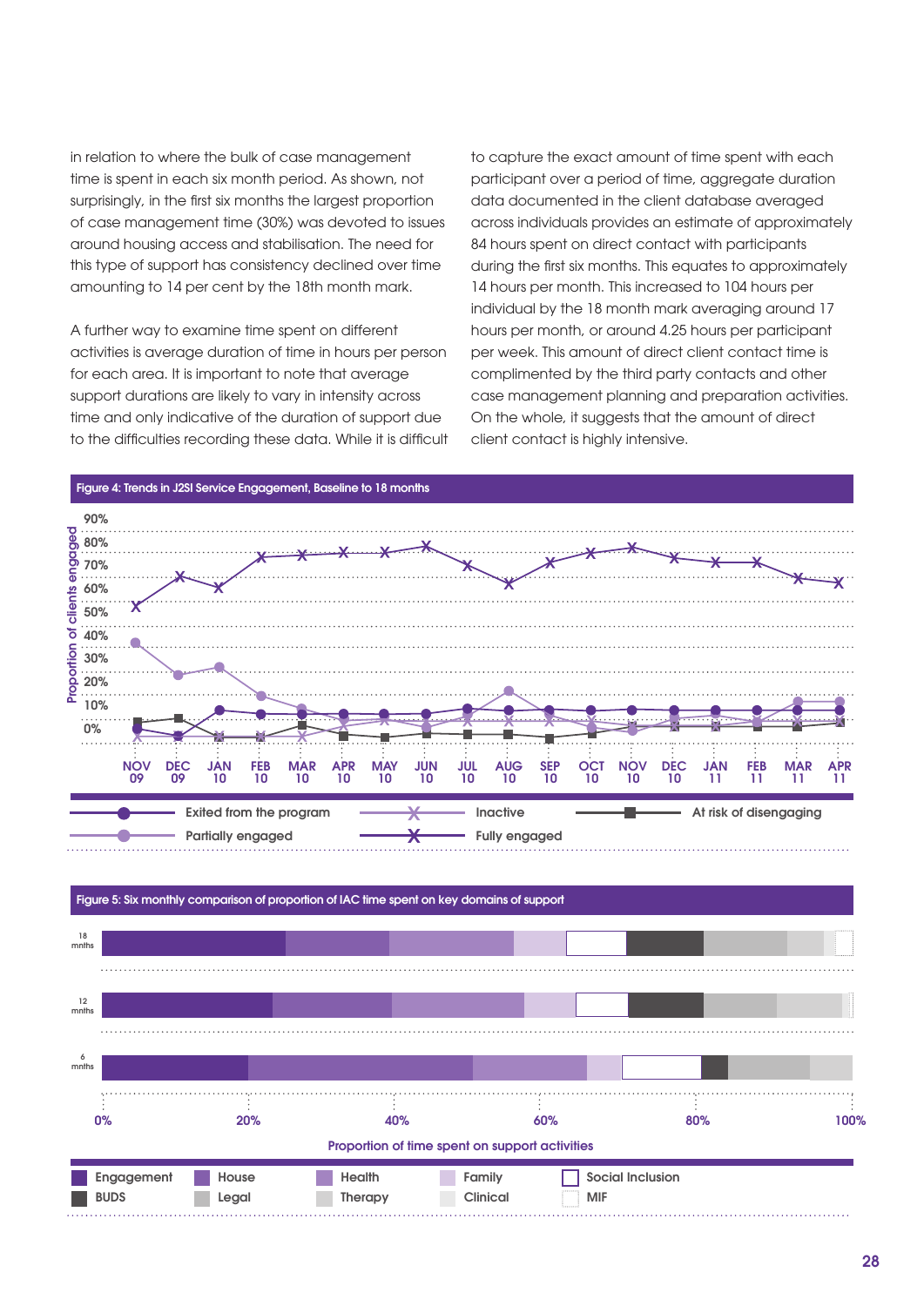in relation to where the bulk of case management time is spent in each six month period. As shown, not surprisingly, in the first six months the largest proportion of case management time (30%) was devoted to issues around housing access and stabilisation. The need for this type of support has consistency declined over time amounting to 14 per cent by the 18th month mark.

A further way to examine time spent on different activities is average duration of time in hours per person for each area. It is important to note that average support durations are likely to vary in intensity across time and only indicative of the duration of support due to the difficulties recording these data. While it is difficult to capture the exact amount of time spent with each participant over a period of time, aggregate duration data documented in the client database averaged across individuals provides an estimate of approximately 84 hours spent on direct contact with participants during the first six months. This equates to approximately 14 hours per month. This increased to 104 hours per individual by the 18 month mark averaging around 17 hours per month, or around 4.25 hours per participant per week. This amount of direct client contact time is complimented by the third party contacts and other case management planning and preparation activities. On the whole, it suggests that the amount of direct client contact is highly intensive.

**Figure 4: Trends in J2SI Service Engagement, Baseline to 18 months**

Y-axis: Proportion of clients engaged (0%–90%)

X-axis: NOV 09, DEC 09, JAN 10, FEB 10, MAR 10, APR 10, MAY 10, JUN 10, JUL 10, AUG 10, SEP 10, OCT 10, NOV 10, DEC 10, JAN 11, FEB 11, MAR 11, APR 11

Legend: Exited from the program; Inactive; At risk of disengaging; Partially engaged; Fully engaged

**Figure 5: Six monthly comparison of proportion of IAC time spent on key domains of support**

Rows: 18 mnths; 12 mnths; 6 mnths

X-axis: Proportion of time spent on support activities (0%, 20%, 40%, 60%, 80%, 100%)

Legend: Engagement; House; Health; Family; Social Inclusion; BUDS; Legal; Therapy; Clinical; MIF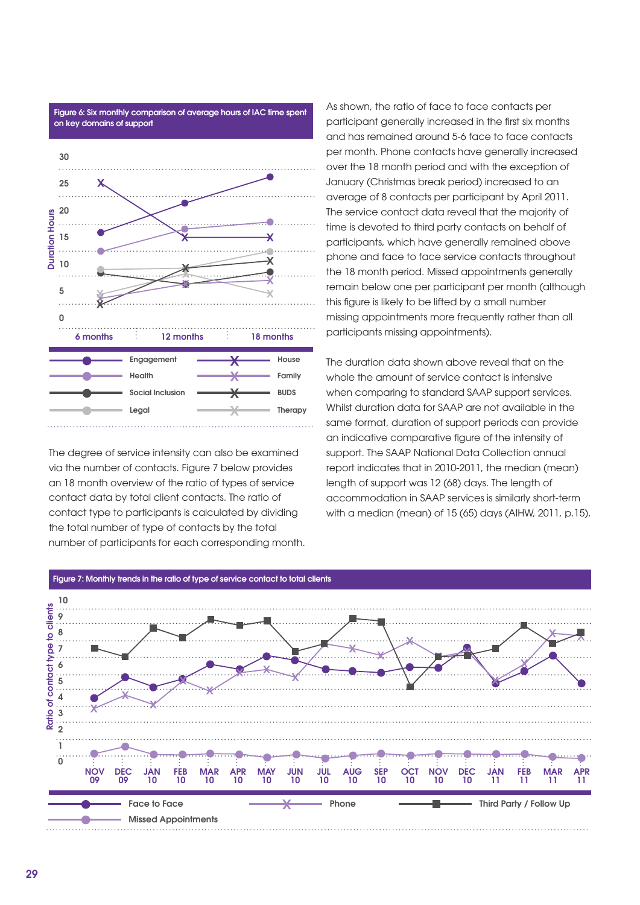Figure 6: Six monthly comparison of average hours of IAC time spent on key domains of support

The degree of service intensity can also be examined via the number of contacts. Figure 7 below provides an 18 month overview of the ratio of types of service contact data by total client contacts. The ratio of contact type to participants is calculated by dividing the total number of type of contacts by the total number of participants for each corresponding month.

As shown, the ratio of face to face contacts per participant generally increased in the first six months and has remained around 5-6 face to face contacts per month. Phone contacts have generally increased over the 18 month period and with the exception of January (Christmas break period) increased to an average of 8 contacts per participant by April 2011. The service contact data reveal that the majority of time is devoted to third party contacts on behalf of participants, which have generally remained above phone and face to face service contacts throughout the 18 month period. Missed appointments generally remain below one per participant per month (although this figure is likely to be lifted by a small number missing appointments more frequently rather than all participants missing appointments).

The duration data shown above reveal that on the whole the amount of service contact is intensive when comparing to standard SAAP support services. Whilst duration data for SAAP are not available in the same format, duration of support periods can provide an indicative comparative figure of the intensity of support. The SAAP National Data Collection annual report indicates that in 2010-2011, the median (mean) length of support was 12 (68) days. The length of accommodation in SAAP services is similarly short-term with a median (mean) of 15 (65) days (AIHW, 2011, p.15).

Figure 7: Monthly trends in the ratio of type of service contact to total clients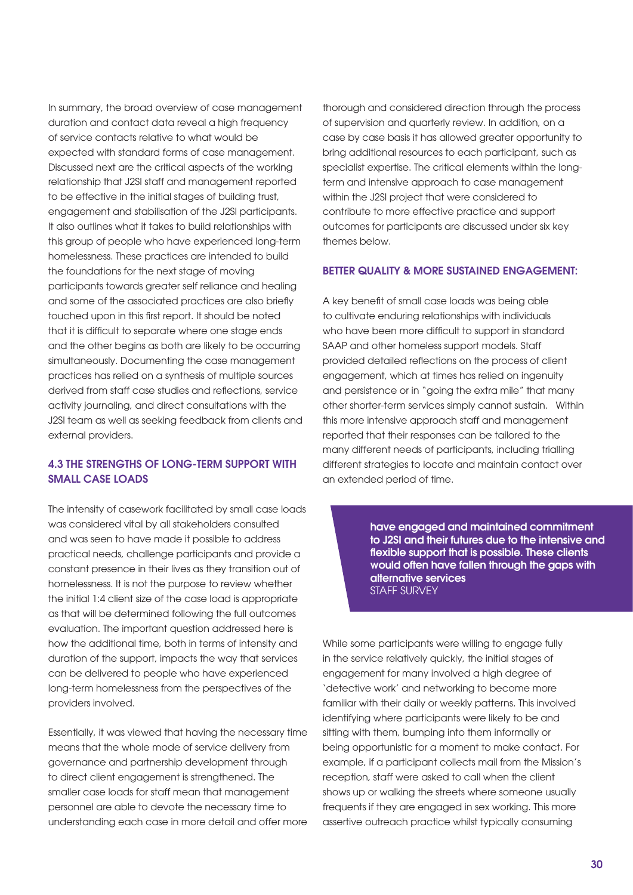In summary, the broad overview of case management duration and contact data reveal a high frequency of service contacts relative to what would be expected with standard forms of case management. Discussed next are the critical aspects of the working relationship that J2SI staff and management reported to be effective in the initial stages of building trust, engagement and stabilisation of the J2SI participants. It also outlines what it takes to build relationships with this group of people who have experienced long-term homelessness. These practices are intended to build the foundations for the next stage of moving participants towards greater self reliance and healing and some of the associated practices are also briefly touched upon in this first report. It should be noted that it is difficult to separate where one stage ends and the other begins as both are likely to be occurring simultaneously. Documenting the case management practices has relied on a synthesis of multiple sources derived from staff case studies and reflections, service activity journaling, and direct consultations with the J2SI team as well as seeking feedback from clients and external providers.

### 4.3 THE STRENGTHS OF LONG-TERM SUPPORT WITH SMALL CASE LOADS

The intensity of casework facilitated by small case loads was considered vital by all stakeholders consulted and was seen to have made it possible to address practical needs, challenge participants and provide a constant presence in their lives as they transition out of homelessness. It is not the purpose to review whether the initial 1:4 client size of the case load is appropriate as that will be determined following the full outcomes evaluation. The important question addressed here is how the additional time, both in terms of intensity and duration of the support, impacts the way that services can be delivered to people who have experienced long-term homelessness from the perspectives of the providers involved.

Essentially, it was viewed that having the necessary time means that the whole mode of service delivery from governance and partnership development through to direct client engagement is strengthened. The smaller case loads for staff mean that management personnel are able to devote the necessary time to understanding each case in more detail and offer more thorough and considered direction through the process of supervision and quarterly review. In addition, on a case by case basis it has allowed greater opportunity to bring additional resources to each participant, such as specialist expertise. The critical elements within the long-term and intensive approach to case management within the J2SI project that were considered to contribute to more effective practice and support outcomes for participants are discussed under six key themes below.

#### BETTER QUALITY & MORE SUSTAINED ENGAGEMENT:

A key benefit of small case loads was being able to cultivate enduring relationships with individuals who have been more difficult to support in standard SAAP and other homeless support models. Staff provided detailed reflections on the process of client engagement, which at times has relied on ingenuity and persistence or in "going the extra mile" that many other shorter-term services simply cannot sustain. Within this more intensive approach staff and management reported that their responses can be tailored to the many different needs of participants, including trialling different strategies to locate and maintain contact over an extended period of time.

> **have engaged and maintained commitment to J2SI and their futures due to the intensive and flexible support that is possible. These clients would often have fallen through the gaps with alternative services**
> STAFF SURVEY

While some participants were willing to engage fully in the service relatively quickly, the initial stages of engagement for many involved a high degree of 'detective work' and networking to become more familiar with their daily or weekly patterns. This involved identifying where participants were likely to be and sitting with them, bumping into them informally or being opportunistic for a moment to make contact. For example, if a participant collects mail from the Mission's reception, staff were asked to call when the client shows up or walking the streets where someone usually frequents if they are engaged in sex working. This more assertive outreach practice whilst typically consuming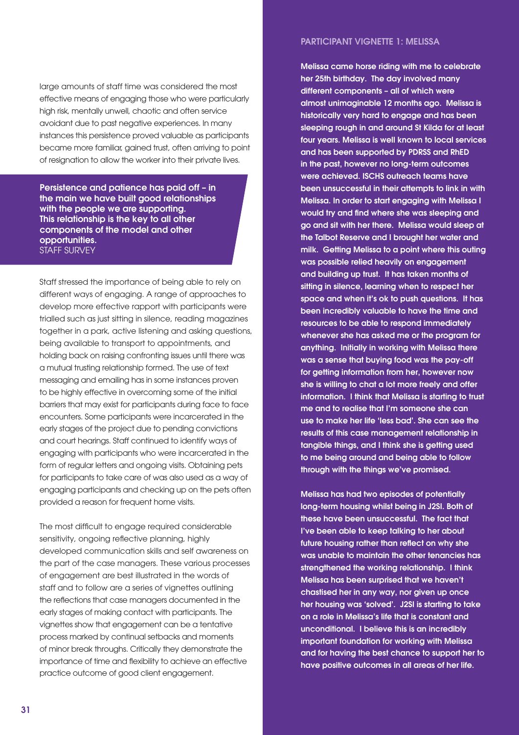large amounts of staff time was considered the most effective means of engaging those who were particularly high risk, mentally unwell, chaotic and often service avoidant due to past negative experiences. In many instances this persistence proved valuable as participants became more familiar, gained trust, often arriving to point of resignation to allow the worker into their private lives.

> **Persistence and patience has paid off – in the main we have built good relationships with the people we are supporting. This relationship is the key to all other components of the model and other opportunities.**
> STAFF SURVEY

Staff stressed the importance of being able to rely on different ways of engaging. A range of approaches to develop more effective rapport with participants were trialled such as just sitting in silence, reading magazines together in a park, active listening and asking questions, being available to transport to appointments, and holding back on raising confronting issues until there was a mutual trusting relationship formed. The use of text messaging and emailing has in some instances proven to be highly effective in overcoming some of the initial barriers that may exist for participants during face to face encounters. Some participants were incarcerated in the early stages of the project due to pending convictions and court hearings. Staff continued to identify ways of engaging with participants who were incarcerated in the form of regular letters and ongoing visits. Obtaining pets for participants to take care of was also used as a way of engaging participants and checking up on the pets often provided a reason for frequent home visits.

The most difficult to engage required considerable sensitivity, ongoing reflective planning, highly developed communication skills and self awareness on the part of the case managers. These various processes of engagement are best illustrated in the words of staff and to follow are a series of vignettes outlining the reflections that case managers documented in the early stages of making contact with participants. The vignettes show that engagement can be a tentative process marked by continual setbacks and moments of minor break throughs. Critically they demonstrate the importance of time and flexibility to achieve an effective practice outcome of good client engagement.

## PARTICIPANT VIGNETTE 1: MELISSA

**Melissa came horse riding with me to celebrate her 25th birthday. The day involved many different components – all of which were almost unimaginable 12 months ago. Melissa is historically very hard to engage and has been sleeping rough in and around St Kilda for at least four years. Melissa is well known to local services and has been supported by PDRSS and RhED in the past, however no long-term outcomes were achieved. ISCHS outreach teams have been unsuccessful in their attempts to link in with Melissa. In order to start engaging with Melissa I would try and find where she was sleeping and go and sit with her there. Melissa would sleep at the Talbot Reserve and I brought her water and milk. Getting Melissa to a point where this outing was possible relied heavily on engagement and building up trust. It has taken months of sitting in silence, learning when to respect her space and when it's ok to push questions. It has been incredibly valuable to have the time and resources to be able to respond immediately whenever she has asked me or the program for anything. Initially in working with Melissa there was a sense that buying food was the pay-off for getting information from her, however now she is willing to chat a lot more freely and offer information. I think that Melissa is starting to trust me and to realise that I'm someone she can use to make her life 'less bad'. She can see the results of this case management relationship in tangible things, and I think she is getting used to me being around and being able to follow through with the things we've promised.**

**Melissa has had two episodes of potentially long-term housing whilst being in J2SI. Both of these have been unsuccessful. The fact that I've been able to keep talking to her about future housing rather than reflect on why she was unable to maintain the other tenancies has strengthened the working relationship. I think Melissa has been surprised that we haven't chastised her in any way, nor given up once her housing was 'solved'. J2SI is starting to take on a role in Melissa's life that is constant and unconditional. I believe this is an incredibly important foundation for working with Melissa and for having the best chance to support her to have positive outcomes in all areas of her life.**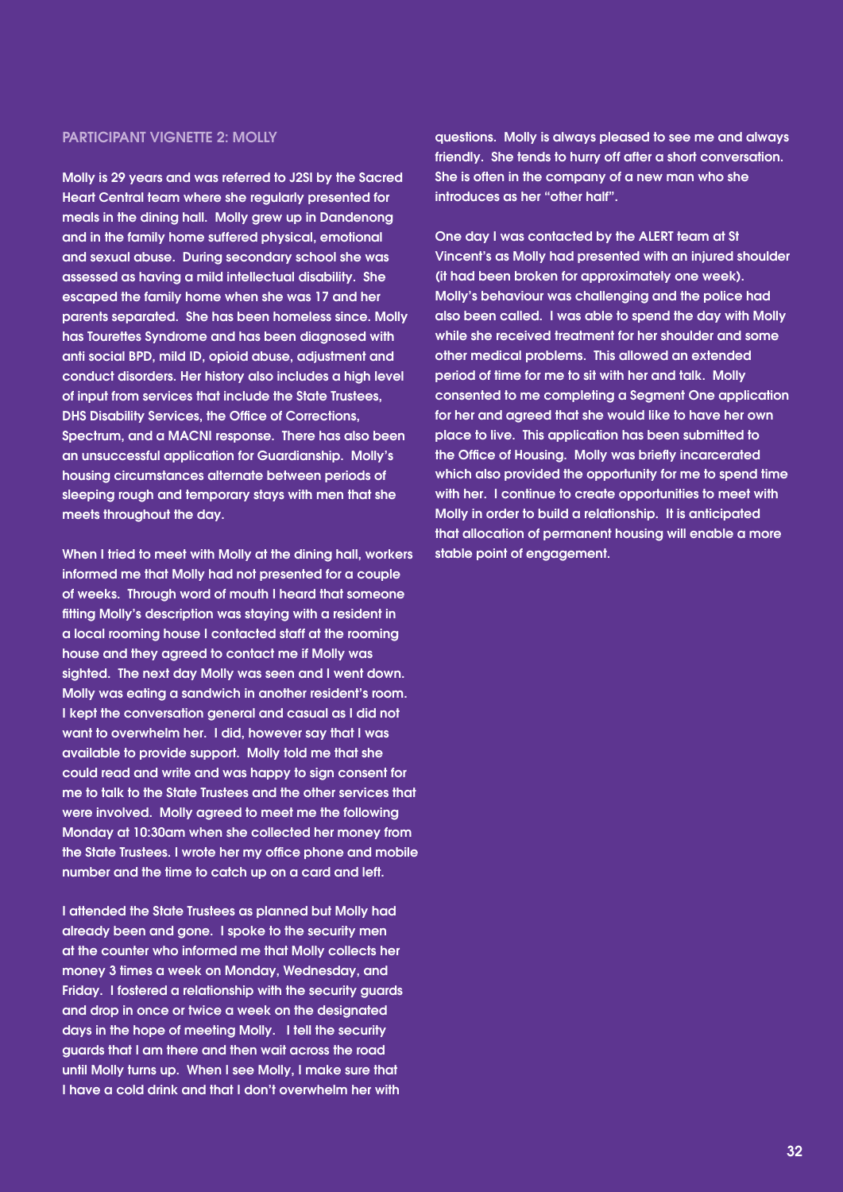## PARTICIPANT VIGNETTE 2: MOLLY

Molly is 29 years and was referred to J2SI by the Sacred Heart Central team where she regularly presented for meals in the dining hall. Molly grew up in Dandenong and in the family home suffered physical, emotional and sexual abuse. During secondary school she was assessed as having a mild intellectual disability. She escaped the family home when she was 17 and her parents separated. She has been homeless since. Molly has Tourettes Syndrome and has been diagnosed with anti social BPD, mild ID, opioid abuse, adjustment and conduct disorders. Her history also includes a high level of input from services that include the State Trustees, DHS Disability Services, the Office of Corrections, Spectrum, and a MACNI response. There has also been an unsuccessful application for Guardianship. Molly's housing circumstances alternate between periods of sleeping rough and temporary stays with men that she meets throughout the day.

When I tried to meet with Molly at the dining hall, workers informed me that Molly had not presented for a couple of weeks. Through word of mouth I heard that someone fitting Molly's description was staying with a resident in a local rooming house I contacted staff at the rooming house and they agreed to contact me if Molly was sighted. The next day Molly was seen and I went down. Molly was eating a sandwich in another resident's room. I kept the conversation general and casual as I did not want to overwhelm her. I did, however say that I was available to provide support. Molly told me that she could read and write and was happy to sign consent for me to talk to the State Trustees and the other services that were involved. Molly agreed to meet me the following Monday at 10:30am when she collected her money from the State Trustees. I wrote her my office phone and mobile number and the time to catch up on a card and left.

I attended the State Trustees as planned but Molly had already been and gone. I spoke to the security men at the counter who informed me that Molly collects her money 3 times a week on Monday, Wednesday, and Friday. I fostered a relationship with the security guards and drop in once or twice a week on the designated days in the hope of meeting Molly. I tell the security guards that I am there and then wait across the road until Molly turns up. When I see Molly, I make sure that I have a cold drink and that I don't overwhelm her with questions. Molly is always pleased to see me and always friendly. She tends to hurry off after a short conversation. She is often in the company of a new man who she introduces as her "other half".

One day I was contacted by the ALERT team at St Vincent's as Molly had presented with an injured shoulder (it had been broken for approximately one week). Molly's behaviour was challenging and the police had also been called. I was able to spend the day with Molly while she received treatment for her shoulder and some other medical problems. This allowed an extended period of time for me to sit with her and talk. Molly consented to me completing a Segment One application for her and agreed that she would like to have her own place to live. This application has been submitted to the Office of Housing. Molly was briefly incarcerated which also provided the opportunity for me to spend time with her. I continue to create opportunities to meet with Molly in order to build a relationship. It is anticipated that allocation of permanent housing will enable a more stable point of engagement.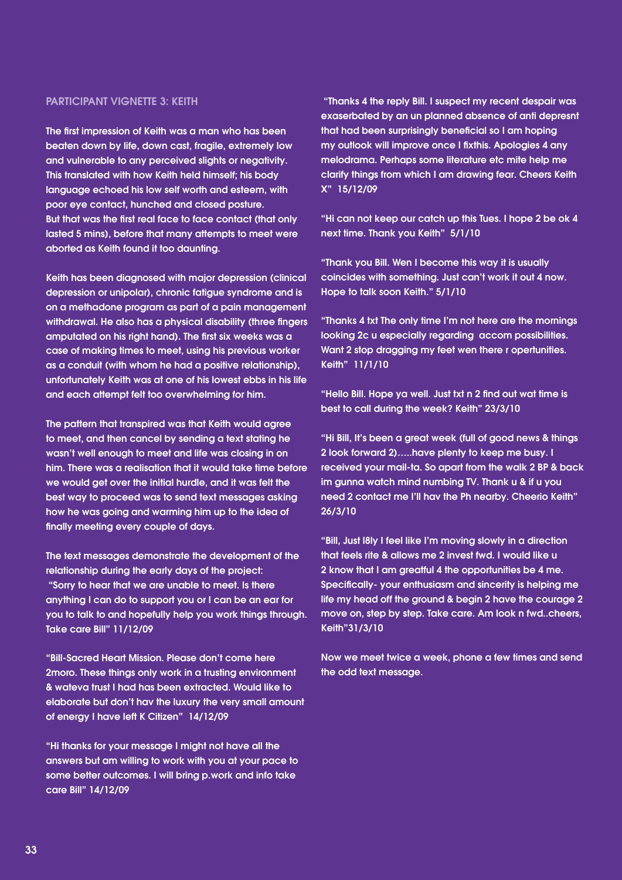### PARTICIPANT VIGNETTE 3: KEITH

The first impression of Keith was a man who has been beaten down by life, down cast, fragile, extremely low and vulnerable to any perceived slights or negativity. This translated with how Keith held himself; his body language echoed his low self worth and esteem, with poor eye contact, hunched and closed posture. But that was the first real face to face contact (that only lasted 5 mins), before that many attempts to meet were aborted as Keith found it too daunting.

Keith has been diagnosed with major depression (clinical depression or unipolar), chronic fatigue syndrome and is on a methadone program as part of a pain management withdrawal. He also has a physical disability (three fingers amputated on his right hand). The first six weeks was a case of making times to meet, using his previous worker as a conduit (with whom he had a positive relationship), unfortunately Keith was at one of his lowest ebbs in his life and each attempt felt too overwhelming for him.

The pattern that transpired was that Keith would agree to meet, and then cancel by sending a text stating he wasn't well enough to meet and life was closing in on him. There was a realisation that it would take time before we would get over the initial hurdle, and it was felt the best way to proceed was to send text messages asking how he was going and warming him up to the idea of finally meeting every couple of days.

The text messages demonstrate the development of the relationship during the early days of the project:

"Sorry to hear that we are unable to meet. Is there anything I can do to support you or I can be an ear for you to talk to and hopefully help you work things through. Take care Bill" 11/12/09

"Bill-Sacred Heart Mission. Please don't come here 2moro. These things only work in a trusting environment & wateva trust I had has been extracted. Would like to elaborate but don't hav the luxury the very small amount of energy I have left K Citizen" 14/12/09

"Hi thanks for your message I might not have all the answers but am willing to work with you at your pace to some better outcomes. I will bring p.work and info take care Bill" 14/12/09

"Thanks 4 the reply Bill. I suspect my recent despair was exaserbated by an un planned absence of anti depresnt that had been surprisingly beneficial so I am hoping my outlook will improve once I fixthis. Apologies 4 any melodrama. Perhaps some literature etc mite help me clarify things from which I am drawing fear. Cheers Keith X" 15/12/09

"Hi can not keep our catch up this Tues. I hope 2 be ok 4 next time. Thank you Keith" 5/1/10

"Thank you Bill. Wen I become this way it is usually coincides with something. Just can't work it out 4 now. Hope to talk soon Keith." 5/1/10

"Thanks 4 txt The only time I'm not here are the mornings looking 2c u especially regarding accom possibilities. Want 2 stop dragging my feet wen there r opertunities. Keith" 11/1/10

"Hello Bill. Hope ya well. Just txt n 2 find out wat time is best to call during the week? Keith" 23/3/10

"Hi Bill, It's been a great week (full of good news & things 2 look forward 2).....have plenty to keep me busy. I received your mail-ta. So apart from the walk 2 BP & back im gunna watch mind numbing TV. Thank u & if u you need 2 contact me I'll hav the Ph nearby. Cheerio Keith" 26/3/10

"Bill, Just l8ly I feel like I'm moving slowly in a direction that feels rite & allows me 2 invest fwd. I would like u 2 know that I am greatful 4 the opportunities be 4 me. Specifically- your enthusiasm and sincerity is helping me life my head off the ground & begin 2 have the courage 2 move on, step by step. Take care. Am look n fwd..cheers, Keith"31/3/10

Now we meet twice a week, phone a few times and send the odd text message.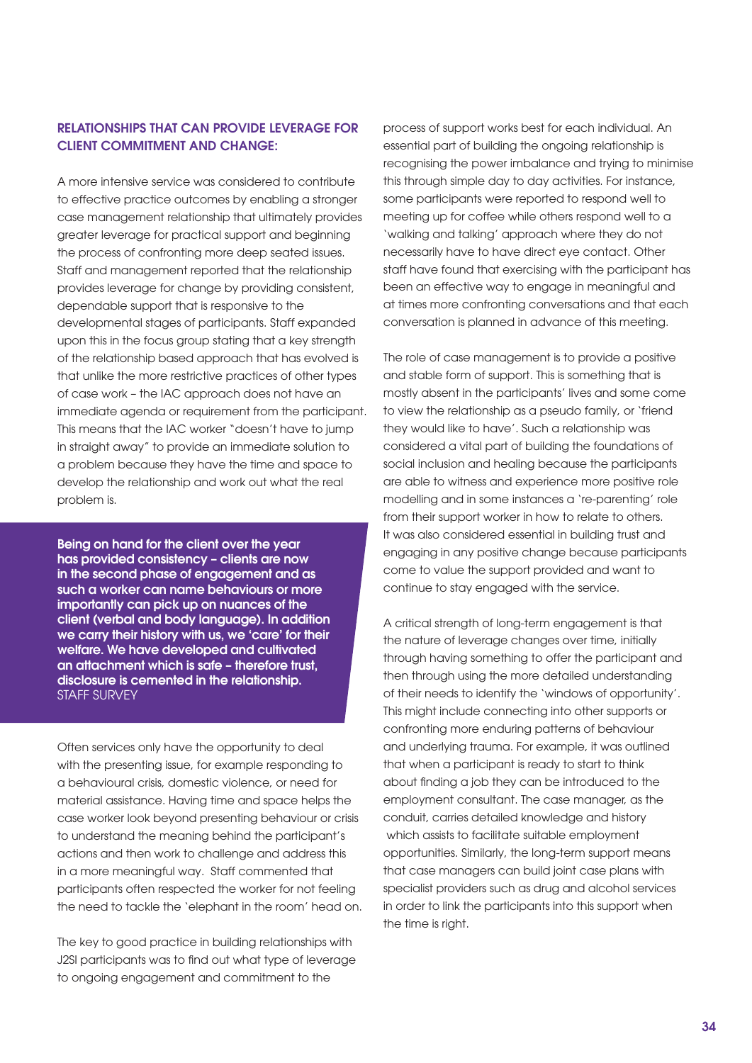## RELATIONSHIPS THAT CAN PROVIDE LEVERAGE FOR CLIENT COMMITMENT AND CHANGE:

A more intensive service was considered to contribute to effective practice outcomes by enabling a stronger case management relationship that ultimately provides greater leverage for practical support and beginning the process of confronting more deep seated issues. Staff and management reported that the relationship provides leverage for change by providing consistent, dependable support that is responsive to the developmental stages of participants. Staff expanded upon this in the focus group stating that a key strength of the relationship based approach that has evolved is that unlike the more restrictive practices of other types of case work – the IAC approach does not have an immediate agenda or requirement from the participant. This means that the IAC worker "doesn't have to jump in straight away" to provide an immediate solution to a problem because they have the time and space to develop the relationship and work out what the real problem is.

> **Being on hand for the client over the year has provided consistency – clients are now in the second phase of engagement and as such a worker can name behaviours or more importantly can pick up on nuances of the client (verbal and body language). In addition we carry their history with us, we 'care' for their welfare. We have developed and cultivated an attachment which is safe – therefore trust, disclosure is cemented in the relationship.**
> STAFF SURVEY

Often services only have the opportunity to deal with the presenting issue, for example responding to a behavioural crisis, domestic violence, or need for material assistance. Having time and space helps the case worker look beyond presenting behaviour or crisis to understand the meaning behind the participant's actions and then work to challenge and address this in a more meaningful way. Staff commented that participants often respected the worker for not feeling the need to tackle the 'elephant in the room' head on.

The key to good practice in building relationships with J2SI participants was to find out what type of leverage to ongoing engagement and commitment to the process of support works best for each individual. An essential part of building the ongoing relationship is recognising the power imbalance and trying to minimise this through simple day to day activities. For instance, some participants were reported to respond well to meeting up for coffee while others respond well to a 'walking and talking' approach where they do not necessarily have to have direct eye contact. Other staff have found that exercising with the participant has been an effective way to engage in meaningful and at times more confronting conversations and that each conversation is planned in advance of this meeting.

The role of case management is to provide a positive and stable form of support. This is something that is mostly absent in the participants' lives and some come to view the relationship as a pseudo family, or 'friend they would like to have'. Such a relationship was considered a vital part of building the foundations of social inclusion and healing because the participants are able to witness and experience more positive role modelling and in some instances a 're-parenting' role from their support worker in how to relate to others. It was also considered essential in building trust and engaging in any positive change because participants come to value the support provided and want to continue to stay engaged with the service.

A critical strength of long-term engagement is that the nature of leverage changes over time, initially through having something to offer the participant and then through using the more detailed understanding of their needs to identify the 'windows of opportunity'. This might include connecting into other supports or confronting more enduring patterns of behaviour and underlying trauma. For example, it was outlined that when a participant is ready to start to think about finding a job they can be introduced to the employment consultant. The case manager, as the conduit, carries detailed knowledge and history which assists to facilitate suitable employment opportunities. Similarly, the long-term support means that case managers can build joint case plans with specialist providers such as drug and alcohol services in order to link the participants into this support when the time is right.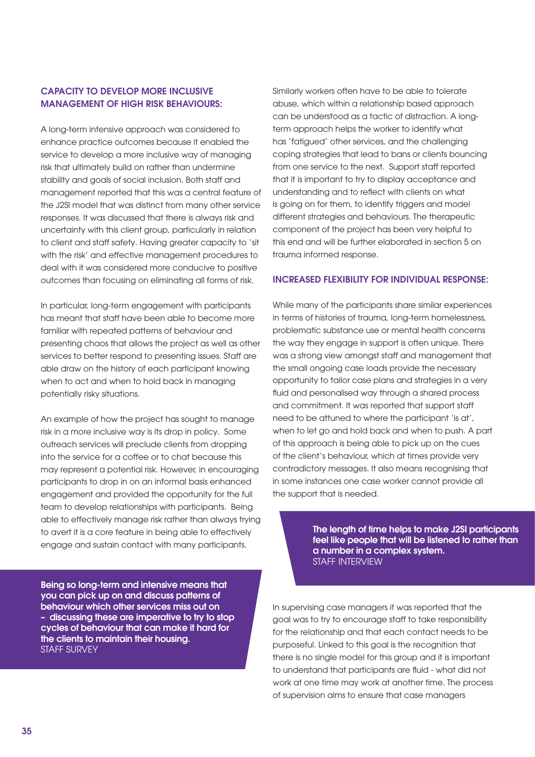### CAPACITY TO DEVELOP MORE INCLUSIVE MANAGEMENT OF HIGH RISK BEHAVIOURS:

A long-term intensive approach was considered to enhance practice outcomes because it enabled the service to develop a more inclusive way of managing risk that ultimately build on rather than undermine stability and goals of social inclusion. Both staff and management reported that this was a central feature of the J2SI model that was distinct from many other service responses. It was discussed that there is always risk and uncertainty with this client group, particularly in relation to client and staff safety. Having greater capacity to 'sit with the risk' and effective management procedures to deal with it was considered more conducive to positive outcomes than focusing on eliminating all forms of risk.

In particular, long-term engagement with participants has meant that staff have been able to become more familiar with repeated patterns of behaviour and presenting chaos that allows the project as well as other services to better respond to presenting issues. Staff are able draw on the history of each participant knowing when to act and when to hold back in managing potentially risky situations.

An example of how the project has sought to manage risk in a more inclusive way is its drop in policy. Some outreach services will preclude clients from dropping into the service for a coffee or to chat because this may represent a potential risk. However, in encouraging participants to drop in on an informal basis enhanced engagement and provided the opportunity for the full team to develop relationships with participants. Being able to effectively manage risk rather than always trying to avert it is a core feature in being able to effectively engage and sustain contact with many participants.

> **Being so long-term and intensive means that you can pick up on and discuss patterns of behaviour which other services miss out on – discussing these are imperative to try to stop cycles of behaviour that can make it hard for the clients to maintain their housing.**
> STAFF SURVEY

Similarly workers often have to be able to tolerate abuse, which within a relationship based approach can be understood as a tactic of distraction. A long-term approach helps the worker to identify what has 'fatigued' other services, and the challenging coping strategies that lead to bans or clients bouncing from one service to the next. Support staff reported that it is important to try to display acceptance and understanding and to reflect with clients on what is going on for them, to identify triggers and model different strategies and behaviours. The therapeutic component of the project has been very helpful to this end and will be further elaborated in section 5 on trauma informed response.

### INCREASED FLEXIBILITY FOR INDIVIDUAL RESPONSE:

While many of the participants share similar experiences in terms of histories of trauma, long-term homelessness, problematic substance use or mental health concerns the way they engage in support is often unique. There was a strong view amongst staff and management that the small ongoing case loads provide the necessary opportunity to tailor case plans and strategies in a very fluid and personalised way through a shared process and commitment. It was reported that support staff need to be attuned to where the participant 'is at', when to let go and hold back and when to push. A part of this approach is being able to pick up on the cues of the client's behaviour, which at times provide very contradictory messages. It also means recognising that in some instances one case worker cannot provide all the support that is needed.

> **The length of time helps to make J2SI participants feel like people that will be listened to rather than a number in a complex system.**
> STAFF INTERVIEW

In supervising case managers it was reported that the goal was to try to encourage staff to take responsibility for the relationship and that each contact needs to be purposeful. Linked to this goal is the recognition that there is no single model for this group and it is important to understand that participants are fluid - what did not work at one time may work at another time. The process of supervision aims to ensure that case managers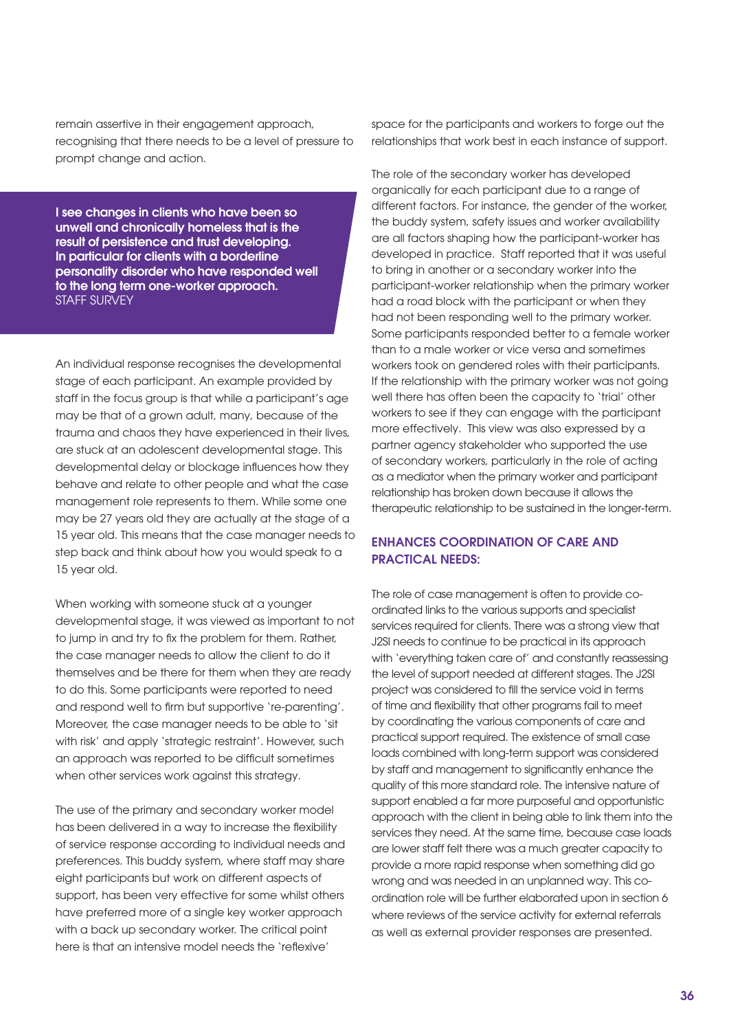remain assertive in their engagement approach, recognising that there needs to be a level of pressure to prompt change and action.

> **I see changes in clients who have been so unwell and chronically homeless that is the result of persistence and trust developing. In particular for clients with a borderline personality disorder who have responded well to the long term one-worker approach.**
> STAFF SURVEY

An individual response recognises the developmental stage of each participant. An example provided by staff in the focus group is that while a participant's age may be that of a grown adult, many, because of the trauma and chaos they have experienced in their lives, are stuck at an adolescent developmental stage. This developmental delay or blockage influences how they behave and relate to other people and what the case management role represents to them. While some one may be 27 years old they are actually at the stage of a 15 year old. This means that the case manager needs to step back and think about how you would speak to a 15 year old.

When working with someone stuck at a younger developmental stage, it was viewed as important to not to jump in and try to fix the problem for them. Rather, the case manager needs to allow the client to do it themselves and be there for them when they are ready to do this. Some participants were reported to need and respond well to firm but supportive 're-parenting'. Moreover, the case manager needs to be able to 'sit with risk' and apply 'strategic restraint'. However, such an approach was reported to be difficult sometimes when other services work against this strategy.

The use of the primary and secondary worker model has been delivered in a way to increase the flexibility of service response according to individual needs and preferences. This buddy system, where staff may share eight participants but work on different aspects of support, has been very effective for some whilst others have preferred more of a single key worker approach with a back up secondary worker. The critical point here is that an intensive model needs the 'reflexive' space for the participants and workers to forge out the relationships that work best in each instance of support.

The role of the secondary worker has developed organically for each participant due to a range of different factors. For instance, the gender of the worker, the buddy system, safety issues and worker availability are all factors shaping how the participant-worker has developed in practice. Staff reported that it was useful to bring in another or a secondary worker into the participant-worker relationship when the primary worker had a road block with the participant or when they had not been responding well to the primary worker. Some participants responded better to a female worker than to a male worker or vice versa and sometimes workers took on gendered roles with their participants. If the relationship with the primary worker was not going well there has often been the capacity to 'trial' other workers to see if they can engage with the participant more effectively. This view was also expressed by a partner agency stakeholder who supported the use of secondary workers, particularly in the role of acting as a mediator when the primary worker and participant relationship has broken down because it allows the therapeutic relationship to be sustained in the longer-term.

### ENHANCES COORDINATION OF CARE AND PRACTICAL NEEDS:

The role of case management is often to provide co-ordinated links to the various supports and specialist services required for clients. There was a strong view that J2SI needs to continue to be practical in its approach with 'everything taken care of' and constantly reassessing the level of support needed at different stages. The J2SI project was considered to fill the service void in terms of time and flexibility that other programs fail to meet by coordinating the various components of care and practical support required. The existence of small case loads combined with long-term support was considered by staff and management to significantly enhance the quality of this more standard role. The intensive nature of support enabled a far more purposeful and opportunistic approach with the client in being able to link them into the services they need. At the same time, because case loads are lower staff felt there was a much greater capacity to provide a more rapid response when something did go wrong and was needed in an unplanned way. This co-ordination role will be further elaborated upon in section 6 where reviews of the service activity for external referrals as well as external provider responses are presented.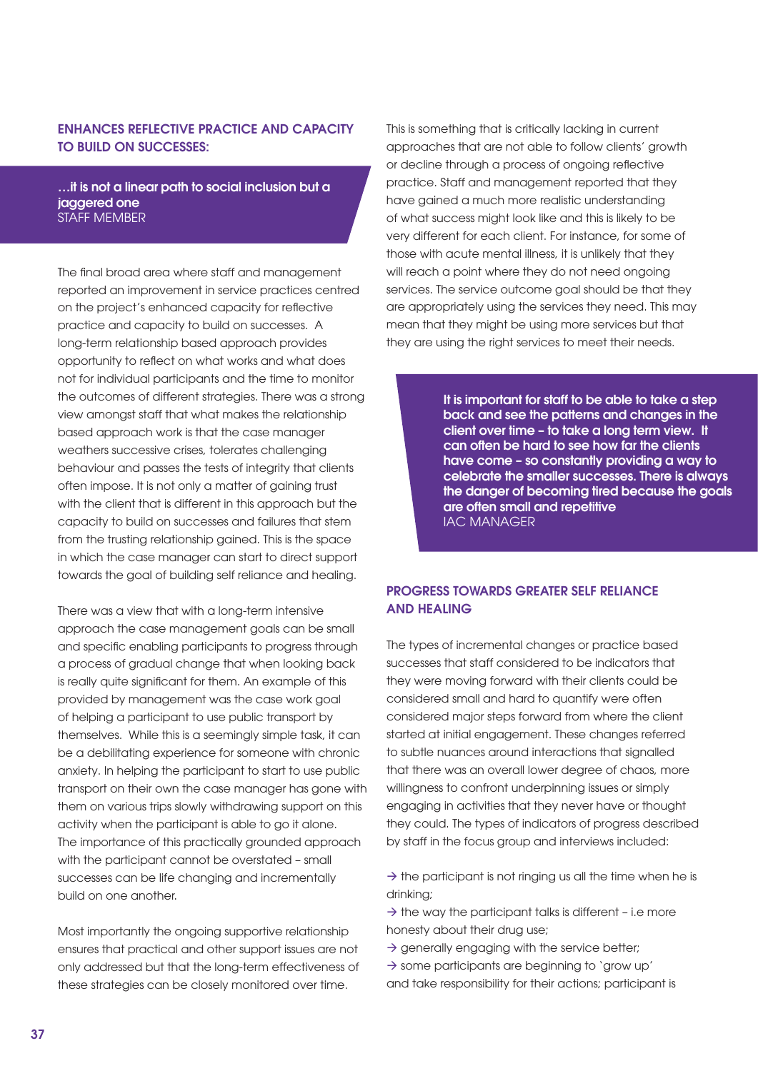## ENHANCES REFLECTIVE PRACTICE AND CAPACITY TO BUILD ON SUCCESSES:

> **…it is not a linear path to social inclusion but a jaggered one**
> STAFF MEMBER

The final broad area where staff and management reported an improvement in service practices centred on the project's enhanced capacity for reflective practice and capacity to build on successes. A long-term relationship based approach provides opportunity to reflect on what works and what does not for individual participants and the time to monitor the outcomes of different strategies. There was a strong view amongst staff that what makes the relationship based approach work is that the case manager weathers successive crises, tolerates challenging behaviour and passes the tests of integrity that clients often impose. It is not only a matter of gaining trust with the client that is different in this approach but the capacity to build on successes and failures that stem from the trusting relationship gained. This is the space in which the case manager can start to direct support towards the goal of building self reliance and healing.

There was a view that with a long-term intensive approach the case management goals can be small and specific enabling participants to progress through a process of gradual change that when looking back is really quite significant for them. An example of this provided by management was the case work goal of helping a participant to use public transport by themselves. While this is a seemingly simple task, it can be a debilitating experience for someone with chronic anxiety. In helping the participant to start to use public transport on their own the case manager has gone with them on various trips slowly withdrawing support on this activity when the participant is able to go it alone. The importance of this practically grounded approach with the participant cannot be overstated – small successes can be life changing and incrementally build on one another.

Most importantly the ongoing supportive relationship ensures that practical and other support issues are not only addressed but that the long-term effectiveness of these strategies can be closely monitored over time.

This is something that is critically lacking in current approaches that are not able to follow clients' growth or decline through a process of ongoing reflective practice. Staff and management reported that they have gained a much more realistic understanding of what success might look like and this is likely to be very different for each client. For instance, for some of those with acute mental illness, it is unlikely that they will reach a point where they do not need ongoing services. The service outcome goal should be that they are appropriately using the services they need. This may mean that they might be using more services but that they are using the right services to meet their needs.

> **It is important for staff to be able to take a step back and see the patterns and changes in the client over time – to take a long term view. It can often be hard to see how far the clients have come – so constantly providing a way to celebrate the smaller successes. There is always the danger of becoming tired because the goals are often small and repetitive**
> IAC MANAGER

## PROGRESS TOWARDS GREATER SELF RELIANCE AND HEALING

The types of incremental changes or practice based successes that staff considered to be indicators that they were moving forward with their clients could be considered small and hard to quantify were often considered major steps forward from where the client started at initial engagement. These changes referred to subtle nuances around interactions that signalled that there was an overall lower degree of chaos, more willingness to confront underpinning issues or simply engaging in activities that they never have or thought they could. The types of indicators of progress described by staff in the focus group and interviews included:

→ the participant is not ringing us all the time when he is drinking;
→ the way the participant talks is different – i.e more honesty about their drug use;
→ generally engaging with the service better;
→ some participants are beginning to 'grow up' and take responsibility for their actions; participant is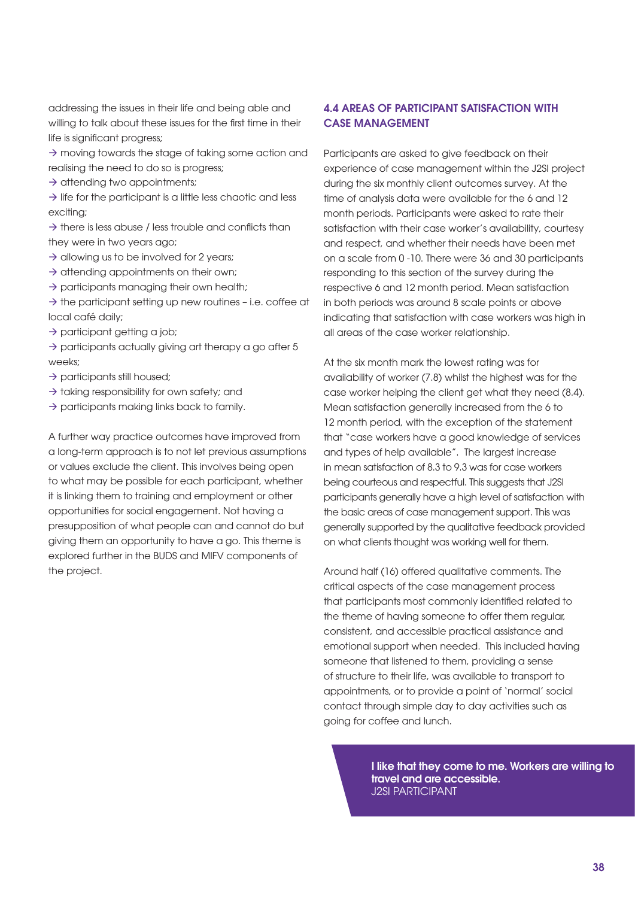addressing the issues in their life and being able and willing to talk about these issues for the first time in their life is significant progress;

→ moving towards the stage of taking some action and realising the need to do so is progress;

→ attending two appointments;

→ life for the participant is a little less chaotic and less exciting;

→ there is less abuse / less trouble and conflicts than they were in two years ago;

→ allowing us to be involved for 2 years;

→ attending appointments on their own;

→ participants managing their own health;

→ the participant setting up new routines – i.e. coffee at local café daily;

→ participant getting a job;

→ participants actually giving art therapy a go after 5 weeks;

→ participants still housed;

→ taking responsibility for own safety; and

→ participants making links back to family.

A further way practice outcomes have improved from a long-term approach is to not let previous assumptions or values exclude the client. This involves being open to what may be possible for each participant, whether it is linking them to training and employment or other opportunities for social engagement. Not having a presupposition of what people can and cannot do but giving them an opportunity to have a go. This theme is explored further in the BUDS and MIFV components of the project.

## 4.4 AREAS OF PARTICIPANT SATISFACTION WITH CASE MANAGEMENT

Participants are asked to give feedback on their experience of case management within the J2SI project during the six monthly client outcomes survey. At the time of analysis data were available for the 6 and 12 month periods. Participants were asked to rate their satisfaction with their case worker's availability, courtesy and respect, and whether their needs have been met on a scale from 0 -10. There were 36 and 30 participants responding to this section of the survey during the respective 6 and 12 month period. Mean satisfaction in both periods was around 8 scale points or above indicating that satisfaction with case workers was high in all areas of the case worker relationship.

At the six month mark the lowest rating was for availability of worker (7.8) whilst the highest was for the case worker helping the client get what they need (8.4). Mean satisfaction generally increased from the 6 to 12 month period, with the exception of the statement that "case workers have a good knowledge of services and types of help available". The largest increase in mean satisfaction of 8.3 to 9.3 was for case workers being courteous and respectful. This suggests that J2SI participants generally have a high level of satisfaction with the basic areas of case management support. This was generally supported by the qualitative feedback provided on what clients thought was working well for them.

Around half (16) offered qualitative comments. The critical aspects of the case management process that participants most commonly identified related to the theme of having someone to offer them regular, consistent, and accessible practical assistance and emotional support when needed. This included having someone that listened to them, providing a sense of structure to their life, was available to transport to appointments, or to provide a point of 'normal' social contact through simple day to day activities such as going for coffee and lunch.

> **I like that they come to me. Workers are willing to travel and are accessible.**
> J2SI PARTICIPANT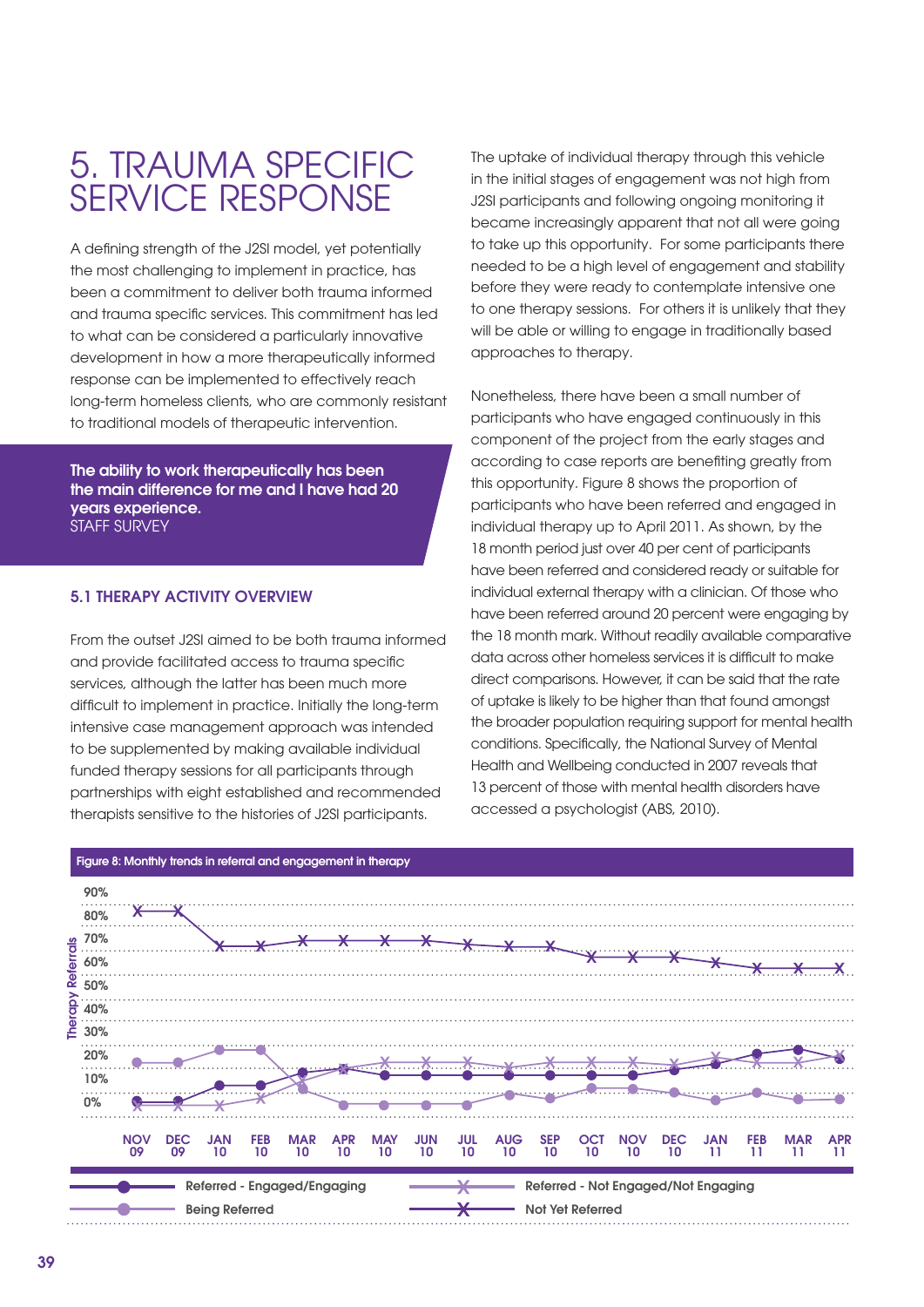# 5. TRAUMA SPECIFIC SERVICE RESPONSE

A defining strength of the J2SI model, yet potentially the most challenging to implement in practice, has been a commitment to deliver both trauma informed and trauma specific services. This commitment has led to what can be considered a particularly innovative development in how a more therapeutically informed response can be implemented to effectively reach long-term homeless clients, who are commonly resistant to traditional models of therapeutic intervention.

> **The ability to work therapeutically has been the main difference for me and I have had 20 years experience.**
> STAFF SURVEY

### 5.1 THERAPY ACTIVITY OVERVIEW

From the outset J2SI aimed to be both trauma informed and provide facilitated access to trauma specific services, although the latter has been much more difficult to implement in practice. Initially the long-term intensive case management approach was intended to be supplemented by making available individual funded therapy sessions for all participants through partnerships with eight established and recommended therapists sensitive to the histories of J2SI participants.

The uptake of individual therapy through this vehicle in the initial stages of engagement was not high from J2SI participants and following ongoing monitoring it became increasingly apparent that not all were going to take up this opportunity. For some participants there needed to be a high level of engagement and stability before they were ready to contemplate intensive one to one therapy sessions. For others it is unlikely that they will be able or willing to engage in traditionally based approaches to therapy.

Nonetheless, there have been a small number of participants who have engaged continuously in this component of the project from the early stages and according to case reports are benefiting greatly from this opportunity. Figure 8 shows the proportion of participants who have been referred and engaged in individual therapy up to April 2011. As shown, by the 18 month period just over 40 per cent of participants have been referred and considered ready or suitable for individual external therapy with a clinician. Of those who have been referred around 20 percent were engaging by the 18 month mark. Without readily available comparative data across other homeless services it is difficult to make direct comparisons. However, it can be said that the rate of uptake is likely to be higher than that found amongst the broader population requiring support for mental health conditions. Specifically, the National Survey of Mental Health and Wellbeing conducted in 2007 reveals that 13 percent of those with mental health disorders have accessed a psychologist (ABS, 2010).

**Figure 8: Monthly trends in referral and engagement in therapy**

Legend: Referred - Engaged/Engaging; Being Referred; Referred - Not Engaged/Not Engaging; Not Yet Referred

Y-axis: Therapy Referrals (0%–90%); X-axis: NOV 09 – APR 11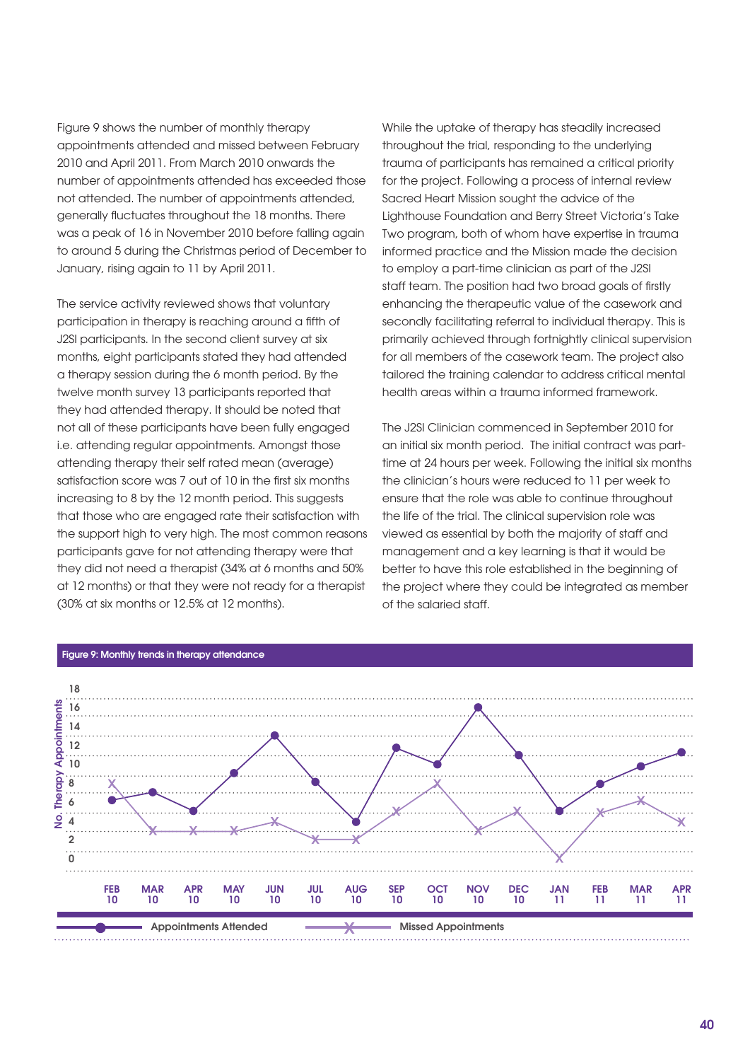Figure 9 shows the number of monthly therapy appointments attended and missed between February 2010 and April 2011. From March 2010 onwards the number of appointments attended has exceeded those not attended. The number of appointments attended, generally fluctuates throughout the 18 months. There was a peak of 16 in November 2010 before falling again to around 5 during the Christmas period of December to January, rising again to 11 by April 2011.

The service activity reviewed shows that voluntary participation in therapy is reaching around a fifth of J2SI participants. In the second client survey at six months, eight participants stated they had attended a therapy session during the 6 month period. By the twelve month survey 13 participants reported that they had attended therapy. It should be noted that not all of these participants have been fully engaged i.e. attending regular appointments. Amongst those attending therapy their self rated mean (average) satisfaction score was 7 out of 10 in the first six months increasing to 8 by the 12 month period. This suggests that those who are engaged rate their satisfaction with the support high to very high. The most common reasons participants gave for not attending therapy were that they did not need a therapist (34% at 6 months and 50% at 12 months) or that they were not ready for a therapist (30% at six months or 12.5% at 12 months).

While the uptake of therapy has steadily increased throughout the trial, responding to the underlying trauma of participants has remained a critical priority for the project. Following a process of internal review Sacred Heart Mission sought the advice of the Lighthouse Foundation and Berry Street Victoria's Take Two program, both of whom have expertise in trauma informed practice and the Mission made the decision to employ a part-time clinician as part of the J2SI staff team. The position had two broad goals of firstly enhancing the therapeutic value of the casework and secondly facilitating referral to individual therapy. This is primarily achieved through fortnightly clinical supervision for all members of the casework team. The project also tailored the training calendar to address critical mental health areas within a trauma informed framework.

The J2SI Clinician commenced in September 2010 for an initial six month period. The initial contract was part-time at 24 hours per week. Following the initial six months the clinician's hours were reduced to 11 per week to ensure that the role was able to continue throughout the life of the trial. The clinical supervision role was viewed as essential by both the majority of staff and management and a key learning is that it would be better to have this role established in the beginning of the project where they could be integrated as member of the salaried staff.

**Figure 9: Monthly trends in therapy attendance**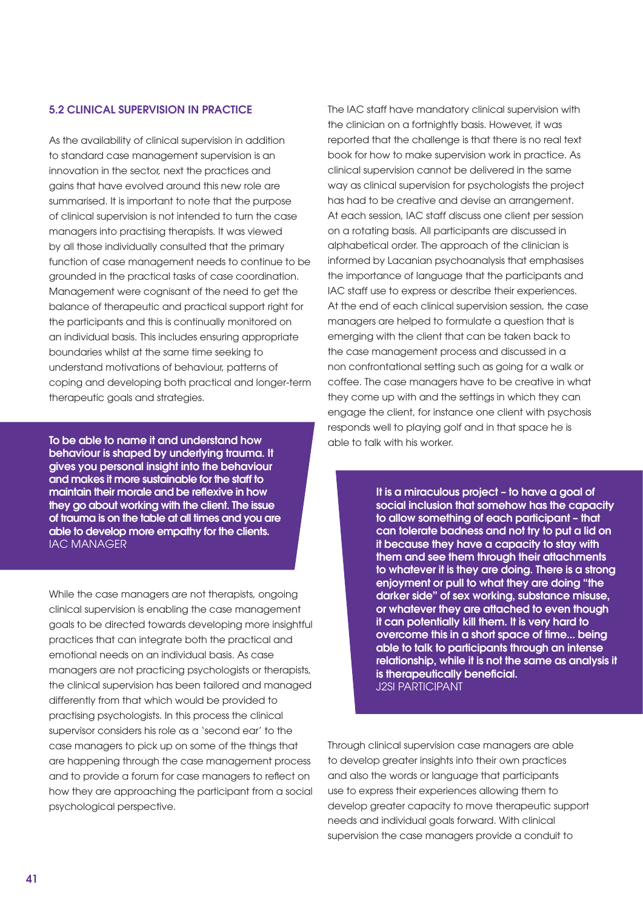## 5.2 CLINICAL SUPERVISION IN PRACTICE

As the availability of clinical supervision in addition to standard case management supervision is an innovation in the sector, next the practices and gains that have evolved around this new role are summarised. It is important to note that the purpose of clinical supervision is not intended to turn the case managers into practising therapists. It was viewed by all those individually consulted that the primary function of case management needs to continue to be grounded in the practical tasks of case coordination. Management were cognisant of the need to get the balance of therapeutic and practical support right for the participants and this is continually monitored on an individual basis. This includes ensuring appropriate boundaries whilst at the same time seeking to understand motivations of behaviour, patterns of coping and developing both practical and longer-term therapeutic goals and strategies.

> **To be able to name it and understand how behaviour is shaped by underlying trauma. It gives you personal insight into the behaviour and makes it more sustainable for the staff to maintain their morale and be reflexive in how they go about working with the client. The issue of trauma is on the table at all times and you are able to develop more empathy for the clients.**
> IAC MANAGER

While the case managers are not therapists, ongoing clinical supervision is enabling the case management goals to be directed towards developing more insightful practices that can integrate both the practical and emotional needs on an individual basis. As case managers are not practicing psychologists or therapists, the clinical supervision has been tailored and managed differently from that which would be provided to practising psychologists. In this process the clinical supervisor considers his role as a 'second ear' to the case managers to pick up on some of the things that are happening through the case management process and to provide a forum for case managers to reflect on how they are approaching the participant from a social psychological perspective.

The IAC staff have mandatory clinical supervision with the clinician on a fortnightly basis. However, it was reported that the challenge is that there is no real text book for how to make supervision work in practice. As clinical supervision cannot be delivered in the same way as clinical supervision for psychologists the project has had to be creative and devise an arrangement. At each session, IAC staff discuss one client per session on a rotating basis. All participants are discussed in alphabetical order. The approach of the clinician is informed by Lacanian psychoanalysis that emphasises the importance of language that the participants and IAC staff use to express or describe their experiences. At the end of each clinical supervision session, the case managers are helped to formulate a question that is emerging with the client that can be taken back to the case management process and discussed in a non confrontational setting such as going for a walk or coffee. The case managers have to be creative in what they come up with and the settings in which they can engage the client, for instance one client with psychosis responds well to playing golf and in that space he is able to talk with his worker.

> **It is a miraculous project – to have a goal of social inclusion that somehow has the capacity to allow something of each participant – that can tolerate badness and not try to put a lid on it because they have a capacity to stay with them and see them through their attachments to whatever it is they are doing. There is a strong enjoyment or pull to what they are doing "the darker side" of sex working, substance misuse, or whatever they are attached to even though it can potentially kill them. It is very hard to overcome this in a short space of time... being able to talk to participants through an intense relationship, while it is not the same as analysis it is therapeutically beneficial.**
> J2SI PARTICIPANT

Through clinical supervision case managers are able to develop greater insights into their own practices and also the words or language that participants use to express their experiences allowing them to develop greater capacity to move therapeutic support needs and individual goals forward. With clinical supervision the case managers provide a conduit to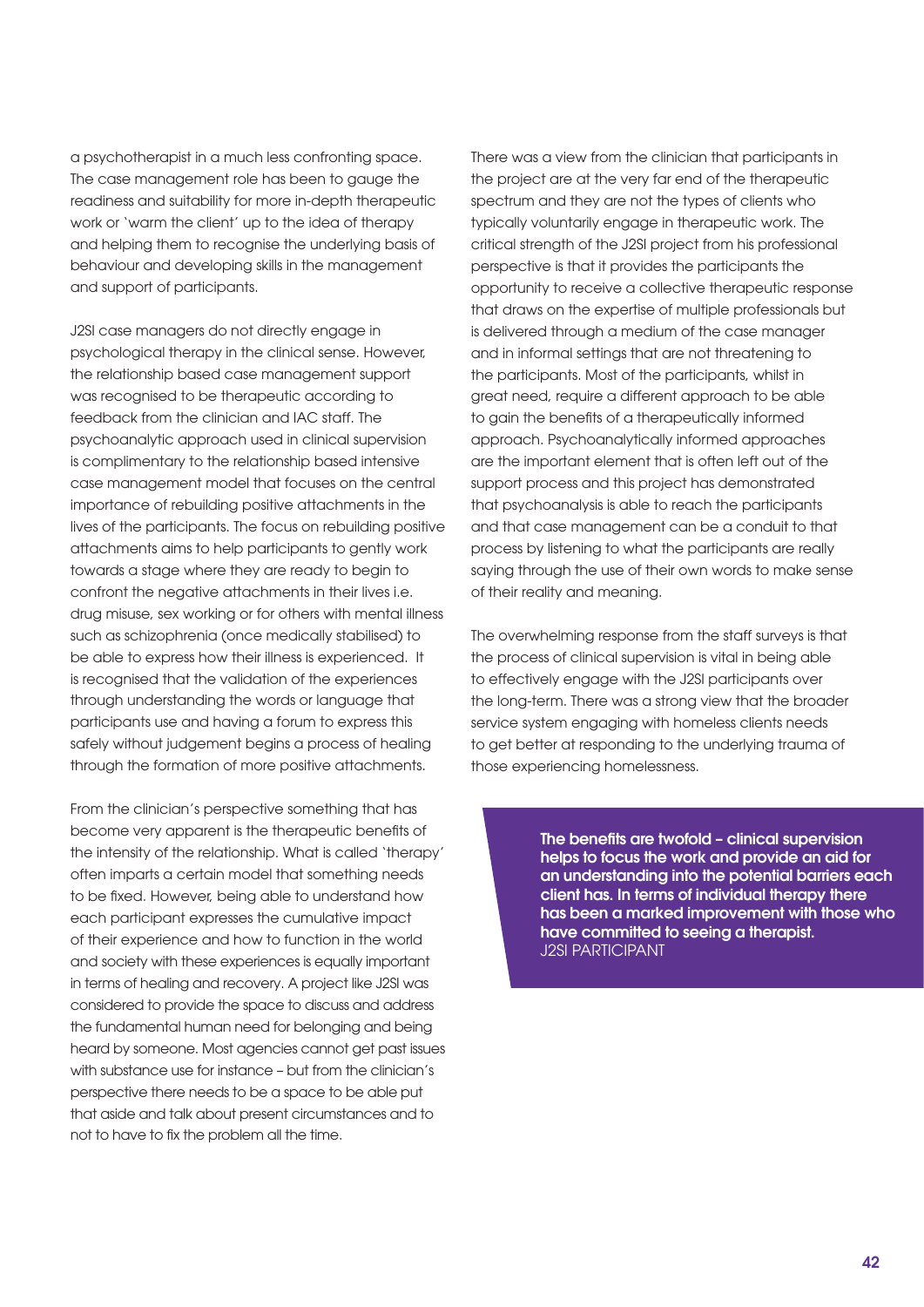a psychotherapist in a much less confronting space. The case management role has been to gauge the readiness and suitability for more in-depth therapeutic work or 'warm the client' up to the idea of therapy and helping them to recognise the underlying basis of behaviour and developing skills in the management and support of participants.

J2SI case managers do not directly engage in psychological therapy in the clinical sense. However, the relationship based case management support was recognised to be therapeutic according to feedback from the clinician and IAC staff. The psychoanalytic approach used in clinical supervision is complimentary to the relationship based intensive case management model that focuses on the central importance of rebuilding positive attachments in the lives of the participants. The focus on rebuilding positive attachments aims to help participants to gently work towards a stage where they are ready to begin to confront the negative attachments in their lives i.e. drug misuse, sex working or for others with mental illness such as schizophrenia (once medically stabilised) to be able to express how their illness is experienced. It is recognised that the validation of the experiences through understanding the words or language that participants use and having a forum to express this safely without judgement begins a process of healing through the formation of more positive attachments.

From the clinician's perspective something that has become very apparent is the therapeutic benefits of the intensity of the relationship. What is called 'therapy' often imparts a certain model that something needs to be fixed. However, being able to understand how each participant expresses the cumulative impact of their experience and how to function in the world and society with these experiences is equally important in terms of healing and recovery. A project like J2SI was considered to provide the space to discuss and address the fundamental human need for belonging and being heard by someone. Most agencies cannot get past issues with substance use for instance – but from the clinician's perspective there needs to be a space to be able put that aside and talk about present circumstances and to not to have to fix the problem all the time.

There was a view from the clinician that participants in the project are at the very far end of the therapeutic spectrum and they are not the types of clients who typically voluntarily engage in therapeutic work. The critical strength of the J2SI project from his professional perspective is that it provides the participants the opportunity to receive a collective therapeutic response that draws on the expertise of multiple professionals but is delivered through a medium of the case manager and in informal settings that are not threatening to the participants. Most of the participants, whilst in great need, require a different approach to be able to gain the benefits of a therapeutically informed approach. Psychoanalytically informed approaches are the important element that is often left out of the support process and this project has demonstrated that psychoanalysis is able to reach the participants and that case management can be a conduit to that process by listening to what the participants are really saying through the use of their own words to make sense of their reality and meaning.

The overwhelming response from the staff surveys is that the process of clinical supervision is vital in being able to effectively engage with the J2SI participants over the long-term. There was a strong view that the broader service system engaging with homeless clients needs to get better at responding to the underlying trauma of those experiencing homelessness.

> **The benefits are twofold – clinical supervision helps to focus the work and provide an aid for an understanding into the potential barriers each client has. In terms of individual therapy there has been a marked improvement with those who have committed to seeing a therapist.**
> J2SI PARTICIPANT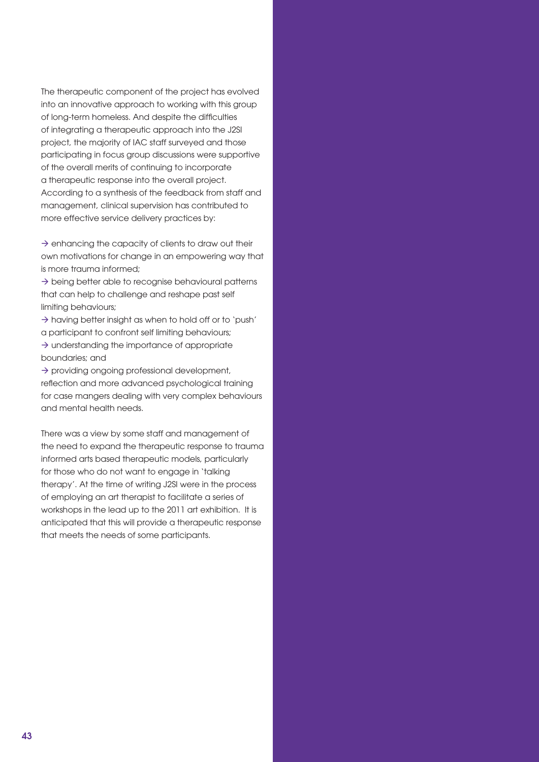The therapeutic component of the project has evolved into an innovative approach to working with this group of long-term homeless. And despite the difficulties of integrating a therapeutic approach into the J2SI project, the majority of IAC staff surveyed and those participating in focus group discussions were supportive of the overall merits of continuing to incorporate a therapeutic response into the overall project. According to a synthesis of the feedback from staff and management, clinical supervision has contributed to more effective service delivery practices by:

→ enhancing the capacity of clients to draw out their own motivations for change in an empowering way that is more trauma informed;
→ being better able to recognise behavioural patterns that can help to challenge and reshape past self limiting behaviours;
→ having better insight as when to hold off or to 'push' a participant to confront self limiting behaviours;
→ understanding the importance of appropriate boundaries; and
→ providing ongoing professional development, reflection and more advanced psychological training for case mangers dealing with very complex behaviours and mental health needs.

There was a view by some staff and management of the need to expand the therapeutic response to trauma informed arts based therapeutic models, particularly for those who do not want to engage in 'talking therapy'. At the time of writing J2SI were in the process of employing an art therapist to facilitate a series of workshops in the lead up to the 2011 art exhibition. It is anticipated that this will provide a therapeutic response that meets the needs of some participants.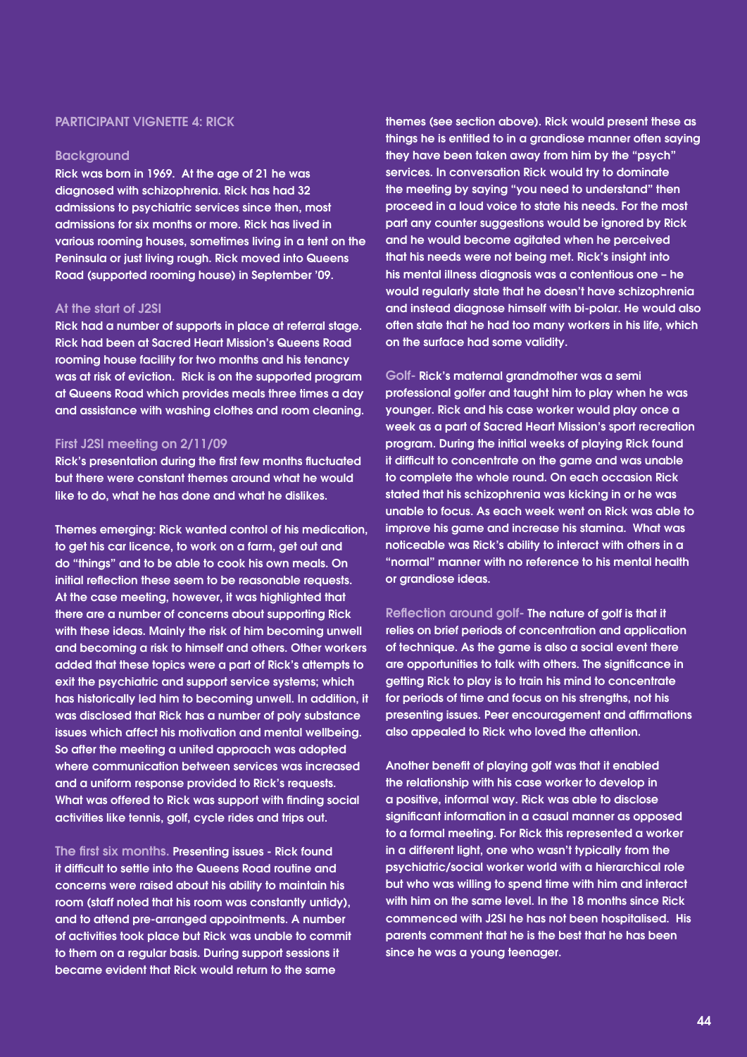## PARTICIPANT VIGNETTE 4: RICK

### Background

Rick was born in 1969. At the age of 21 he was diagnosed with schizophrenia. Rick has had 32 admissions to psychiatric services since then, most admissions for six months or more. Rick has lived in various rooming houses, sometimes living in a tent on the Peninsula or just living rough. Rick moved into Queens Road (supported rooming house) in September '09.

### At the start of J2SI

Rick had a number of supports in place at referral stage. Rick had been at Sacred Heart Mission's Queens Road rooming house facility for two months and his tenancy was at risk of eviction. Rick is on the supported program at Queens Road which provides meals three times a day and assistance with washing clothes and room cleaning.

### First J2SI meeting on 2/11/09

Rick's presentation during the first few months fluctuated but there were constant themes around what he would like to do, what he has done and what he dislikes.

Themes emerging: Rick wanted control of his medication, to get his car licence, to work on a farm, get out and do "things" and to be able to cook his own meals. On initial reflection these seem to be reasonable requests. At the case meeting, however, it was highlighted that there are a number of concerns about supporting Rick with these ideas. Mainly the risk of him becoming unwell and becoming a risk to himself and others. Other workers added that these topics were a part of Rick's attempts to exit the psychiatric and support service systems; which has historically led him to becoming unwell. In addition, it was disclosed that Rick has a number of poly substance issues which affect his motivation and mental wellbeing. So after the meeting a united approach was adopted where communication between services was increased and a uniform response provided to Rick's requests. What was offered to Rick was support with finding social activities like tennis, golf, cycle rides and trips out.

**The first six months.** Presenting issues - Rick found it difficult to settle into the Queens Road routine and concerns were raised about his ability to maintain his room (staff noted that his room was constantly untidy), and to attend pre-arranged appointments. A number of activities took place but Rick was unable to commit to them on a regular basis. During support sessions it became evident that Rick would return to the same themes (see section above). Rick would present these as things he is entitled to in a grandiose manner often saying they have been taken away from him by the "psych" services. In conversation Rick would try to dominate the meeting by saying "you need to understand" then proceed in a loud voice to state his needs. For the most part any counter suggestions would be ignored by Rick and he would become agitated when he perceived that his needs were not being met. Rick's insight into his mental illness diagnosis was a contentious one – he would regularly state that he doesn't have schizophrenia and instead diagnose himself with bi-polar. He would also often state that he had too many workers in his life, which on the surface had some validity.

**Golf-** Rick's maternal grandmother was a semi professional golfer and taught him to play when he was younger. Rick and his case worker would play once a week as a part of Sacred Heart Mission's sport recreation program. During the initial weeks of playing Rick found it difficult to concentrate on the game and was unable to complete the whole round. On each occasion Rick stated that his schizophrenia was kicking in or he was unable to focus. As each week went on Rick was able to improve his game and increase his stamina. What was noticeable was Rick's ability to interact with others in a "normal" manner with no reference to his mental health or grandiose ideas.

**Reflection around golf-** The nature of golf is that it relies on brief periods of concentration and application of technique. As the game is also a social event there are opportunities to talk with others. The significance in getting Rick to play is to train his mind to concentrate for periods of time and focus on his strengths, not his presenting issues. Peer encouragement and affirmations also appealed to Rick who loved the attention.

Another benefit of playing golf was that it enabled the relationship with his case worker to develop in a positive, informal way. Rick was able to disclose significant information in a casual manner as opposed to a formal meeting. For Rick this represented a worker in a different light, one who wasn't typically from the psychiatric/social worker world with a hierarchical role but who was willing to spend time with him and interact with him on the same level. In the 18 months since Rick commenced with J2SI he has not been hospitalised. His parents comment that he is the best that he has been since he was a young teenager.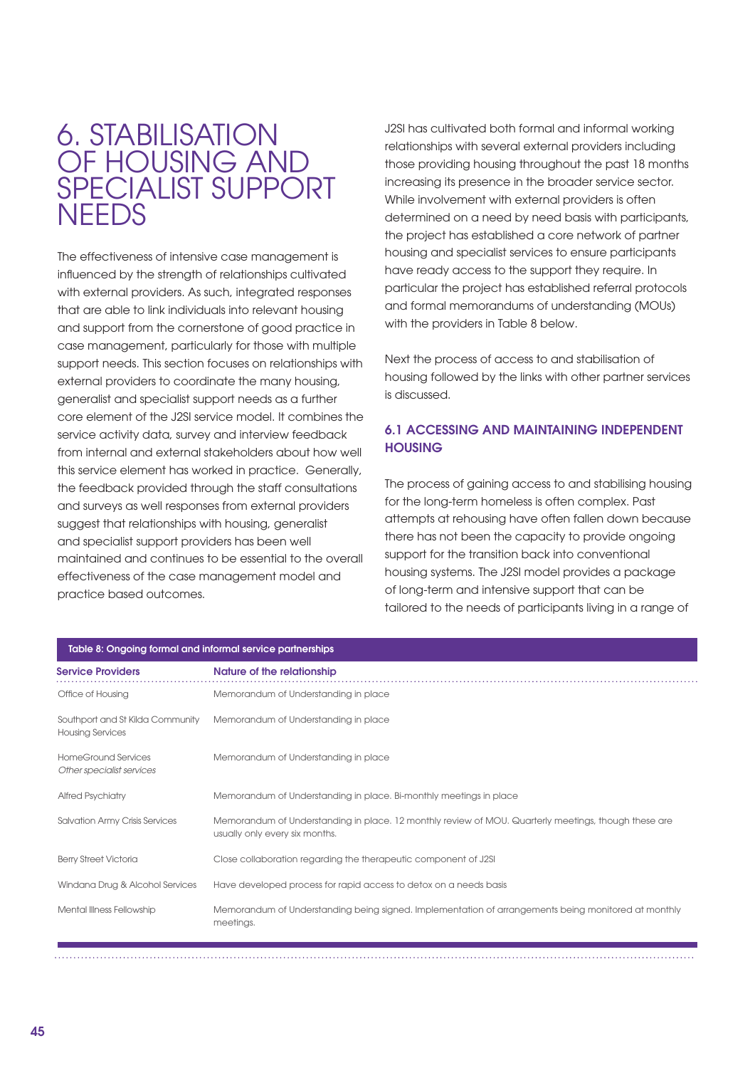# 6. STABILISATION OF HOUSING AND SPECIALIST SUPPORT NEEDS

The effectiveness of intensive case management is influenced by the strength of relationships cultivated with external providers. As such, integrated responses that are able to link individuals into relevant housing and support from the cornerstone of good practice in case management, particularly for those with multiple support needs. This section focuses on relationships with external providers to coordinate the many housing, generalist and specialist support needs as a further core element of the J2SI service model. It combines the service activity data, survey and interview feedback from internal and external stakeholders about how well this service element has worked in practice. Generally, the feedback provided through the staff consultations and surveys as well responses from external providers suggest that relationships with housing, generalist and specialist support providers has been well maintained and continues to be essential to the overall effectiveness of the case management model and practice based outcomes.

J2SI has cultivated both formal and informal working relationships with several external providers including those providing housing throughout the past 18 months increasing its presence in the broader service sector. While involvement with external providers is often determined on a need by need basis with participants, the project has established a core network of partner housing and specialist services to ensure participants have ready access to the support they require. In particular the project has established referral protocols and formal memorandums of understanding (MOUs) with the providers in Table 8 below.

Next the process of access to and stabilisation of housing followed by the links with other partner services is discussed.

## 6.1 ACCESSING AND MAINTAINING INDEPENDENT HOUSING

The process of gaining access to and stabilising housing for the long-term homeless is often complex. Past attempts at rehousing have often fallen down because there has not been the capacity to provide ongoing support for the transition back into conventional housing systems. The J2SI model provides a package of long-term and intensive support that can be tailored to the needs of participants living in a range of

**Table 8: Ongoing formal and informal service partnerships**

| Service Providers | Nature of the relationship |
|---|---|
| Office of Housing | Memorandum of Understanding in place |
| Southport and St Kilda Community Housing Services | Memorandum of Understanding in place |
| HomeGround Services<br>*Other specialist services* | Memorandum of Understanding in place |
| Alfred Psychiatry | Memorandum of Understanding in place. Bi-monthly meetings in place |
| Salvation Army Crisis Services | Memorandum of Understanding in place. 12 monthly review of MOU. Quarterly meetings, though these are usually only every six months. |
| Berry Street Victoria | Close collaboration regarding the therapeutic component of J2SI |
| Windana Drug & Alcohol Services | Have developed process for rapid access to detox on a needs basis |
| Mental Illness Fellowship | Memorandum of Understanding being signed. Implementation of arrangements being monitored at monthly meetings. |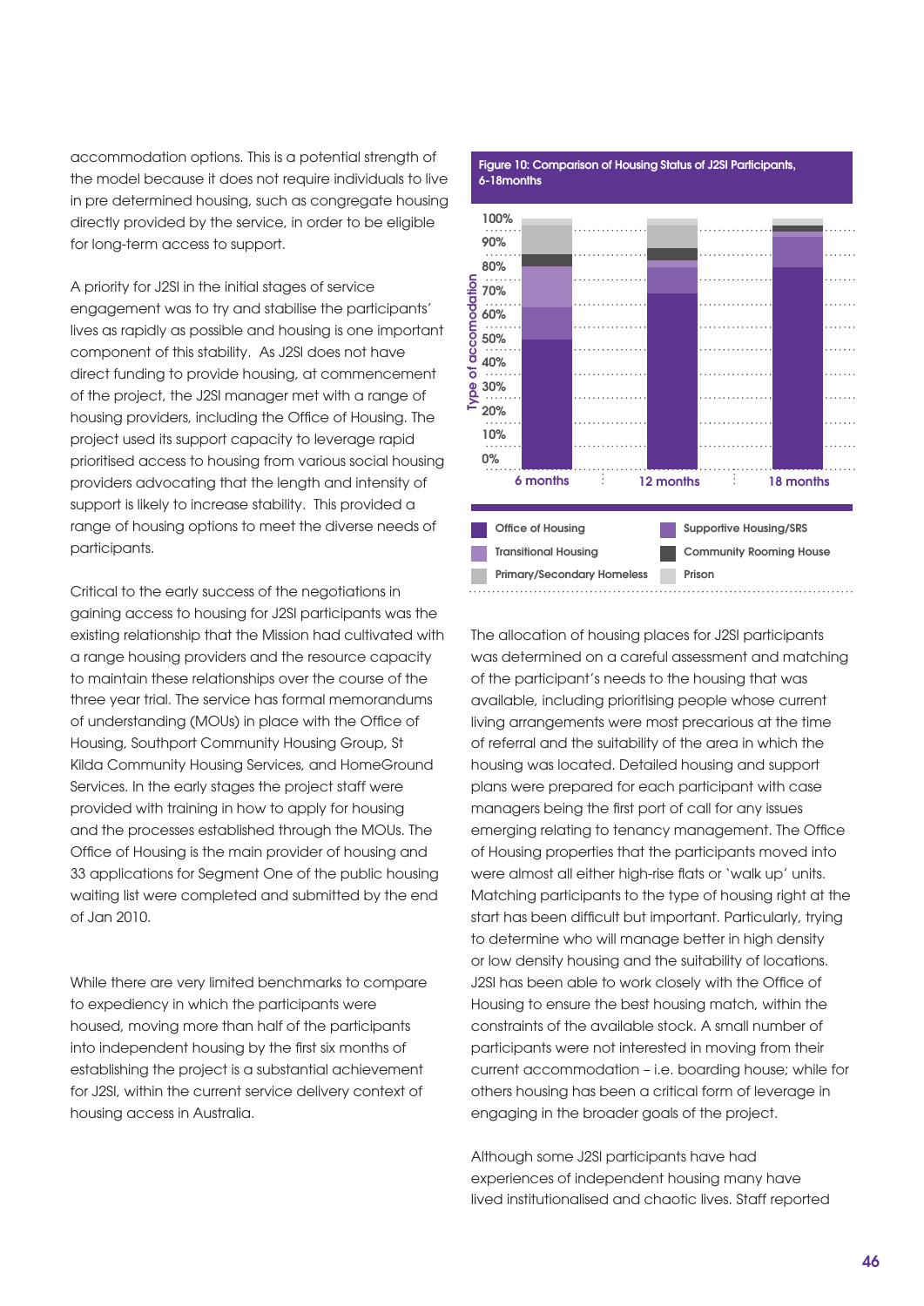accommodation options. This is a potential strength of the model because it does not require individuals to live in pre determined housing, such as congregate housing directly provided by the service, in order to be eligible for long-term access to support.

A priority for J2SI in the initial stages of service engagement was to try and stabilise the participants' lives as rapidly as possible and housing is one important component of this stability. As J2SI does not have direct funding to provide housing, at commencement of the project, the J2SI manager met with a range of housing providers, including the Office of Housing. The project used its support capacity to leverage rapid prioritised access to housing from various social housing providers advocating that the length and intensity of support is likely to increase stability. This provided a range of housing options to meet the diverse needs of participants.

Critical to the early success of the negotiations in gaining access to housing for J2SI participants was the existing relationship that the Mission had cultivated with a range housing providers and the resource capacity to maintain these relationships over the course of the three year trial. The service has formal memorandums of understanding (MOUs) in place with the Office of Housing, Southport Community Housing Group, St Kilda Community Housing Services, and HomeGround Services. In the early stages the project staff were provided with training in how to apply for housing and the processes established through the MOUs. The Office of Housing is the main provider of housing and 33 applications for Segment One of the public housing waiting list were completed and submitted by the end of Jan 2010.

While there are very limited benchmarks to compare to expediency in which the participants were housed, moving more than half of the participants into independent housing by the first six months of establishing the project is a substantial achievement for J2SI, within the current service delivery context of housing access in Australia.

**Figure 10: Comparison of Housing Status of J2SI Participants, 6-18months**

Legend: Office of Housing; Supportive Housing/SRS; Transitional Housing; Community Rooming House; Primary/Secondary Homeless; Prison

Y-axis: Type of accomodation (0%–100%); X-axis: 6 months, 12 months, 18 months

The allocation of housing places for J2SI participants was determined on a careful assessment and matching of the participant's needs to the housing that was available, including prioritising people whose current living arrangements were most precarious at the time of referral and the suitability of the area in which the housing was located. Detailed housing and support plans were prepared for each participant with case managers being the first port of call for any issues emerging relating to tenancy management. The Office of Housing properties that the participants moved into were almost all either high-rise flats or 'walk up' units. Matching participants to the type of housing right at the start has been difficult but important. Particularly, trying to determine who will manage better in high density or low density housing and the suitability of locations. J2SI has been able to work closely with the Office of Housing to ensure the best housing match, within the constraints of the available stock. A small number of participants were not interested in moving from their current accommodation – i.e. boarding house; while for others housing has been a critical form of leverage in engaging in the broader goals of the project.

Although some J2SI participants have had experiences of independent housing many have lived institutionalised and chaotic lives. Staff reported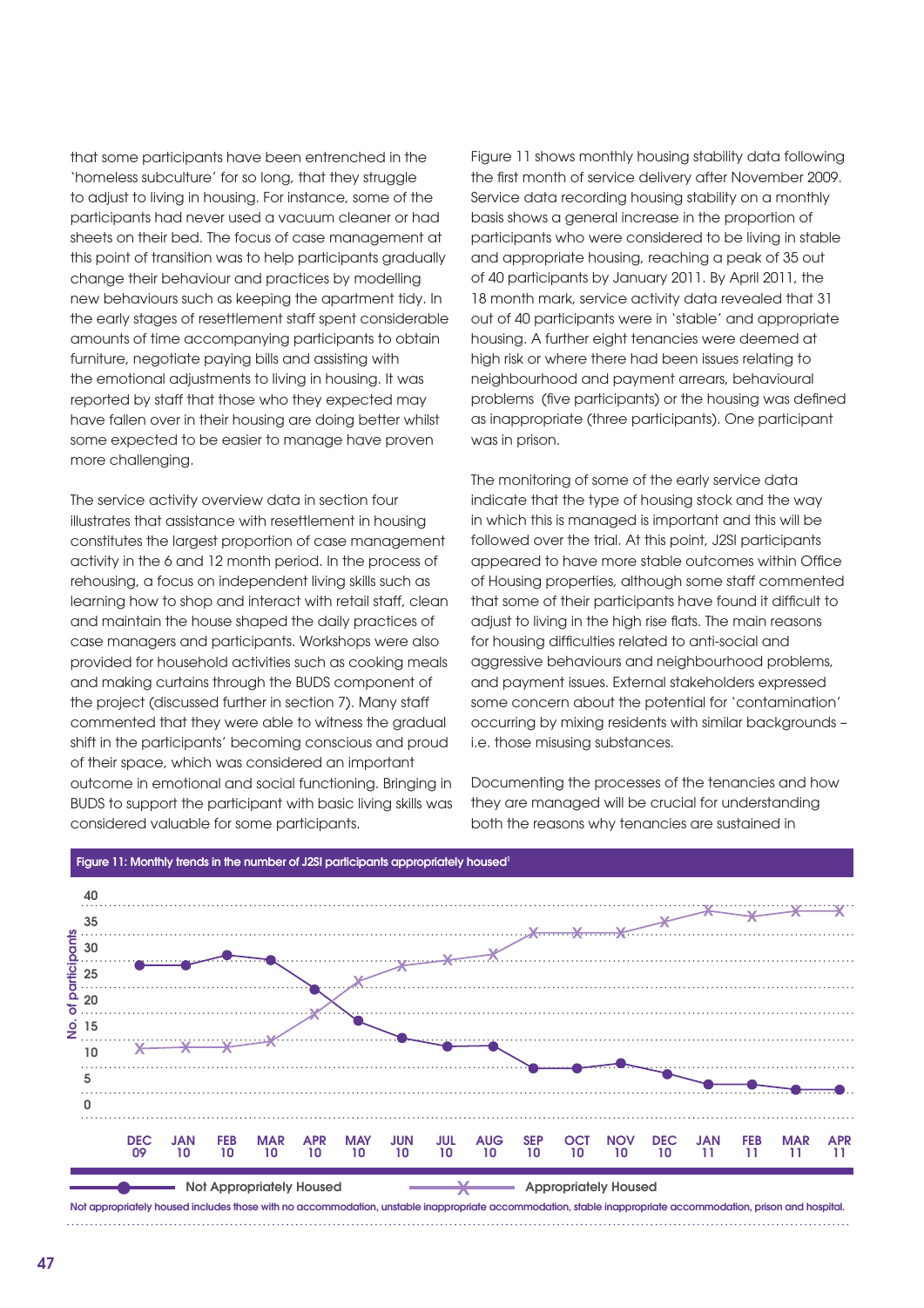that some participants have been entrenched in the 'homeless subculture' for so long, that they struggle to adjust to living in housing. For instance, some of the participants had never used a vacuum cleaner or had sheets on their bed. The focus of case management at this point of transition was to help participants gradually change their behaviour and practices by modelling new behaviours such as keeping the apartment tidy. In the early stages of resettlement staff spent considerable amounts of time accompanying participants to obtain furniture, negotiate paying bills and assisting with the emotional adjustments to living in housing. It was reported by staff that those who they expected may have fallen over in their housing are doing better whilst some expected to be easier to manage have proven more challenging.

The service activity overview data in section four illustrates that assistance with resettlement in housing constitutes the largest proportion of case management activity in the 6 and 12 month period. In the process of rehousing, a focus on independent living skills such as learning how to shop and interact with retail staff, clean and maintain the house shaped the daily practices of case managers and participants. Workshops were also provided for household activities such as cooking meals and making curtains through the BUDS component of the project (discussed further in section 7). Many staff commented that they were able to witness the gradual shift in the participants' becoming conscious and proud of their space, which was considered an important outcome in emotional and social functioning. Bringing in BUDS to support the participant with basic living skills was considered valuable for some participants.

Figure 11 shows monthly housing stability data following the first month of service delivery after November 2009. Service data recording housing stability on a monthly basis shows a general increase in the proportion of participants who were considered to be living in stable and appropriate housing, reaching a peak of 35 out of 40 participants by January 2011. By April 2011, the 18 month mark, service activity data revealed that 31 out of 40 participants were in 'stable' and appropriate housing. A further eight tenancies were deemed at high risk or where there had been issues relating to neighbourhood and payment arrears, behavioural problems (five participants) or the housing was defined as inappropriate (three participants). One participant was in prison.

The monitoring of some of the early service data indicate that the type of housing stock and the way in which this is managed is important and this will be followed over the trial. At this point, J2SI participants appeared to have more stable outcomes within Office of Housing properties, although some staff commented that some of their participants have found it difficult to adjust to living in the high rise flats. The main reasons for housing difficulties related to anti-social and aggressive behaviours and neighbourhood problems, and payment issues. External stakeholders expressed some concern about the potential for 'contamination' occurring by mixing residents with similar backgrounds – i.e. those misusing substances.

Documenting the processes of the tenancies and how they are managed will be crucial for understanding both the reasons why tenancies are sustained in

**Figure 11: Monthly trends in the number of J2SI participants appropriately housed**[1]

| Month | Not Appropriately Housed | Appropriately Housed |
|---|---|---|
| DEC 09 | 28 | 12 |
| JAN 10 | 28 | 12 |
| FEB 10 | 30 | 12 |
| MAR 10 | 29 | 13 |
| APR 10 | 23 | 18 |
| MAY 10 | 17 | 24 |
| JUN 10 | 14 | 27 |
| JUL 10 | 13 | 28 |
| AUG 10 | 13 | 29 |
| SEP 10 | 9 | 32 |
| OCT 10 | 9 | 32 |
| NOV 10 | 10 | 32 |
| DEC 10 | 8 | 34 |
| JAN 11 | 6 | 36 |
| FEB 11 | 6 | 35 |
| MAR 11 | 5 | 36 |
| APR 11 | 5 | 36 |

Not appropriately housed includes those with no accommodation, unstable inappropriate accommodation, stable inappropriate accommodation, prison and hospital.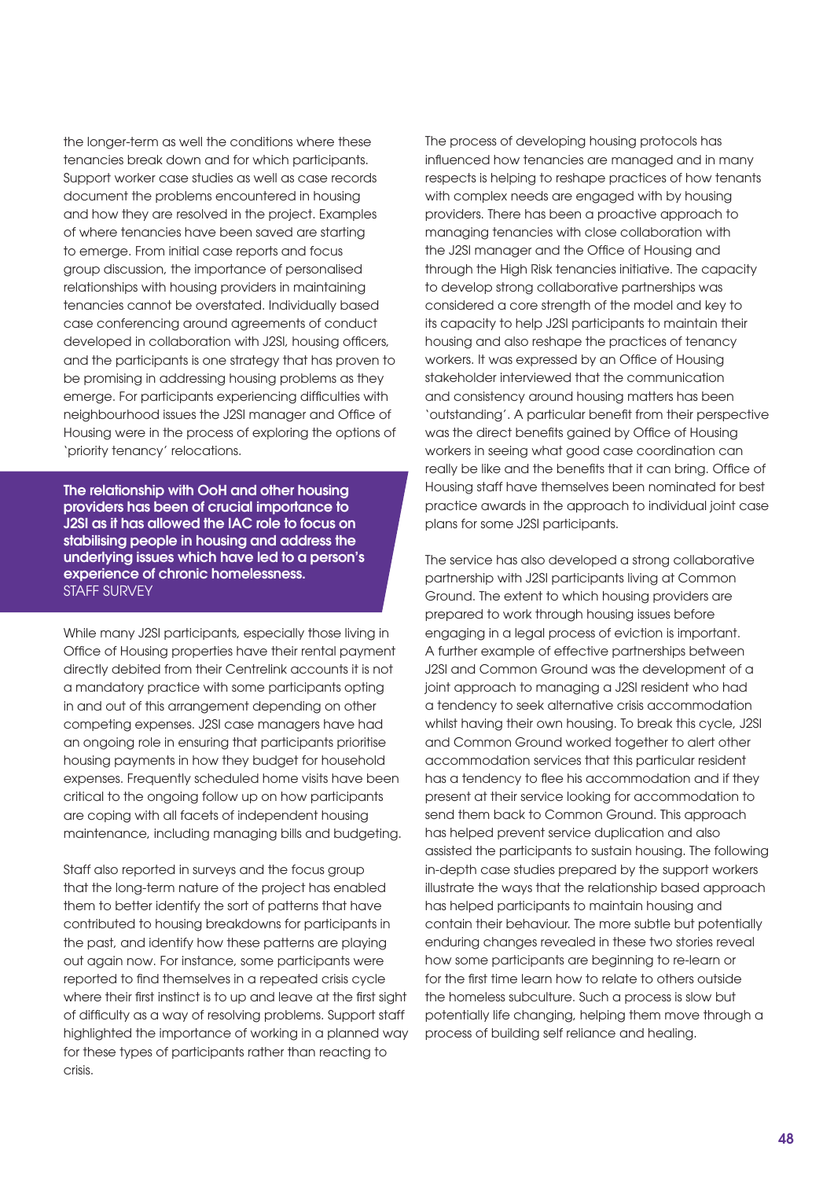the longer-term as well the conditions where these tenancies break down and for which participants. Support worker case studies as well as case records document the problems encountered in housing and how they are resolved in the project. Examples of where tenancies have been saved are starting to emerge. From initial case reports and focus group discussion, the importance of personalised relationships with housing providers in maintaining tenancies cannot be overstated. Individually based case conferencing around agreements of conduct developed in collaboration with J2SI, housing officers, and the participants is one strategy that has proven to be promising in addressing housing problems as they emerge. For participants experiencing difficulties with neighbourhood issues the J2SI manager and Office of Housing were in the process of exploring the options of 'priority tenancy' relocations.

> **The relationship with OoH and other housing providers has been of crucial importance to J2SI as it has allowed the IAC role to focus on stabilising people in housing and address the underlying issues which have led to a person's experience of chronic homelessness.**
> STAFF SURVEY

While many J2SI participants, especially those living in Office of Housing properties have their rental payment directly debited from their Centrelink accounts it is not a mandatory practice with some participants opting in and out of this arrangement depending on other competing expenses. J2SI case managers have had an ongoing role in ensuring that participants prioritise housing payments in how they budget for household expenses. Frequently scheduled home visits have been critical to the ongoing follow up on how participants are coping with all facets of independent housing maintenance, including managing bills and budgeting.

Staff also reported in surveys and the focus group that the long-term nature of the project has enabled them to better identify the sort of patterns that have contributed to housing breakdowns for participants in the past, and identify how these patterns are playing out again now. For instance, some participants were reported to find themselves in a repeated crisis cycle where their first instinct is to up and leave at the first sight of difficulty as a way of resolving problems. Support staff highlighted the importance of working in a planned way for these types of participants rather than reacting to crisis.

The process of developing housing protocols has influenced how tenancies are managed and in many respects is helping to reshape practices of how tenants with complex needs are engaged with by housing providers. There has been a proactive approach to managing tenancies with close collaboration with the J2SI manager and the Office of Housing and through the High Risk tenancies initiative. The capacity to develop strong collaborative partnerships was considered a core strength of the model and key to its capacity to help J2SI participants to maintain their housing and also reshape the practices of tenancy workers. It was expressed by an Office of Housing stakeholder interviewed that the communication and consistency around housing matters has been 'outstanding'. A particular benefit from their perspective was the direct benefits gained by Office of Housing workers in seeing what good case coordination can really be like and the benefits that it can bring. Office of Housing staff have themselves been nominated for best practice awards in the approach to individual joint case plans for some J2SI participants.

The service has also developed a strong collaborative partnership with J2SI participants living at Common Ground. The extent to which housing providers are prepared to work through housing issues before engaging in a legal process of eviction is important. A further example of effective partnerships between J2SI and Common Ground was the development of a joint approach to managing a J2SI resident who had a tendency to seek alternative crisis accommodation whilst having their own housing. To break this cycle, J2SI and Common Ground worked together to alert other accommodation services that this particular resident has a tendency to flee his accommodation and if they present at their service looking for accommodation to send them back to Common Ground. This approach has helped prevent service duplication and also assisted the participants to sustain housing. The following in-depth case studies prepared by the support workers illustrate the ways that the relationship based approach has helped participants to maintain housing and contain their behaviour. The more subtle but potentially enduring changes revealed in these two stories reveal how some participants are beginning to re-learn or for the first time learn how to relate to others outside the homeless subculture. Such a process is slow but potentially life changing, helping them move through a process of building self reliance and healing.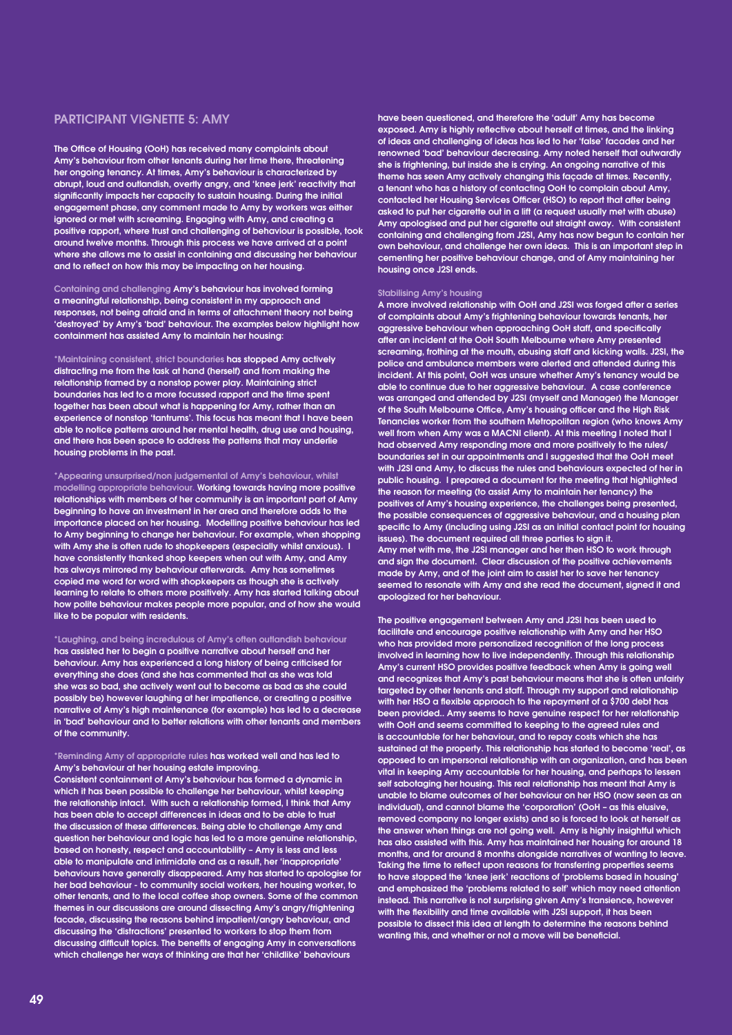## PARTICIPANT VIGNETTE 5: AMY

**The Office of Housing (OoH) has received many complaints about Amy's behaviour from other tenants during her time there, threatening her ongoing tenancy. At times, Amy's behaviour is characterized by abrupt, loud and outlandish, overtly angry, and 'knee jerk' reactivity that significantly impacts her capacity to sustain housing. During the initial engagement phase, any comment made to Amy by workers was either ignored or met with screaming. Engaging with Amy, and creating a positive rapport, where trust and challenging of behaviour is possible, took around twelve months. Through this process we have arrived at a point where she allows me to assist in containing and discussing her behaviour and to reflect on how this may be impacting on her housing.**

Containing and challenging **Amy's behaviour has involved forming a meaningful relationship, being consistent in my approach and responses, not being afraid and in terms of attachment theory not being 'destroyed' by Amy's 'bad' behaviour. The examples below highlight how containment has assisted Amy to maintain her housing:**

*Maintaining consistent, strict boundaries **has stopped Amy actively distracting me from the task at hand (herself) and from making the relationship framed by a nonstop power play. Maintaining strict boundaries has led to a more focussed rapport and the time spent together has been about what is happening for Amy, rather than an experience of nonstop 'tantrums'. This focus has meant that I have been able to notice patterns around her mental health, drug use and housing, and there has been space to address the patterns that may underlie housing problems in the past.**

*Appearing unsurprised/non judgemental of Amy's behaviour, whilst modelling appropriate behaviour. **Working towards having more positive relationships with members of her community is an important part of Amy beginning to have an investment in her area and therefore adds to the importance placed on her housing. Modelling positive behaviour has led to Amy beginning to change her behaviour. For example, when shopping with Amy she is often rude to shopkeepers (especially whilst anxious). I have consistently thanked shop keepers when out with Amy, and Amy has always mirrored my behaviour afterwards. Amy has sometimes copied me word for word with shopkeepers as though she is actively learning to relate to others more positively. Amy has started talking about how polite behaviour makes people more popular, and of how she would like to be popular with residents.**

*Laughing, and being incredulous of Amy's often outlandish behaviour **has assisted her to begin a positive narrative about herself and her behaviour. Amy has experienced a long history of being criticised for everything she does (and she has commented that as she was told she was so bad, she actively went out to become as bad as she could possibly be) however laughing at her impatience, or creating a positive narrative of Amy's high maintenance (for example) has led to a decrease in 'bad' behaviour and to better relations with other tenants and members of the community.**

*Reminding Amy of appropriate rules **has worked well and has led to Amy's behaviour at her housing estate improving.**

**Consistent containment of Amy's behaviour has formed a dynamic in which it has been possible to challenge her behaviour, whilst keeping the relationship intact. With such a relationship formed, I think that Amy has been able to accept differences in ideas and to be able to trust the discussion of these differences. Being able to challenge Amy and question her behaviour and logic has led to a more genuine relationship, based on honesty, respect and accountability – Amy is less and less able to manipulate and intimidate and as a result, her 'inappropriate' behaviours have generally disappeared. Amy has started to apologise for her bad behaviour - to community social workers, her housing worker, to other tenants, and to the local coffee shop owners. Some of the common themes in our discussions are around dissecting Amy's angry/frightening facade, discussing the reasons behind impatient/angry behaviour, and discussing the 'distractions' presented to workers to stop them from discussing difficult topics. The benefits of engaging Amy in conversations which challenge her ways of thinking are that her 'childlike' behaviours have been questioned, and therefore the 'adult' Amy has become exposed. Amy is highly reflective about herself at times, and the linking of ideas and challenging of ideas has led to her 'false' facades and her renowned 'bad' behaviour decreasing. Amy noted herself that outwardly she is frightening, but inside she is crying. An ongoing narrative of this theme has seen Amy actively changing this façade at times. Recently, a tenant who has a history of contacting OoH to complain about Amy, contacted her Housing Services Officer (HSO) to report that after being asked to put her cigarette out in a lift (a request usually met with abuse) Amy apologised and put her cigarette out straight away. With consistent containing and challenging from J2SI, Amy has now begun to contain her own behaviour, and challenge her own ideas. This is an important step in cementing her positive behaviour change, and of Amy maintaining her housing once J2SI ends.**

Stabilising Amy's housing

**A more involved relationship with OoH and J2SI was forged after a series of complaints about Amy's frightening behaviour towards tenants, her aggressive behaviour when approaching OoH staff, and specifically after an incident at the OoH South Melbourne where Amy presented screaming, frothing at the mouth, abusing staff and kicking walls. J2SI, the police and ambulance members were alerted and attended during this incident. At this point, OoH was unsure whether Amy's tenancy would be able to continue due to her aggressive behaviour. A case conference was arranged and attended by J2SI (myself and Manager) the Manager of the South Melbourne Office, Amy's housing officer and the High Risk Tenancies worker from the southern Metropolitan region (who knows Amy well from when Amy was a MACNI client). At this meeting I noted that I had observed Amy responding more and more positively to the rules/boundaries set in our appointments and I suggested that the OoH meet with J2SI and Amy, to discuss the rules and behaviours expected of her in public housing. I prepared a document for the meeting that highlighted the reason for meeting (to assist Amy to maintain her tenancy) the positives of Amy's housing experience, the challenges being presented, the possible consequences of aggressive behaviour, and a housing plan specific to Amy (including using J2SI as an initial contact point for housing issues). The document required all three parties to sign it.**

**Amy met with me, the J2SI manager and her then HSO to work through and sign the document. Clear discussion of the positive achievements made by Amy, and of the joint aim to assist her to save her tenancy seemed to resonate with Amy and she read the document, signed it and apologized for her behaviour.**

**The positive engagement between Amy and J2SI has been used to facilitate and encourage positive relationship with Amy and her HSO who has provided more personalized recognition of the long process involved in learning how to live independently. Through this relationship Amy's current HSO provides positive feedback when Amy is going well and recognizes that Amy's past behaviour means that she is often unfairly targeted by other tenants and staff. Through my support and relationship with her HSO a flexible approach to the repayment of a $700 debt has been provided.. Amy seems to have genuine respect for her relationship with OoH and seems committed to keeping to the agreed rules and is accountable for her behaviour, and to repay costs which she has sustained at the property. This relationship has started to become 'real', as opposed to an impersonal relationship with an organization, and has been vital in keeping Amy accountable for her housing, and perhaps to lessen self sabotaging her housing. This real relationship has meant that Amy is unable to blame outcomes of her behaviour on her HSO (now seen as an individual), and cannot blame the 'corporation' (OoH – as this elusive, removed company no longer exists) and so is forced to look at herself as the answer when things are not going well. Amy is highly insightful which has also assisted with this. Amy has maintained her housing for around 18 months, and for around 8 months alongside narratives of wanting to leave. Taking the time to reflect upon reasons for transferring properties seems to have stopped the 'knee jerk' reactions of 'problems based in housing' and emphasized the 'problems related to self' which may need attention instead. This narrative is not surprising given Amy's transience, however with the flexibility and time available with J2SI support, it has been possible to dissect this idea at length to determine the reasons behind wanting this, and whether or not a move will be beneficial.**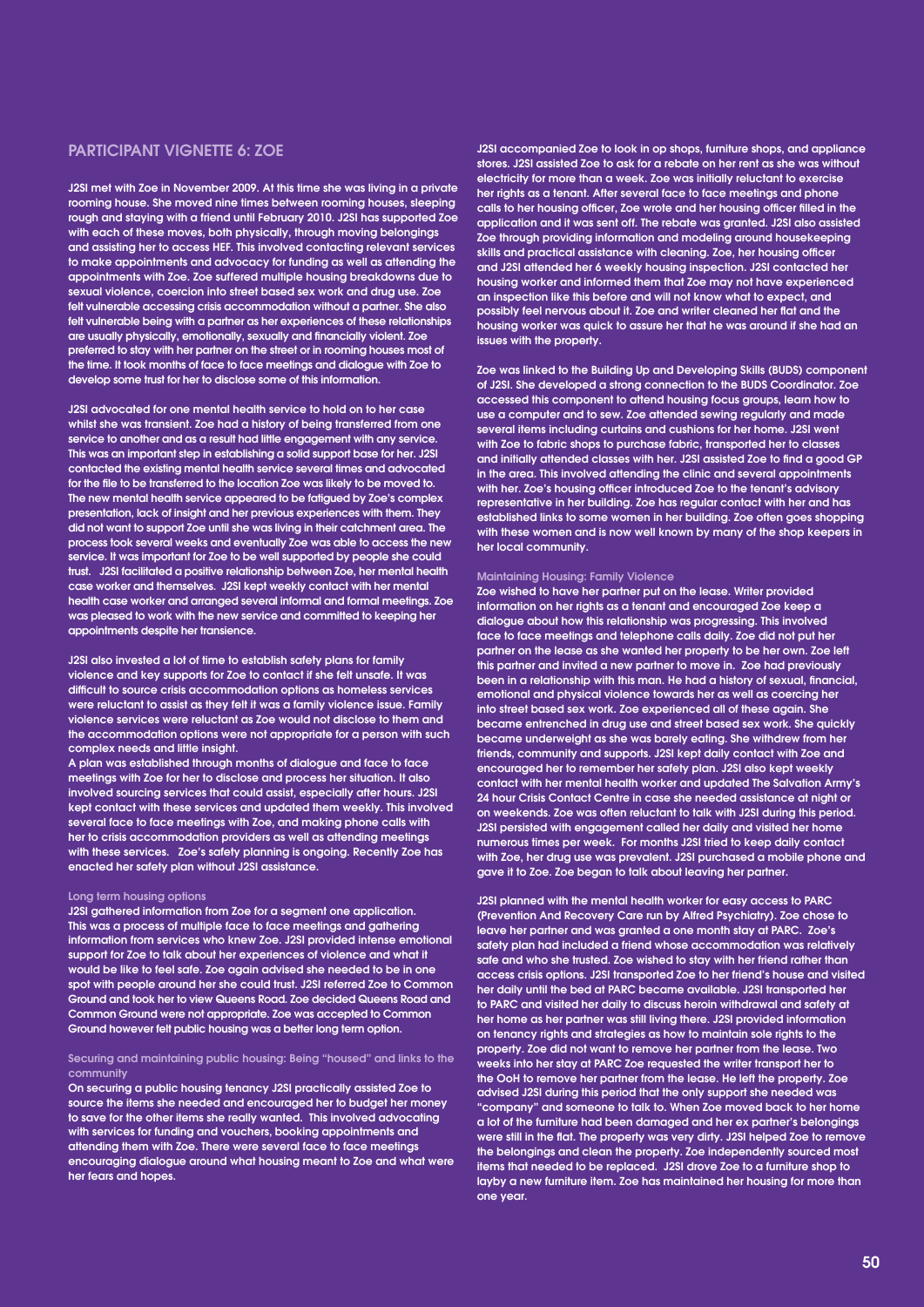## PARTICIPANT VIGNETTE 6: ZOE

J2SI met with Zoe in November 2009. At this time she was living in a private rooming house. She moved nine times between rooming houses, sleeping rough and staying with a friend until February 2010. J2SI has supported Zoe with each of these moves, both physically, through moving belongings and assisting her to access HEF. This involved contacting relevant services to make appointments and advocacy for funding as well as attending the appointments with Zoe. Zoe suffered multiple housing breakdowns due to sexual violence, coercion into street based sex work and drug use. Zoe felt vulnerable accessing crisis accommodation without a partner. She also felt vulnerable being with a partner as her experiences of these relationships are usually physically, emotionally, sexually and financially violent. Zoe preferred to stay with her partner on the street or in rooming houses most of the time. It took months of face to face meetings and dialogue with Zoe to develop some trust for her to disclose some of this information.

J2SI advocated for one mental health service to hold on to her case whilst she was transient. Zoe had a history of being transferred from one service to another and as a result had little engagement with any service. This was an important step in establishing a solid support base for her. J2SI contacted the existing mental health service several times and advocated for the file to be transferred to the location Zoe was likely to be moved to. The new mental health service appeared to be fatigued by Zoe's complex presentation, lack of insight and her previous experiences with them. They did not want to support Zoe until she was living in their catchment area. The process took several weeks and eventually Zoe was able to access the new service. It was important for Zoe to be well supported by people she could trust. J2SI facilitated a positive relationship between Zoe, her mental health case worker and themselves. J2SI kept weekly contact with her mental health case worker and arranged several informal and formal meetings. Zoe was pleased to work with the new service and committed to keeping her appointments despite her transience.

J2SI also invested a lot of time to establish safety plans for family violence and key supports for Zoe to contact if she felt unsafe. It was difficult to source crisis accommodation options as homeless services were reluctant to assist as they felt it was a family violence issue. Family violence services were reluctant as Zoe would not disclose to them and the accommodation options were not appropriate for a person with such complex needs and little insight.
A plan was established through months of dialogue and face to face meetings with Zoe for her to disclose and process her situation. It also involved sourcing services that could assist, especially after hours. J2SI kept contact with these services and updated them weekly. This involved several face to face meetings with Zoe, and making phone calls with her to crisis accommodation providers as well as attending meetings with these services. Zoe's safety planning is ongoing. Recently Zoe has enacted her safety plan without J2SI assistance.

### Long term housing options

J2SI gathered information from Zoe for a segment one application. This was a process of multiple face to face meetings and gathering information from services who knew Zoe. J2SI provided intense emotional support for Zoe to talk about her experiences of violence and what it would be like to feel safe. Zoe again advised she needed to be in one spot with people around her she could trust. J2SI referred Zoe to Common Ground and took her to view Queens Road. Zoe decided Queens Road and Common Ground were not appropriate. Zoe was accepted to Common Ground however felt public housing was a better long term option.

### Securing and maintaining public housing: Being "housed" and links to the community

On securing a public housing tenancy J2SI practically assisted Zoe to source the items she needed and encouraged her to budget her money to save for the other items she really wanted. This involved advocating with services for funding and vouchers, booking appointments and attending them with Zoe. There were several face to face meetings encouraging dialogue around what housing meant to Zoe and what were her fears and hopes.

J2SI accompanied Zoe to look in op shops, furniture shops, and appliance stores. J2SI assisted Zoe to ask for a rebate on her rent as she was without electricity for more than a week. Zoe was initially reluctant to exercise her rights as a tenant. After several face to face meetings and phone calls to her housing officer, Zoe wrote and her housing officer filled in the application and it was sent off. The rebate was granted. J2SI also assisted Zoe through providing information and modeling around housekeeping skills and practical assistance with cleaning. Zoe, her housing officer and J2SI attended her 6 weekly housing inspection. J2SI contacted her housing worker and informed them that Zoe may not have experienced an inspection like this before and will not know what to expect, and possibly feel nervous about it. Zoe and writer cleaned her flat and the housing worker was quick to assure her that he was around if she had an issues with the property.

Zoe was linked to the Building Up and Developing Skills (BUDS) component of J2SI. She developed a strong connection to the BUDS Coordinator. Zoe accessed this component to attend housing focus groups, learn how to use a computer and to sew. Zoe attended sewing regularly and made several items including curtains and cushions for her home. J2SI went with Zoe to fabric shops to purchase fabric, transported her to classes and initially attended classes with her. J2SI assisted Zoe to find a good GP in the area. This involved attending the clinic and several appointments with her. Zoe's housing officer introduced Zoe to the tenant's advisory representative in her building. Zoe has regular contact with her and has established links to some women in her building. Zoe often goes shopping with these women and is now well known by many of the shop keepers in her local community.

### Maintaining Housing: Family Violence

Zoe wished to have her partner put on the lease. Writer provided information on her rights as a tenant and encouraged Zoe keep a dialogue about how this relationship was progressing. This involved face to face meetings and telephone calls daily. Zoe did not put her partner on the lease as she wanted her property to be her own. Zoe left this partner and invited a new partner to move in. Zoe had previously been in a relationship with this man. He had a history of sexual, financial, emotional and physical violence towards her as well as coercing her into street based sex work. Zoe experienced all of these again. She became entrenched in drug use and street based sex work. She quickly became underweight as she was barely eating. She withdrew from her friends, community and supports. J2SI kept daily contact with Zoe and encouraged her to remember her safety plan. J2SI also kept weekly contact with her mental health worker and updated The Salvation Army's 24 hour Crisis Contact Centre in case she needed assistance at night or on weekends. Zoe was often reluctant to talk with J2SI during this period. J2SI persisted with engagement called her daily and visited her home numerous times per week. For months J2SI tried to keep daily contact with Zoe, her drug use was prevalent. J2SI purchased a mobile phone and gave it to Zoe. Zoe began to talk about leaving her partner.

J2SI planned with the mental health worker for easy access to PARC (Prevention And Recovery Care run by Alfred Psychiatry). Zoe chose to leave her partner and was granted a one month stay at PARC. Zoe's safety plan had included a friend whose accommodation was relatively safe and who she trusted. Zoe wished to stay with her friend rather than access crisis options. J2SI transported Zoe to her friend's house and visited her daily until the bed at PARC became available. J2SI transported her to PARC and visited her daily to discuss heroin withdrawal and safety at her home as her partner was still living there. J2SI provided information on tenancy rights and strategies as how to maintain sole rights to the property. Zoe did not want to remove her partner from the lease. Two weeks into her stay at PARC Zoe requested the writer transport her to the OoH to remove her partner from the lease. He left the property. Zoe advised J2SI during this period that the only support she needed was "company" and someone to talk to. When Zoe moved back to her home a lot of the furniture had been damaged and her ex partner's belongings were still in the flat. The property was very dirty. J2SI helped Zoe to remove the belongings and clean the property. Zoe independently sourced most items that needed to be replaced. J2SI drove Zoe to a furniture shop to layby a new furniture item. Zoe has maintained her housing for more than one year.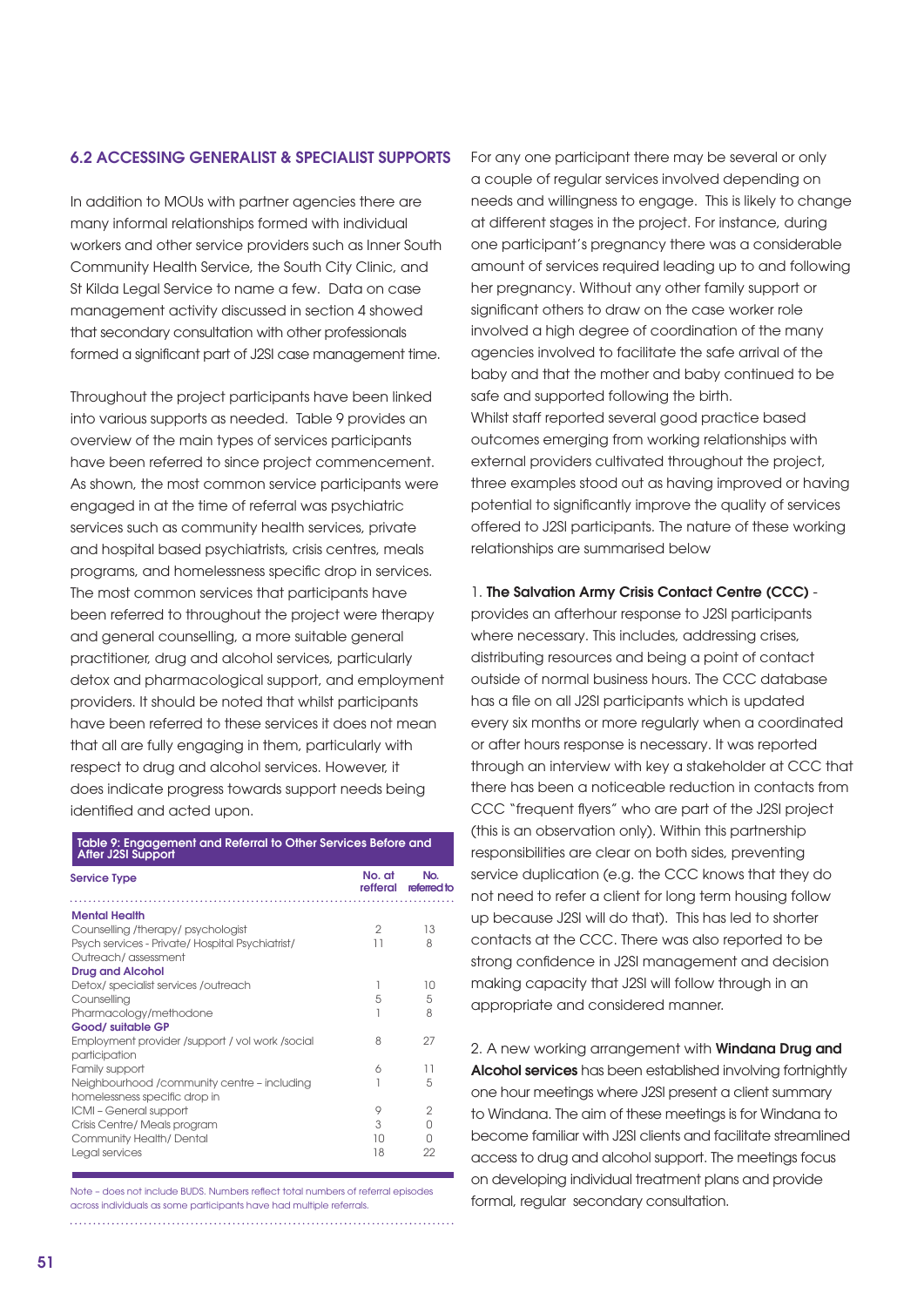## 6.2 ACCESSING GENERALIST & SPECIALIST SUPPORTS

In addition to MOUs with partner agencies there are many informal relationships formed with individual workers and other service providers such as Inner South Community Health Service, the South City Clinic, and St Kilda Legal Service to name a few. Data on case management activity discussed in section 4 showed that secondary consultation with other professionals formed a significant part of J2SI case management time.

Throughout the project participants have been linked into various supports as needed. Table 9 provides an overview of the main types of services participants have been referred to since project commencement. As shown, the most common service participants were engaged in at the time of referral was psychiatric services such as community health services, private and hospital based psychiatrists, crisis centres, meals programs, and homelessness specific drop in services. The most common services that participants have been referred to throughout the project were therapy and general counselling, a more suitable general practitioner, drug and alcohol services, particularly detox and pharmacological support, and employment providers. It should be noted that whilst participants have been referred to these services it does not mean that all are fully engaging in them, particularly with respect to drug and alcohol services. However, it does indicate progress towards support needs being identified and acted upon.

**Table 9: Engagement and Referral to Other Services Before and After J2SI Support**

| Service Type | No. at refferal | No. referred to |
|---|---|---|
| **Mental Health** | | |
| Counselling /therapy/ psychologist | 2 | 13 |
| Psych services - Private/ Hospital Psychiatrist/ Outreach/ assessment | 11 | 8 |
| **Drug and Alcohol** | | |
| Detox/ specialist services /outreach | 1 | 10 |
| Counselling | 5 | 5 |
| Pharmacology/methodone | 1 | 8 |
| **Good/ suitable GP** | | |
| Employment provider /support / vol work /social participation | 8 | 27 |
| Family support | 6 | 11 |
| Neighbourhood /community centre – including homelessness specific drop in | 1 | 5 |
| ICMI – General support | 9 | 2 |
| Crisis Centre/ Meals program | 3 | 0 |
| Community Health/ Dental | 10 | 0 |
| Legal services | 18 | 22 |

Note – does not include BUDS. Numbers reflect total numbers of referral episodes across individuals as some participants have had multiple referrals.

For any one participant there may be several or only a couple of regular services involved depending on needs and willingness to engage. This is likely to change at different stages in the project. For instance, during one participant's pregnancy there was a considerable amount of services required leading up to and following her pregnancy. Without any other family support or significant others to draw on the case worker role involved a high degree of coordination of the many agencies involved to facilitate the safe arrival of the baby and that the mother and baby continued to be safe and supported following the birth.

Whilst staff reported several good practice based outcomes emerging from working relationships with external providers cultivated throughout the project, three examples stood out as having improved or having potential to significantly improve the quality of services offered to J2SI participants. The nature of these working relationships are summarised below

1. **The Salvation Army Crisis Contact Centre (CCC)** - provides an afterhour response to J2SI participants where necessary. This includes, addressing crises, distributing resources and being a point of contact outside of normal business hours. The CCC database has a file on all J2SI participants which is updated every six months or more regularly when a coordinated or after hours response is necessary. It was reported through an interview with key a stakeholder at CCC that there has been a noticeable reduction in contacts from CCC "frequent flyers" who are part of the J2SI project (this is an observation only). Within this partnership responsibilities are clear on both sides, preventing service duplication (e.g. the CCC knows that they do not need to refer a client for long term housing follow up because J2SI will do that). This has led to shorter contacts at the CCC. There was also reported to be strong confidence in J2SI management and decision making capacity that J2SI will follow through in an appropriate and considered manner.

2. A new working arrangement with **Windana Drug and Alcohol services** has been established involving fortnightly one hour meetings where J2SI present a client summary to Windana. The aim of these meetings is for Windana to become familiar with J2SI clients and facilitate streamlined access to drug and alcohol support. The meetings focus on developing individual treatment plans and provide formal, regular secondary consultation.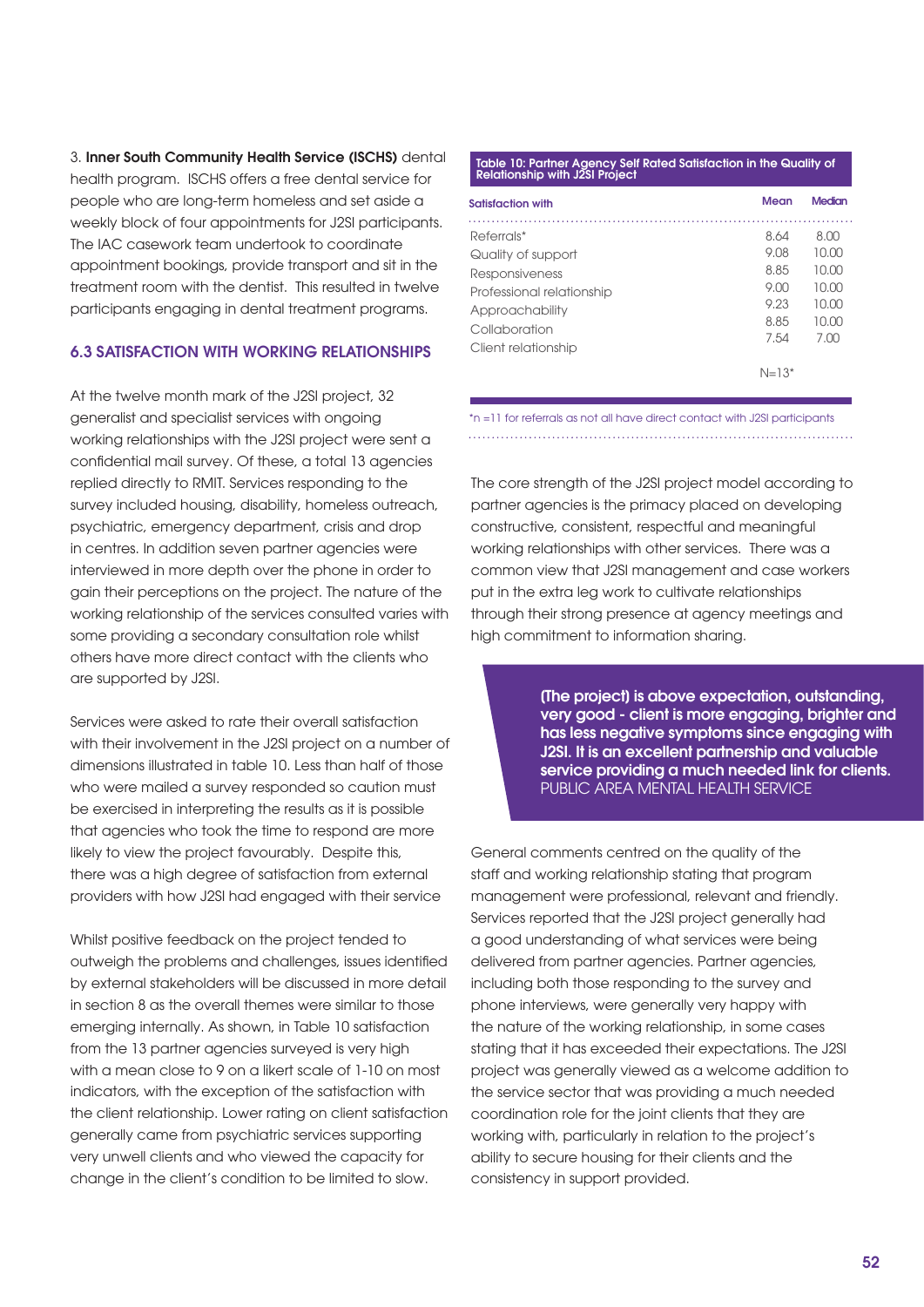3. **Inner South Community Health Service (ISCHS)** dental health program. ISCHS offers a free dental service for people who are long-term homeless and set aside a weekly block of four appointments for J2SI participants. The IAC casework team undertook to coordinate appointment bookings, provide transport and sit in the treatment room with the dentist. This resulted in twelve participants engaging in dental treatment programs.

### 6.3 SATISFACTION WITH WORKING RELATIONSHIPS

At the twelve month mark of the J2SI project, 32 generalist and specialist services with ongoing working relationships with the J2SI project were sent a confidential mail survey. Of these, a total 13 agencies replied directly to RMIT. Services responding to the survey included housing, disability, homeless outreach, psychiatric, emergency department, crisis and drop in centres. In addition seven partner agencies were interviewed in more depth over the phone in order to gain their perceptions on the project. The nature of the working relationship of the services consulted varies with some providing a secondary consultation role whilst others have more direct contact with the clients who are supported by J2SI.

Services were asked to rate their overall satisfaction with their involvement in the J2SI project on a number of dimensions illustrated in table 10. Less than half of those who were mailed a survey responded so caution must be exercised in interpreting the results as it is possible that agencies who took the time to respond are more likely to view the project favourably. Despite this, there was a high degree of satisfaction from external providers with how J2SI had engaged with their service

Whilst positive feedback on the project tended to outweigh the problems and challenges, issues identified by external stakeholders will be discussed in more detail in section 8 as the overall themes were similar to those emerging internally. As shown, in Table 10 satisfaction from the 13 partner agencies surveyed is very high with a mean close to 9 on a likert scale of 1-10 on most indicators, with the exception of the satisfaction with the client relationship. Lower rating on client satisfaction generally came from psychiatric services supporting very unwell clients and who viewed the capacity for change in the client's condition to be limited to slow.

**Table 10: Partner Agency Self Rated Satisfaction in the Quality of Relationship with J2SI Project**

| Satisfaction with | Mean | Median |
|---|---|---|
| Referrals* | 8.64 | 8.00 |
| Quality of support | 9.08 | 10.00 |
| Responsiveness | 8.85 | 10.00 |
| Professional relationship | 9.00 | 10.00 |
| Approachability | 9.23 | 10.00 |
| Collaboration | 8.85 | 10.00 |
| Client relationship | 7.54 | 7.00 |
| | N=13* | |

*n =11 for referrals as not all have direct contact with J2SI participants

The core strength of the J2SI project model according to partner agencies is the primacy placed on developing constructive, consistent, respectful and meaningful working relationships with other services. There was a common view that J2SI management and case workers put in the extra leg work to cultivate relationships through their strong presence at agency meetings and high commitment to information sharing.

> **(The project) is above expectation, outstanding, very good - client is more engaging, brighter and has less negative symptoms since engaging with J2SI. It is an excellent partnership and valuable service providing a much needed link for clients.**
> PUBLIC AREA MENTAL HEALTH SERVICE

General comments centred on the quality of the staff and working relationship stating that program management were professional, relevant and friendly. Services reported that the J2SI project generally had a good understanding of what services were being delivered from partner agencies. Partner agencies, including both those responding to the survey and phone interviews, were generally very happy with the nature of the working relationship, in some cases stating that it has exceeded their expectations. The J2SI project was generally viewed as a welcome addition to the service sector that was providing a much needed coordination role for the joint clients that they are working with, particularly in relation to the project's ability to secure housing for their clients and the consistency in support provided.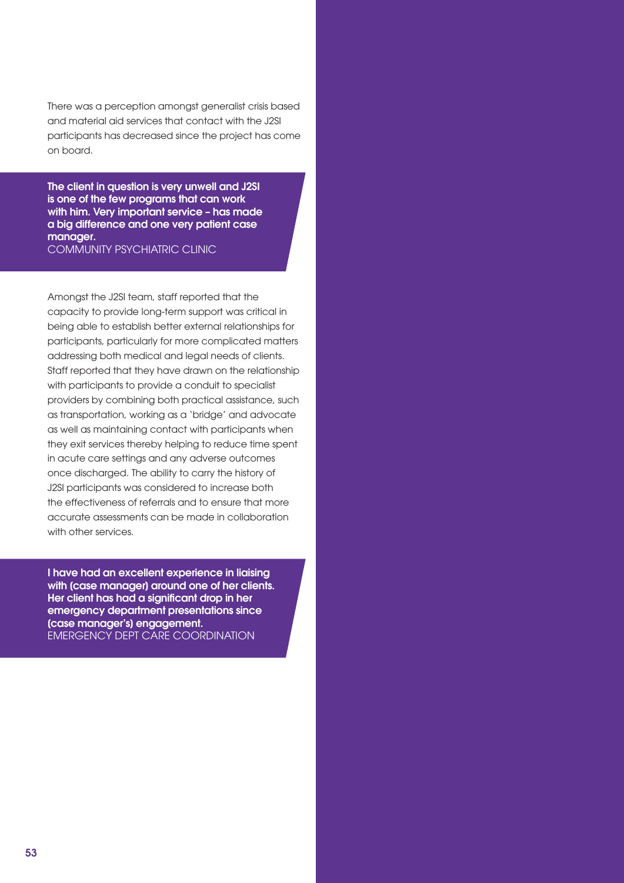There was a perception amongst generalist crisis based and material aid services that contact with the J2SI participants has decreased since the project has come on board.

> **The client in question is very unwell and J2SI is one of the few programs that can work with him. Very important service – has made a big difference and one very patient case manager.**
> COMMUNITY PSYCHIATRIC CLINIC

Amongst the J2SI team, staff reported that the capacity to provide long-term support was critical in being able to establish better external relationships for participants, particularly for more complicated matters addressing both medical and legal needs of clients. Staff reported that they have drawn on the relationship with participants to provide a conduit to specialist providers by combining both practical assistance, such as transportation, working as a 'bridge' and advocate as well as maintaining contact with participants when they exit services thereby helping to reduce time spent in acute care settings and any adverse outcomes once discharged. The ability to carry the history of J2SI participants was considered to increase both the effectiveness of referrals and to ensure that more accurate assessments can be made in collaboration with other services.

> **I have had an excellent experience in liaising with (case manager) around one of her clients. Her client has had a significant drop in her emergency department presentations since (case manager's) engagement.**
> EMERGENCY DEPT CARE COORDINATION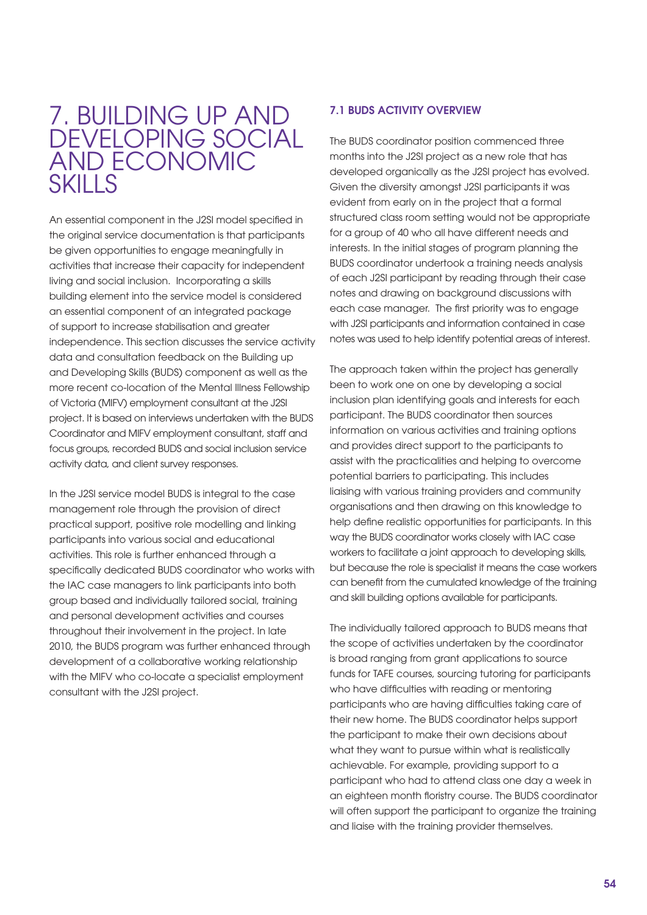# 7. BUILDING UP AND DEVELOPING SOCIAL AND ECONOMIC SKILLS

An essential component in the J2SI model specified in the original service documentation is that participants be given opportunities to engage meaningfully in activities that increase their capacity for independent living and social inclusion. Incorporating a skills building element into the service model is considered an essential component of an integrated package of support to increase stabilisation and greater independence. This section discusses the service activity data and consultation feedback on the Building up and Developing Skills (BUDS) component as well as the more recent co-location of the Mental Illness Fellowship of Victoria (MIFV) employment consultant at the J2SI project. It is based on interviews undertaken with the BUDS Coordinator and MIFV employment consultant, staff and focus groups, recorded BUDS and social inclusion service activity data, and client survey responses.

In the J2SI service model BUDS is integral to the case management role through the provision of direct practical support, positive role modelling and linking participants into various social and educational activities. This role is further enhanced through a specifically dedicated BUDS coordinator who works with the IAC case managers to link participants into both group based and individually tailored social, training and personal development activities and courses throughout their involvement in the project. In late 2010, the BUDS program was further enhanced through development of a collaborative working relationship with the MIFV who co-locate a specialist employment consultant with the J2SI project.

## 7.1 BUDS ACTIVITY OVERVIEW

The BUDS coordinator position commenced three months into the J2SI project as a new role that has developed organically as the J2SI project has evolved. Given the diversity amongst J2SI participants it was evident from early on in the project that a formal structured class room setting would not be appropriate for a group of 40 who all have different needs and interests. In the initial stages of program planning the BUDS coordinator undertook a training needs analysis of each J2SI participant by reading through their case notes and drawing on background discussions with each case manager. The first priority was to engage with J2SI participants and information contained in case notes was used to help identify potential areas of interest.

The approach taken within the project has generally been to work one on one by developing a social inclusion plan identifying goals and interests for each participant. The BUDS coordinator then sources information on various activities and training options and provides direct support to the participants to assist with the practicalities and helping to overcome potential barriers to participating. This includes liaising with various training providers and community organisations and then drawing on this knowledge to help define realistic opportunities for participants. In this way the BUDS coordinator works closely with IAC case workers to facilitate a joint approach to developing skills, but because the role is specialist it means the case workers can benefit from the cumulated knowledge of the training and skill building options available for participants.

The individually tailored approach to BUDS means that the scope of activities undertaken by the coordinator is broad ranging from grant applications to source funds for TAFE courses, sourcing tutoring for participants who have difficulties with reading or mentoring participants who are having difficulties taking care of their new home. The BUDS coordinator helps support the participant to make their own decisions about what they want to pursue within what is realistically achievable. For example, providing support to a participant who had to attend class one day a week in an eighteen month floristry course. The BUDS coordinator will often support the participant to organize the training and liaise with the training provider themselves.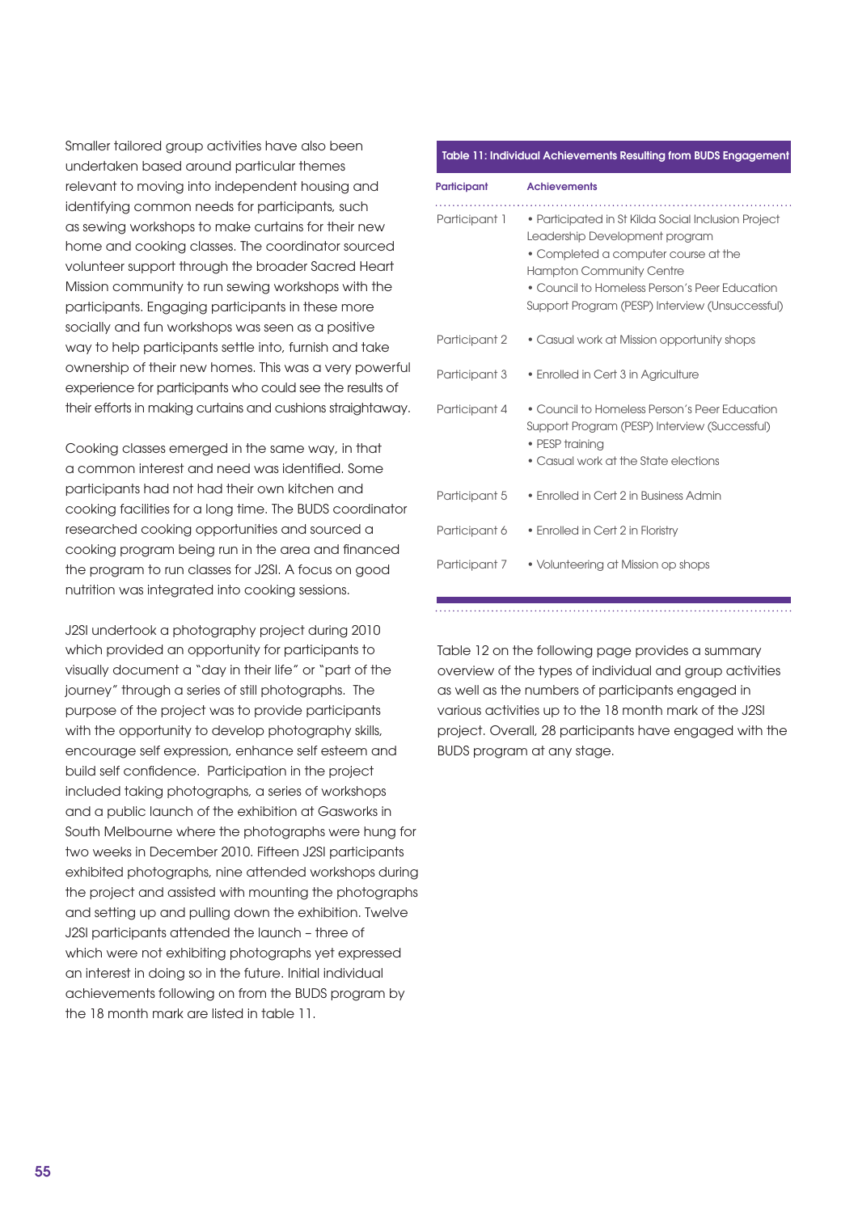Smaller tailored group activities have also been undertaken based around particular themes relevant to moving into independent housing and identifying common needs for participants, such as sewing workshops to make curtains for their new home and cooking classes. The coordinator sourced volunteer support through the broader Sacred Heart Mission community to run sewing workshops with the participants. Engaging participants in these more socially and fun workshops was seen as a positive way to help participants settle into, furnish and take ownership of their new homes. This was a very powerful experience for participants who could see the results of their efforts in making curtains and cushions straightaway.

Cooking classes emerged in the same way, in that a common interest and need was identified. Some participants had not had their own kitchen and cooking facilities for a long time. The BUDS coordinator researched cooking opportunities and sourced a cooking program being run in the area and financed the program to run classes for J2SI. A focus on good nutrition was integrated into cooking sessions.

J2SI undertook a photography project during 2010 which provided an opportunity for participants to visually document a "day in their life" or "part of the journey" through a series of still photographs. The purpose of the project was to provide participants with the opportunity to develop photography skills, encourage self expression, enhance self esteem and build self confidence. Participation in the project included taking photographs, a series of workshops and a public launch of the exhibition at Gasworks in South Melbourne where the photographs were hung for two weeks in December 2010. Fifteen J2SI participants exhibited photographs, nine attended workshops during the project and assisted with mounting the photographs and setting up and pulling down the exhibition. Twelve J2SI participants attended the launch – three of which were not exhibiting photographs yet expressed an interest in doing so in the future. Initial individual achievements following on from the BUDS program by the 18 month mark are listed in table 11.

**Table 11: Individual Achievements Resulting from BUDS Engagement**

| Participant | Achievements |
|---|---|
| Participant 1 | • Participated in St Kilda Social Inclusion Project Leadership Development program<br>• Completed a computer course at the Hampton Community Centre<br>• Council to Homeless Person's Peer Education Support Program (PESP) Interview (Unsuccessful) |
| Participant 2 | • Casual work at Mission opportunity shops |
| Participant 3 | • Enrolled in Cert 3 in Agriculture |
| Participant 4 | • Council to Homeless Person's Peer Education Support Program (PESP) Interview (Successful)<br>• PESP training<br>• Casual work at the State elections |
| Participant 5 | • Enrolled in Cert 2 in Business Admin |
| Participant 6 | • Enrolled in Cert 2 in Floristry |
| Participant 7 | • Volunteering at Mission op shops |

Table 12 on the following page provides a summary overview of the types of individual and group activities as well as the numbers of participants engaged in various activities up to the 18 month mark of the J2SI project. Overall, 28 participants have engaged with the BUDS program at any stage.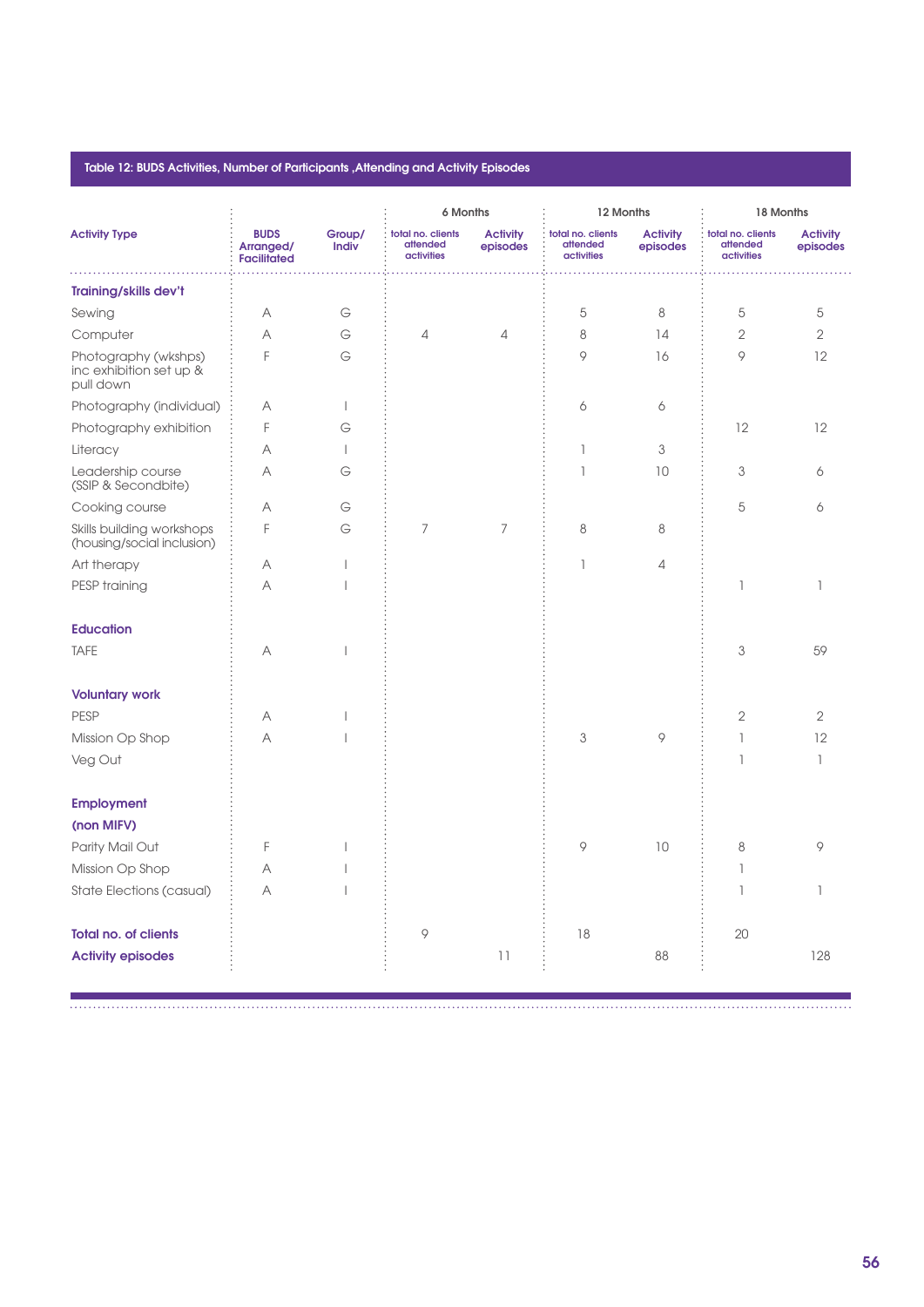Table 12: BUDS Activities, Number of Participants ,Attending and Activity Episodes

| Activity Type | BUDS Arranged/ Facilitated | Group/ Indiv | 6 Months | | 12 Months | | 18 Months | |
|---|---|---|---|---|---|---|---|---|
| | | | total no. clients attended activities | Activity episodes | total no. clients attended activities | Activity episodes | total no. clients attended activities | Activity episodes |
| **Training/skills dev't** | | | | | | | | |
| Sewing | A | G | | | 5 | 8 | 5 | 5 |
| Computer | A | G | 4 | 4 | 8 | 14 | 2 | 2 |
| Photography (wkshps) inc exhibition set up & pull down | F | G | | | 9 | 16 | 9 | 12 |
| Photography (individual) | A | I | | | 6 | 6 | | |
| Photography exhibition | F | G | | | | | 12 | 12 |
| Literacy | A | I | | | 1 | 3 | | |
| Leadership course (SSIP & Secondbite) | A | G | | | 1 | 10 | 3 | 6 |
| Cooking course | A | G | | | | | 5 | 6 |
| Skills building workshops (housing/social inclusion) | F | G | 7 | 7 | 8 | 8 | | |
| Art therapy | A | I | | | 1 | 4 | | |
| PESP training | A | I | | | | | 1 | 1 |
| **Education** | | | | | | | | |
| TAFE | A | I | | | | | 3 | 59 |
| **Voluntary work** | | | | | | | | |
| PESP | A | I | | | | | 2 | 2 |
| Mission Op Shop | A | I | | | 3 | 9 | 1 | 12 |
| Veg Out | | | | | | | 1 | 1 |
| **Employment (non MIFV)** | | | | | | | | |
| Parity Mail Out | F | I | | | 9 | 10 | 8 | 9 |
| Mission Op Shop | A | I | | | | | 1 | |
| State Elections (casual) | A | I | | | | | 1 | 1 |
| **Total no. of clients** | | | 9 | | 18 | | 20 | |
| **Activity episodes** | | | | 11 | | 88 | | 128 |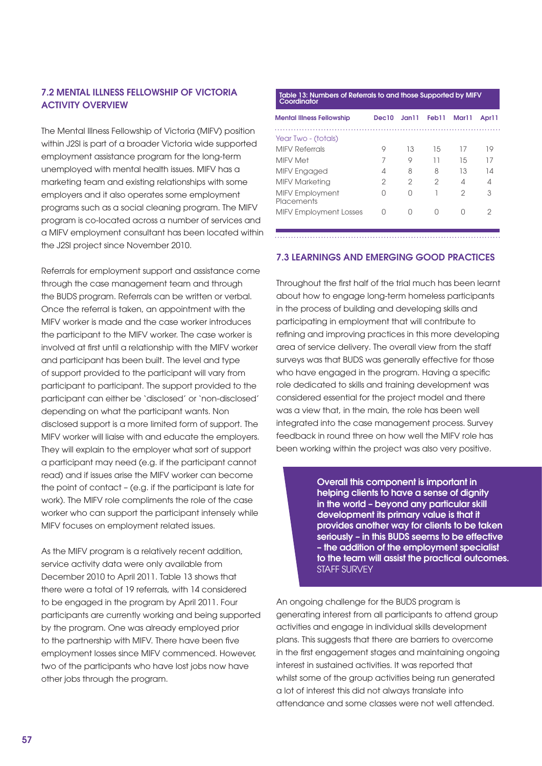## 7.2 MENTAL ILLNESS FELLOWSHIP OF VICTORIA ACTIVITY OVERVIEW

The Mental Illness Fellowship of Victoria (MIFV) position within J2SI is part of a broader Victoria wide supported employment assistance program for the long-term unemployed with mental health issues. MIFV has a marketing team and existing relationships with some employers and it also operates some employment programs such as a social cleaning program. The MIFV program is co-located across a number of services and a MIFV employment consultant has been located within the J2SI project since November 2010.

Referrals for employment support and assistance come through the case management team and through the BUDS program. Referrals can be written or verbal. Once the referral is taken, an appointment with the MIFV worker is made and the case worker introduces the participant to the MIFV worker. The case worker is involved at first until a relationship with the MIFV worker and participant has been built. The level and type of support provided to the participant will vary from participant to participant. The support provided to the participant can either be 'disclosed' or 'non-disclosed' depending on what the participant wants. Non disclosed support is a more limited form of support. The MIFV worker will liaise with and educate the employers. They will explain to the employer what sort of support a participant may need (e.g. if the participant cannot read) and if issues arise the MIFV worker can become the point of contact – (e.g. if the participant is late for work). The MIFV role compliments the role of the case worker who can support the participant intensely while MIFV focuses on employment related issues.

As the MIFV program is a relatively recent addition, service activity data were only available from December 2010 to April 2011. Table 13 shows that there were a total of 19 referrals, with 14 considered to be engaged in the program by April 2011. Four participants are currently working and being supported by the program. One was already employed prior to the partnership with MIFV. There have been five employment losses since MIFV commenced. However, two of the participants who have lost jobs now have other jobs through the program.

**Table 13: Numbers of Referrals to and those Supported by MIFV Coordinator**

| Mental Illness Fellowship | Dec10 | Jan11 | Feb11 | Mar11 | Apr11 |
|---|---|---|---|---|---|
| Year Two - (totals) | | | | | |
| MIFV Referrals | 9 | 13 | 15 | 17 | 19 |
| MIFV Met | 7 | 9 | 11 | 15 | 17 |
| MIFV Engaged | 4 | 8 | 8 | 13 | 14 |
| MIFV Marketing | 2 | 2 | 2 | 4 | 4 |
| MIFV Employment Placements | 0 | 0 | 1 | 2 | 3 |
| MIFV Employment Losses | 0 | 0 | 0 | 0 | 2 |

## 7.3 LEARNINGS AND EMERGING GOOD PRACTICES

Throughout the first half of the trial much has been learnt about how to engage long-term homeless participants in the process of building and developing skills and participating in employment that will contribute to refining and improving practices in this more developing area of service delivery. The overall view from the staff surveys was that BUDS was generally effective for those who have engaged in the program. Having a specific role dedicated to skills and training development was considered essential for the project model and there was a view that, in the main, the role has been well integrated into the case management process. Survey feedback in round three on how well the MIFV role has been working within the project was also very positive.

> **Overall this component is important in helping clients to have a sense of dignity in the world – beyond any particular skill development its primary value is that it provides another way for clients to be taken seriously – in this BUDS seems to be effective – the addition of the employment specialist to the team will assist the practical outcomes.**
> STAFF SURVEY

An ongoing challenge for the BUDS program is generating interest from all participants to attend group activities and engage in individual skills development plans. This suggests that there are barriers to overcome in the first engagement stages and maintaining ongoing interest in sustained activities. It was reported that whilst some of the group activities being run generated a lot of interest this did not always translate into attendance and some classes were not well attended.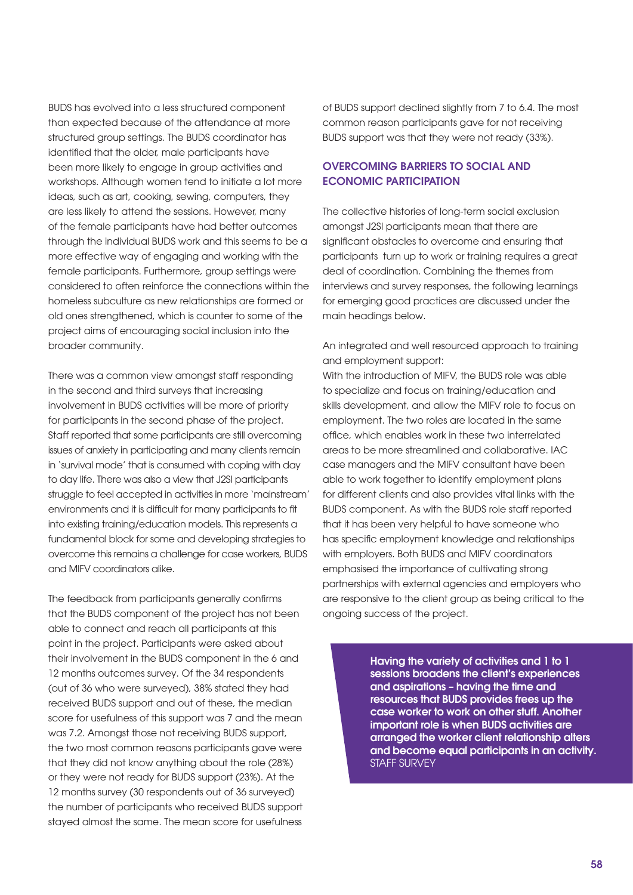BUDS has evolved into a less structured component than expected because of the attendance at more structured group settings. The BUDS coordinator has identified that the older, male participants have been more likely to engage in group activities and workshops. Although women tend to initiate a lot more ideas, such as art, cooking, sewing, computers, they are less likely to attend the sessions. However, many of the female participants have had better outcomes through the individual BUDS work and this seems to be a more effective way of engaging and working with the female participants. Furthermore, group settings were considered to often reinforce the connections within the homeless subculture as new relationships are formed or old ones strengthened, which is counter to some of the project aims of encouraging social inclusion into the broader community.

There was a common view amongst staff responding in the second and third surveys that increasing involvement in BUDS activities will be more of priority for participants in the second phase of the project. Staff reported that some participants are still overcoming issues of anxiety in participating and many clients remain in 'survival mode' that is consumed with coping with day to day life. There was also a view that J2SI participants struggle to feel accepted in activities in more 'mainstream' environments and it is difficult for many participants to fit into existing training/education models. This represents a fundamental block for some and developing strategies to overcome this remains a challenge for case workers, BUDS and MIFV coordinators alike.

The feedback from participants generally confirms that the BUDS component of the project has not been able to connect and reach all participants at this point in the project. Participants were asked about their involvement in the BUDS component in the 6 and 12 months outcomes survey. Of the 34 respondents (out of 36 who were surveyed), 38% stated they had received BUDS support and out of these, the median score for usefulness of this support was 7 and the mean was 7.2. Amongst those not receiving BUDS support, the two most common reasons participants gave were that they did not know anything about the role (28%) or they were not ready for BUDS support (23%). At the 12 months survey (30 respondents out of 36 surveyed) the number of participants who received BUDS support stayed almost the same. The mean score for usefulness of BUDS support declined slightly from 7 to 6.4. The most common reason participants gave for not receiving BUDS support was that they were not ready (33%).

## OVERCOMING BARRIERS TO SOCIAL AND ECONOMIC PARTICIPATION

The collective histories of long-term social exclusion amongst J2SI participants mean that there are significant obstacles to overcome and ensuring that participants turn up to work or training requires a great deal of coordination. Combining the themes from interviews and survey responses, the following learnings for emerging good practices are discussed under the main headings below.

An integrated and well resourced approach to training and employment support:

With the introduction of MIFV, the BUDS role was able to specialize and focus on training/education and skills development, and allow the MIFV role to focus on employment. The two roles are located in the same office, which enables work in these two interrelated areas to be more streamlined and collaborative. IAC case managers and the MIFV consultant have been able to work together to identify employment plans for different clients and also provides vital links with the BUDS component. As with the BUDS role staff reported that it has been very helpful to have someone who has specific employment knowledge and relationships with employers. Both BUDS and MIFV coordinators emphasised the importance of cultivating strong partnerships with external agencies and employers who are responsive to the client group as being critical to the ongoing success of the project.

> **Having the variety of activities and 1 to 1 sessions broadens the client's experiences and aspirations – having the time and resources that BUDS provides frees up the case worker to work on other stuff. Another important role is when BUDS activities are arranged the worker client relationship alters and become equal participants in an activity.**
> STAFF SURVEY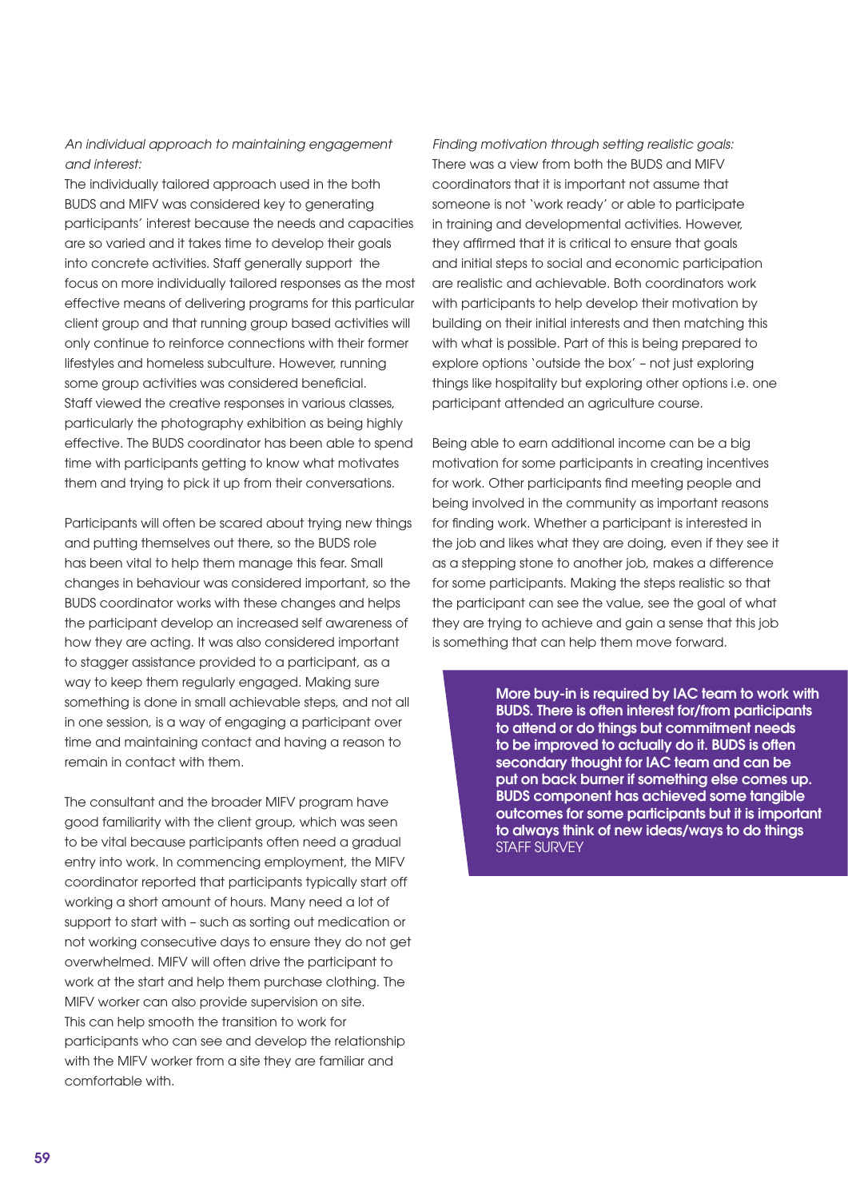*An individual approach to maintaining engagement and interest:*

The individually tailored approach used in the both BUDS and MIFV was considered key to generating participants' interest because the needs and capacities are so varied and it takes time to develop their goals into concrete activities. Staff generally support the focus on more individually tailored responses as the most effective means of delivering programs for this particular client group and that running group based activities will only continue to reinforce connections with their former lifestyles and homeless subculture. However, running some group activities was considered beneficial. Staff viewed the creative responses in various classes, particularly the photography exhibition as being highly effective. The BUDS coordinator has been able to spend time with participants getting to know what motivates them and trying to pick it up from their conversations.

Participants will often be scared about trying new things and putting themselves out there, so the BUDS role has been vital to help them manage this fear. Small changes in behaviour was considered important, so the BUDS coordinator works with these changes and helps the participant develop an increased self awareness of how they are acting. It was also considered important to stagger assistance provided to a participant, as a way to keep them regularly engaged. Making sure something is done in small achievable steps, and not all in one session, is a way of engaging a participant over time and maintaining contact and having a reason to remain in contact with them.

The consultant and the broader MIFV program have good familiarity with the client group, which was seen to be vital because participants often need a gradual entry into work. In commencing employment, the MIFV coordinator reported that participants typically start off working a short amount of hours. Many need a lot of support to start with – such as sorting out medication or not working consecutive days to ensure they do not get overwhelmed. MIFV will often drive the participant to work at the start and help them purchase clothing. The MIFV worker can also provide supervision on site. This can help smooth the transition to work for participants who can see and develop the relationship with the MIFV worker from a site they are familiar and comfortable with.

*Finding motivation through setting realistic goals:*

There was a view from both the BUDS and MIFV coordinators that it is important not assume that someone is not 'work ready' or able to participate in training and developmental activities. However, they affirmed that it is critical to ensure that goals and initial steps to social and economic participation are realistic and achievable. Both coordinators work with participants to help develop their motivation by building on their initial interests and then matching this with what is possible. Part of this is being prepared to explore options 'outside the box' – not just exploring things like hospitality but exploring other options i.e. one participant attended an agriculture course.

Being able to earn additional income can be a big motivation for some participants in creating incentives for work. Other participants find meeting people and being involved in the community as important reasons for finding work. Whether a participant is interested in the job and likes what they are doing, even if they see it as a stepping stone to another job, makes a difference for some participants. Making the steps realistic so that the participant can see the value, see the goal of what they are trying to achieve and gain a sense that this job is something that can help them move forward.

> **More buy-in is required by IAC team to work with BUDS. There is often interest for/from participants to attend or do things but commitment needs to be improved to actually do it. BUDS is often secondary thought for IAC team and can be put on back burner if something else comes up. BUDS component has achieved some tangible outcomes for some participants but it is important to always think of new ideas/ways to do things**
> STAFF SURVEY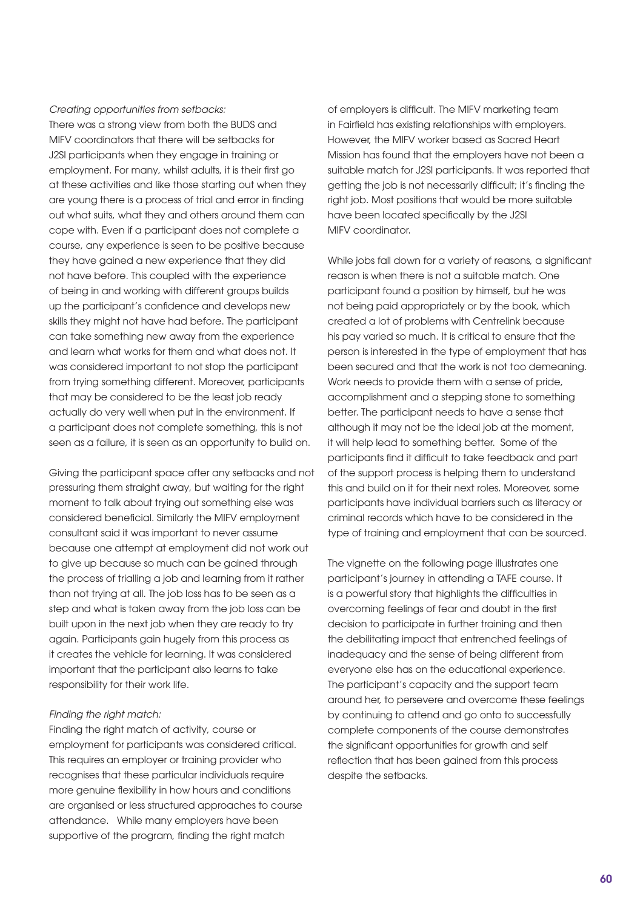*Creating opportunities from setbacks:*

There was a strong view from both the BUDS and MIFV coordinators that there will be setbacks for J2SI participants when they engage in training or employment. For many, whilst adults, it is their first go at these activities and like those starting out when they are young there is a process of trial and error in finding out what suits, what they and others around them can cope with. Even if a participant does not complete a course, any experience is seen to be positive because they have gained a new experience that they did not have before. This coupled with the experience of being in and working with different groups builds up the participant's confidence and develops new skills they might not have had before. The participant can take something new away from the experience and learn what works for them and what does not. It was considered important to not stop the participant from trying something different. Moreover, participants that may be considered to be the least job ready actually do very well when put in the environment. If a participant does not complete something, this is not seen as a failure, it is seen as an opportunity to build on.

Giving the participant space after any setbacks and not pressuring them straight away, but waiting for the right moment to talk about trying out something else was considered beneficial. Similarly the MIFV employment consultant said it was important to never assume because one attempt at employment did not work out to give up because so much can be gained through the process of trialling a job and learning from it rather than not trying at all. The job loss has to be seen as a step and what is taken away from the job loss can be built upon in the next job when they are ready to try again. Participants gain hugely from this process as it creates the vehicle for learning. It was considered important that the participant also learns to take responsibility for their work life.

*Finding the right match:*

Finding the right match of activity, course or employment for participants was considered critical. This requires an employer or training provider who recognises that these particular individuals require more genuine flexibility in how hours and conditions are organised or less structured approaches to course attendance. While many employers have been supportive of the program, finding the right match of employers is difficult. The MIFV marketing team in Fairfield has existing relationships with employers. However, the MIFV worker based as Sacred Heart Mission has found that the employers have not been a suitable match for J2SI participants. It was reported that getting the job is not necessarily difficult; it's finding the right job. Most positions that would be more suitable have been located specifically by the J2SI MIFV coordinator.

While jobs fall down for a variety of reasons, a significant reason is when there is not a suitable match. One participant found a position by himself, but he was not being paid appropriately or by the book, which created a lot of problems with Centrelink because his pay varied so much. It is critical to ensure that the person is interested in the type of employment that has been secured and that the work is not too demeaning. Work needs to provide them with a sense of pride, accomplishment and a stepping stone to something better. The participant needs to have a sense that although it may not be the ideal job at the moment, it will help lead to something better. Some of the participants find it difficult to take feedback and part of the support process is helping them to understand this and build on it for their next roles. Moreover, some participants have individual barriers such as literacy or criminal records which have to be considered in the type of training and employment that can be sourced.

The vignette on the following page illustrates one participant's journey in attending a TAFE course. It is a powerful story that highlights the difficulties in overcoming feelings of fear and doubt in the first decision to participate in further training and then the debilitating impact that entrenched feelings of inadequacy and the sense of being different from everyone else has on the educational experience. The participant's capacity and the support team around her, to persevere and overcome these feelings by continuing to attend and go onto to successfully complete components of the course demonstrates the significant opportunities for growth and self reflection that has been gained from this process despite the setbacks.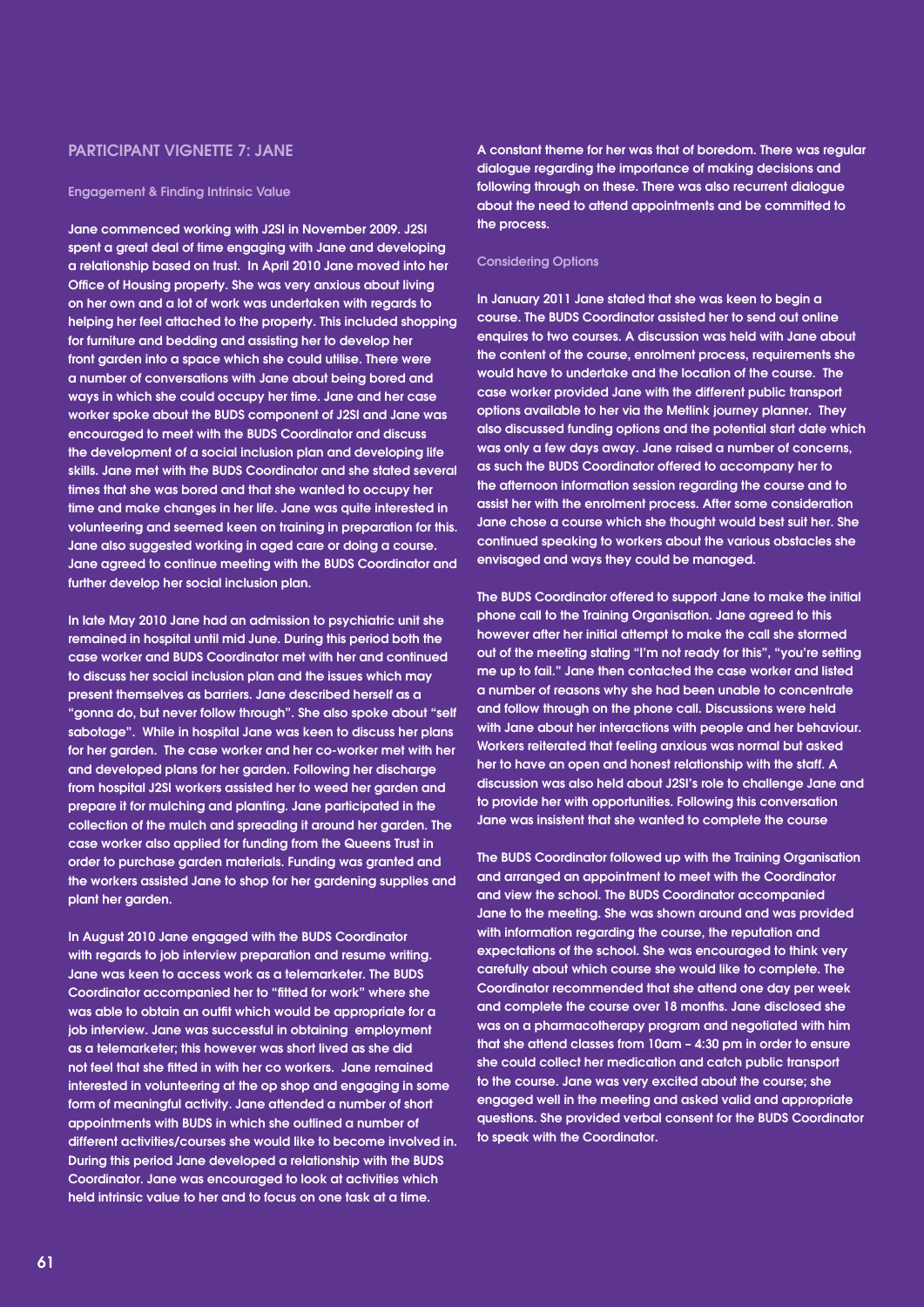## PARTICIPANT VIGNETTE 7: JANE

### Engagement & Finding Intrinsic Value

Jane commenced working with J2SI in November 2009. J2SI spent a great deal of time engaging with Jane and developing a relationship based on trust. In April 2010 Jane moved into her Office of Housing property. She was very anxious about living on her own and a lot of work was undertaken with regards to helping her feel attached to the property. This included shopping for furniture and bedding and assisting her to develop her front garden into a space which she could utilise. There were a number of conversations with Jane about being bored and ways in which she could occupy her time. Jane and her case worker spoke about the BUDS component of J2SI and Jane was encouraged to meet with the BUDS Coordinator and discuss the development of a social inclusion plan and developing life skills. Jane met with the BUDS Coordinator and she stated several times that she was bored and that she wanted to occupy her time and make changes in her life. Jane was quite interested in volunteering and seemed keen on training in preparation for this. Jane also suggested working in aged care or doing a course. Jane agreed to continue meeting with the BUDS Coordinator and further develop her social inclusion plan.

In late May 2010 Jane had an admission to psychiatric unit she remained in hospital until mid June. During this period both the case worker and BUDS Coordinator met with her and continued to discuss her social inclusion plan and the issues which may present themselves as barriers. Jane described herself as a "gonna do, but never follow through". She also spoke about "self sabotage". While in hospital Jane was keen to discuss her plans for her garden. The case worker and her co-worker met with her and developed plans for her garden. Following her discharge from hospital J2SI workers assisted her to weed her garden and prepare it for mulching and planting. Jane participated in the collection of the mulch and spreading it around her garden. The case worker also applied for funding from the Queens Trust in order to purchase garden materials. Funding was granted and the workers assisted Jane to shop for her gardening supplies and plant her garden.

In August 2010 Jane engaged with the BUDS Coordinator with regards to job interview preparation and resume writing. Jane was keen to access work as a telemarketer. The BUDS Coordinator accompanied her to "fitted for work" where she was able to obtain an outfit which would be appropriate for a job interview. Jane was successful in obtaining employment as a telemarketer; this however was short lived as she did not feel that she fitted in with her co workers. Jane remained interested in volunteering at the op shop and engaging in some form of meaningful activity. Jane attended a number of short appointments with BUDS in which she outlined a number of different activities/courses she would like to become involved in. During this period Jane developed a relationship with the BUDS Coordinator. Jane was encouraged to look at activities which held intrinsic value to her and to focus on one task at a time.

A constant theme for her was that of boredom. There was regular dialogue regarding the importance of making decisions and following through on these. There was also recurrent dialogue about the need to attend appointments and be committed to the process.

### Considering Options

In January 2011 Jane stated that she was keen to begin a course. The BUDS Coordinator assisted her to send out online enquires to two courses. A discussion was held with Jane about the content of the course, enrolment process, requirements she would have to undertake and the location of the course. The case worker provided Jane with the different public transport options available to her via the Metlink journey planner. They also discussed funding options and the potential start date which was only a few days away. Jane raised a number of concerns, as such the BUDS Coordinator offered to accompany her to the afternoon information session regarding the course and to assist her with the enrolment process. After some consideration Jane chose a course which she thought would best suit her. She continued speaking to workers about the various obstacles she envisaged and ways they could be managed.

The BUDS Coordinator offered to support Jane to make the initial phone call to the Training Organisation. Jane agreed to this however after her initial attempt to make the call she stormed out of the meeting stating "I'm not ready for this", "you're setting me up to fail." Jane then contacted the case worker and listed a number of reasons why she had been unable to concentrate and follow through on the phone call. Discussions were held with Jane about her interactions with people and her behaviour. Workers reiterated that feeling anxious was normal but asked her to have an open and honest relationship with the staff. A discussion was also held about J2SI's role to challenge Jane and to provide her with opportunities. Following this conversation Jane was insistent that she wanted to complete the course

The BUDS Coordinator followed up with the Training Organisation and arranged an appointment to meet with the Coordinator and view the school. The BUDS Coordinator accompanied Jane to the meeting. She was shown around and was provided with information regarding the course, the reputation and expectations of the school. She was encouraged to think very carefully about which course she would like to complete. The Coordinator recommended that she attend one day per week and complete the course over 18 months. Jane disclosed she was on a pharmacotherapy program and negotiated with him that she attend classes from 10am – 4:30 pm in order to ensure she could collect her medication and catch public transport to the course. Jane was very excited about the course; she engaged well in the meeting and asked valid and appropriate questions. She provided verbal consent for the BUDS Coordinator to speak with the Coordinator.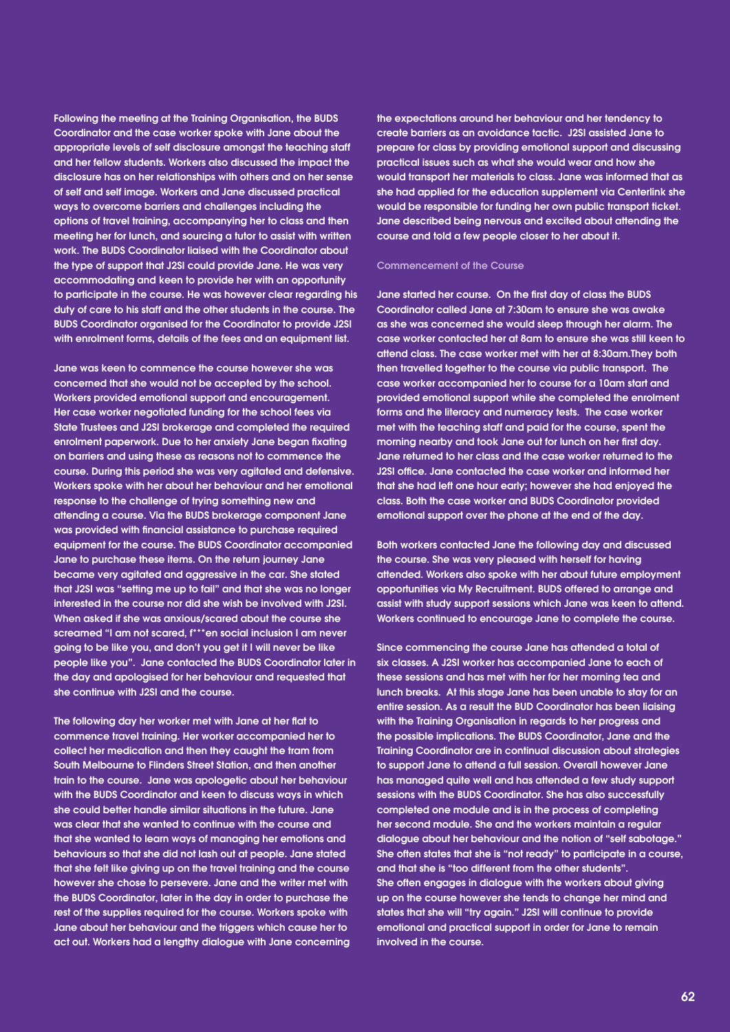Following the meeting at the Training Organisation, the BUDS Coordinator and the case worker spoke with Jane about the appropriate levels of self disclosure amongst the teaching staff and her fellow students. Workers also discussed the impact the disclosure has on her relationships with others and on her sense of self and self image. Workers and Jane discussed practical ways to overcome barriers and challenges including the options of travel training, accompanying her to class and then meeting her for lunch, and sourcing a tutor to assist with written work. The BUDS Coordinator liaised with the Coordinator about the type of support that J2SI could provide Jane. He was very accommodating and keen to provide her with an opportunity to participate in the course. He was however clear regarding his duty of care to his staff and the other students in the course. The BUDS Coordinator organised for the Coordinator to provide J2SI with enrolment forms, details of the fees and an equipment list.

Jane was keen to commence the course however she was concerned that she would not be accepted by the school. Workers provided emotional support and encouragement. Her case worker negotiated funding for the school fees via State Trustees and J2SI brokerage and completed the required enrolment paperwork. Due to her anxiety Jane began fixating on barriers and using these as reasons not to commence the course. During this period she was very agitated and defensive. Workers spoke with her about her behaviour and her emotional response to the challenge of trying something new and attending a course. Via the BUDS brokerage component Jane was provided with financial assistance to purchase required equipment for the course. The BUDS Coordinator accompanied Jane to purchase these items. On the return journey Jane became very agitated and aggressive in the car. She stated that J2SI was "setting me up to fail" and that she was no longer interested in the course nor did she wish be involved with J2SI. When asked if she was anxious/scared about the course she screamed "I am not scared, f***en social inclusion I am never going to be like you, and don't you get it I will never be like people like you". Jane contacted the BUDS Coordinator later in the day and apologised for her behaviour and requested that she continue with J2SI and the course.

The following day her worker met with Jane at her flat to commence travel training. Her worker accompanied her to collect her medication and then they caught the tram from South Melbourne to Flinders Street Station, and then another train to the course. Jane was apologetic about her behaviour with the BUDS Coordinator and keen to discuss ways in which she could better handle similar situations in the future. Jane was clear that she wanted to continue with the course and that she wanted to learn ways of managing her emotions and behaviours so that she did not lash out at people. Jane stated that she felt like giving up on the travel training and the course however she chose to persevere. Jane and the writer met with the BUDS Coordinator, later in the day in order to purchase the rest of the supplies required for the course. Workers spoke with Jane about her behaviour and the triggers which cause her to act out. Workers had a lengthy dialogue with Jane concerning the expectations around her behaviour and her tendency to create barriers as an avoidance tactic. J2SI assisted Jane to prepare for class by providing emotional support and discussing practical issues such as what she would wear and how she would transport her materials to class. Jane was informed that as she had applied for the education supplement via Centerlink she would be responsible for funding her own public transport ticket. Jane described being nervous and excited about attending the course and told a few people closer to her about it.

### Commencement of the Course

Jane started her course. On the first day of class the BUDS Coordinator called Jane at 7:30am to ensure she was awake as she was concerned she would sleep through her alarm. The case worker contacted her at 8am to ensure she was still keen to attend class. The case worker met with her at 8:30am.They both then travelled together to the course via public transport. The case worker accompanied her to course for a 10am start and provided emotional support while she completed the enrolment forms and the literacy and numeracy tests. The case worker met with the teaching staff and paid for the course, spent the morning nearby and took Jane out for lunch on her first day. Jane returned to her class and the case worker returned to the J2SI office. Jane contacted the case worker and informed her that she had left one hour early; however she had enjoyed the class. Both the case worker and BUDS Coordinator provided emotional support over the phone at the end of the day.

Both workers contacted Jane the following day and discussed the course. She was very pleased with herself for having attended. Workers also spoke with her about future employment opportunities via My Recruitment. BUDS offered to arrange and assist with study support sessions which Jane was keen to attend. Workers continued to encourage Jane to complete the course.

Since commencing the course Jane has attended a total of six classes. A J2SI worker has accompanied Jane to each of these sessions and has met with her for her morning tea and lunch breaks. At this stage Jane has been unable to stay for an entire session. As a result the BUD Coordinator has been liaising with the Training Organisation in regards to her progress and the possible implications. The BUDS Coordinator, Jane and the Training Coordinator are in continual discussion about strategies to support Jane to attend a full session. Overall however Jane has managed quite well and has attended a few study support sessions with the BUDS Coordinator. She has also successfully completed one module and is in the process of completing her second module. She and the workers maintain a regular dialogue about her behaviour and the notion of "self sabotage." She often states that she is "not ready" to participate in a course, and that she is "too different from the other students". She often engages in dialogue with the workers about giving up on the course however she tends to change her mind and states that she will "try again." J2SI will continue to provide emotional and practical support in order for Jane to remain involved in the course.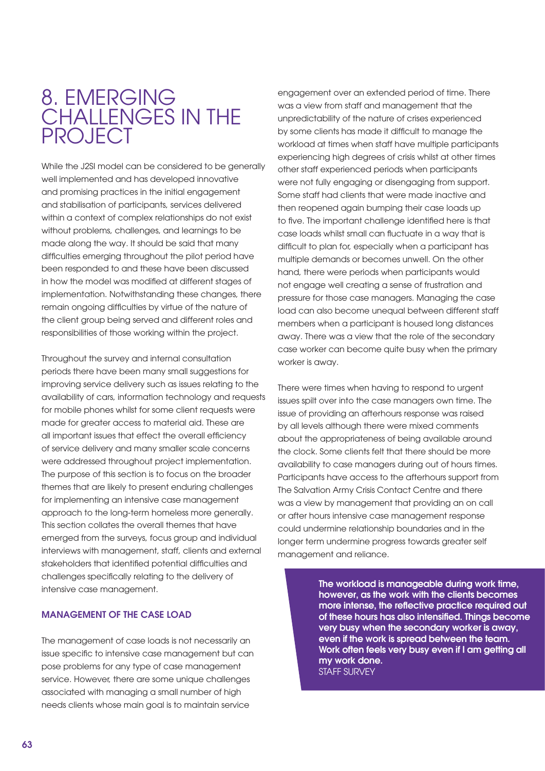# 8. EMERGING CHALLENGES IN THE PROJECT

While the J2SI model can be considered to be generally well implemented and has developed innovative and promising practices in the initial engagement and stabilisation of participants, services delivered within a context of complex relationships do not exist without problems, challenges, and learnings to be made along the way. It should be said that many difficulties emerging throughout the pilot period have been responded to and these have been discussed in how the model was modified at different stages of implementation. Notwithstanding these changes, there remain ongoing difficulties by virtue of the nature of the client group being served and different roles and responsibilities of those working within the project.

Throughout the survey and internal consultation periods there have been many small suggestions for improving service delivery such as issues relating to the availability of cars, information technology and requests for mobile phones whilst for some client requests were made for greater access to material aid. These are all important issues that effect the overall efficiency of service delivery and many smaller scale concerns were addressed throughout project implementation. The purpose of this section is to focus on the broader themes that are likely to present enduring challenges for implementing an intensive case management approach to the long-term homeless more generally. This section collates the overall themes that have emerged from the surveys, focus group and individual interviews with management, staff, clients and external stakeholders that identified potential difficulties and challenges specifically relating to the delivery of intensive case management.

## MANAGEMENT OF THE CASE LOAD

The management of case loads is not necessarily an issue specific to intensive case management but can pose problems for any type of case management service. However, there are some unique challenges associated with managing a small number of high needs clients whose main goal is to maintain service engagement over an extended period of time. There was a view from staff and management that the unpredictability of the nature of crises experienced by some clients has made it difficult to manage the workload at times when staff have multiple participants experiencing high degrees of crisis whilst at other times other staff experienced periods when participants were not fully engaging or disengaging from support. Some staff had clients that were made inactive and then reopened again bumping their case loads up to five. The important challenge identified here is that case loads whilst small can fluctuate in a way that is difficult to plan for, especially when a participant has multiple demands or becomes unwell. On the other hand, there were periods when participants would not engage well creating a sense of frustration and pressure for those case managers. Managing the case load can also become unequal between different staff members when a participant is housed long distances away. There was a view that the role of the secondary case worker can become quite busy when the primary worker is away.

There were times when having to respond to urgent issues spilt over into the case managers own time. The issue of providing an afterhours response was raised by all levels although there were mixed comments about the appropriateness of being available around the clock. Some clients felt that there should be more availability to case managers during out of hours times. Participants have access to the afterhours support from The Salvation Army Crisis Contact Centre and there was a view by management that providing an on call or after hours intensive case management response could undermine relationship boundaries and in the longer term undermine progress towards greater self management and reliance.

> **The workload is manageable during work time, however, as the work with the clients becomes more intense, the reflective practice required out of these hours has also intensified. Things become very busy when the secondary worker is away, even if the work is spread between the team. Work often feels very busy even if I am getting all my work done.**
> STAFF SURVEY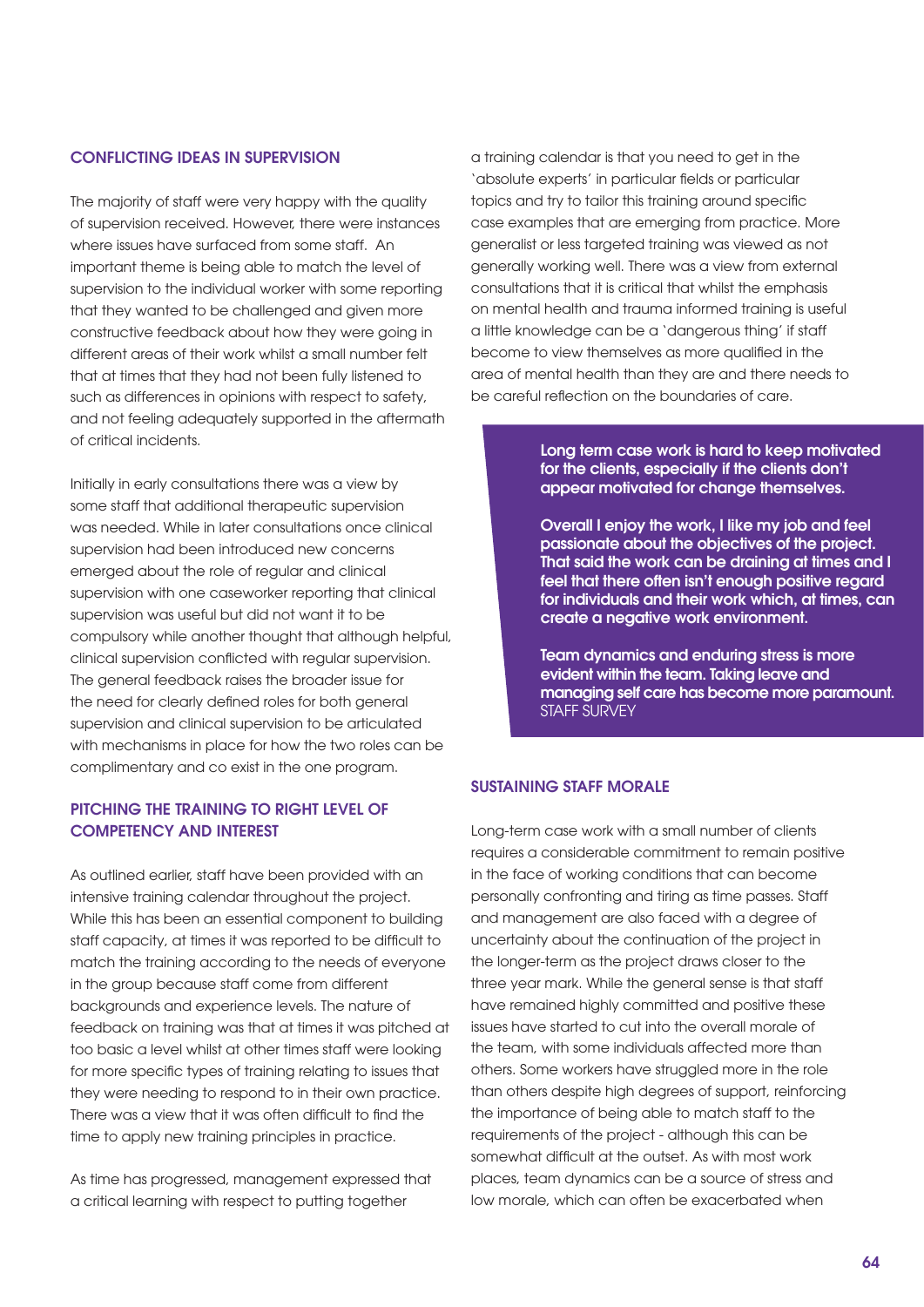### CONFLICTING IDEAS IN SUPERVISION

The majority of staff were very happy with the quality of supervision received. However, there were instances where issues have surfaced from some staff. An important theme is being able to match the level of supervision to the individual worker with some reporting that they wanted to be challenged and given more constructive feedback about how they were going in different areas of their work whilst a small number felt that at times that they had not been fully listened to such as differences in opinions with respect to safety, and not feeling adequately supported in the aftermath of critical incidents.

Initially in early consultations there was a view by some staff that additional therapeutic supervision was needed. While in later consultations once clinical supervision had been introduced new concerns emerged about the role of regular and clinical supervision with one caseworker reporting that clinical supervision was useful but did not want it to be compulsory while another thought that although helpful, clinical supervision conflicted with regular supervision. The general feedback raises the broader issue for the need for clearly defined roles for both general supervision and clinical supervision to be articulated with mechanisms in place for how the two roles can be complimentary and co exist in the one program.

### PITCHING THE TRAINING TO RIGHT LEVEL OF COMPETENCY AND INTEREST

As outlined earlier, staff have been provided with an intensive training calendar throughout the project. While this has been an essential component to building staff capacity, at times it was reported to be difficult to match the training according to the needs of everyone in the group because staff come from different backgrounds and experience levels. The nature of feedback on training was that at times it was pitched at too basic a level whilst at other times staff were looking for more specific types of training relating to issues that they were needing to respond to in their own practice. There was a view that it was often difficult to find the time to apply new training principles in practice.

As time has progressed, management expressed that a critical learning with respect to putting together a training calendar is that you need to get in the 'absolute experts' in particular fields or particular topics and try to tailor this training around specific case examples that are emerging from practice. More generalist or less targeted training was viewed as not generally working well. There was a view from external consultations that it is critical that whilst the emphasis on mental health and trauma informed training is useful a little knowledge can be a 'dangerous thing' if staff become to view themselves as more qualified in the area of mental health than they are and there needs to be careful reflection on the boundaries of care.

> **Long term case work is hard to keep motivated for the clients, especially if the clients don't appear motivated for change themselves.**
>
> **Overall I enjoy the work, I like my job and feel passionate about the objectives of the project. That said the work can be draining at times and I feel that there often isn't enough positive regard for individuals and their work which, at times, can create a negative work environment.**
>
> **Team dynamics and enduring stress is more evident within the team. Taking leave and managing self care has become more paramount.**
> STAFF SURVEY

### SUSTAINING STAFF MORALE

Long-term case work with a small number of clients requires a considerable commitment to remain positive in the face of working conditions that can become personally confronting and tiring as time passes. Staff and management are also faced with a degree of uncertainty about the continuation of the project in the longer-term as the project draws closer to the three year mark. While the general sense is that staff have remained highly committed and positive these issues have started to cut into the overall morale of the team, with some individuals affected more than others. Some workers have struggled more in the role than others despite high degrees of support, reinforcing the importance of being able to match staff to the requirements of the project - although this can be somewhat difficult at the outset. As with most work places, team dynamics can be a source of stress and low morale, which can often be exacerbated when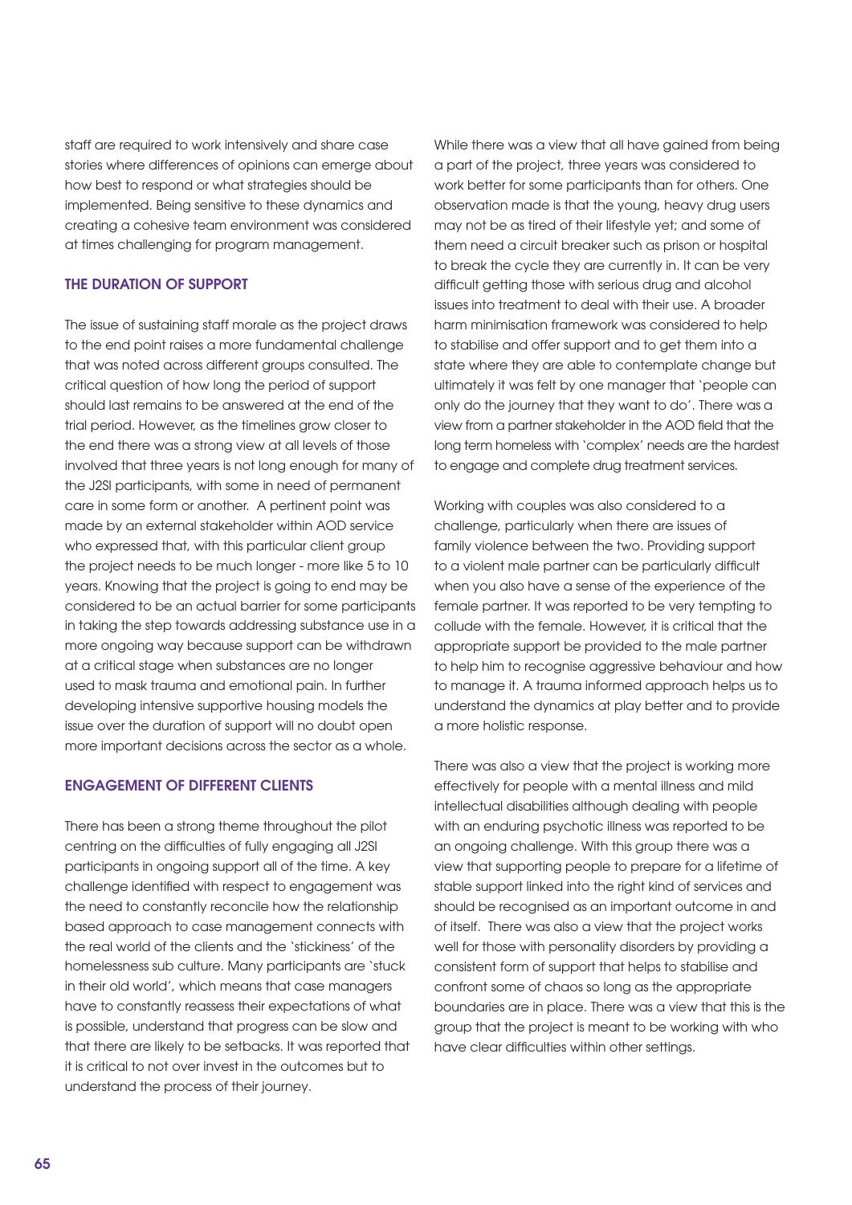staff are required to work intensively and share case stories where differences of opinions can emerge about how best to respond or what strategies should be implemented. Being sensitive to these dynamics and creating a cohesive team environment was considered at times challenging for program management.

### THE DURATION OF SUPPORT

The issue of sustaining staff morale as the project draws to the end point raises a more fundamental challenge that was noted across different groups consulted. The critical question of how long the period of support should last remains to be answered at the end of the trial period. However, as the timelines grow closer to the end there was a strong view at all levels of those involved that three years is not long enough for many of the J2SI participants, with some in need of permanent care in some form or another. A pertinent point was made by an external stakeholder within AOD service who expressed that, with this particular client group the project needs to be much longer - more like 5 to 10 years. Knowing that the project is going to end may be considered to be an actual barrier for some participants in taking the step towards addressing substance use in a more ongoing way because support can be withdrawn at a critical stage when substances are no longer used to mask trauma and emotional pain. In further developing intensive supportive housing models the issue over the duration of support will no doubt open more important decisions across the sector as a whole.

### ENGAGEMENT OF DIFFERENT CLIENTS

There has been a strong theme throughout the pilot centring on the difficulties of fully engaging all J2SI participants in ongoing support all of the time. A key challenge identified with respect to engagement was the need to constantly reconcile how the relationship based approach to case management connects with the real world of the clients and the 'stickiness' of the homelessness sub culture. Many participants are 'stuck in their old world', which means that case managers have to constantly reassess their expectations of what is possible, understand that progress can be slow and that there are likely to be setbacks. It was reported that it is critical to not over invest in the outcomes but to understand the process of their journey.

While there was a view that all have gained from being a part of the project, three years was considered to work better for some participants than for others. One observation made is that the young, heavy drug users may not be as tired of their lifestyle yet; and some of them need a circuit breaker such as prison or hospital to break the cycle they are currently in. It can be very difficult getting those with serious drug and alcohol issues into treatment to deal with their use. A broader harm minimisation framework was considered to help to stabilise and offer support and to get them into a state where they are able to contemplate change but ultimately it was felt by one manager that 'people can only do the journey that they want to do'. There was a view from a partner stakeholder in the AOD field that the long term homeless with 'complex' needs are the hardest to engage and complete drug treatment services.

Working with couples was also considered to a challenge, particularly when there are issues of family violence between the two. Providing support to a violent male partner can be particularly difficult when you also have a sense of the experience of the female partner. It was reported to be very tempting to collude with the female. However, it is critical that the appropriate support be provided to the male partner to help him to recognise aggressive behaviour and how to manage it. A trauma informed approach helps us to understand the dynamics at play better and to provide a more holistic response.

There was also a view that the project is working more effectively for people with a mental illness and mild intellectual disabilities although dealing with people with an enduring psychotic illness was reported to be an ongoing challenge. With this group there was a view that supporting people to prepare for a lifetime of stable support linked into the right kind of services and should be recognised as an important outcome in and of itself. There was also a view that the project works well for those with personality disorders by providing a consistent form of support that helps to stabilise and confront some of chaos so long as the appropriate boundaries are in place. There was a view that this is the group that the project is meant to be working with who have clear difficulties within other settings.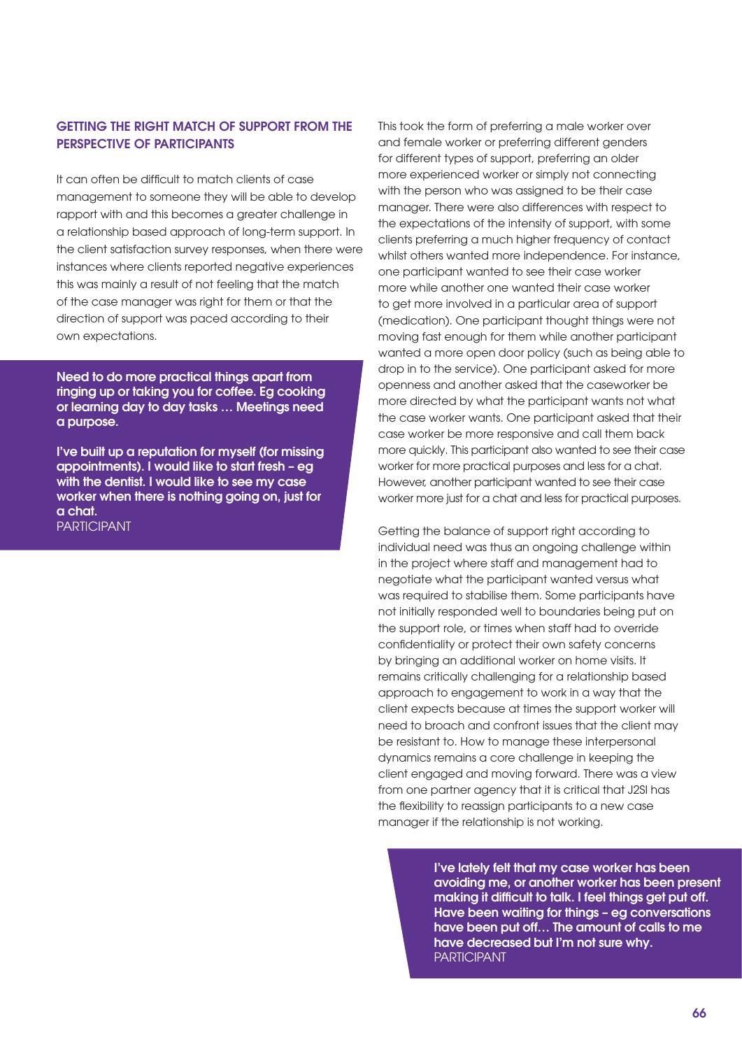## GETTING THE RIGHT MATCH OF SUPPORT FROM THE PERSPECTIVE OF PARTICIPANTS

It can often be difficult to match clients of case management to someone they will be able to develop rapport with and this becomes a greater challenge in a relationship based approach of long-term support. In the client satisfaction survey responses, when there were instances where clients reported negative experiences this was mainly a result of not feeling that the match of the case manager was right for them or that the direction of support was paced according to their own expectations.

> **Need to do more practical things apart from ringing up or taking you for coffee. Eg cooking or learning day to day tasks … Meetings need a purpose.**
>
> **I've built up a reputation for myself (for missing appointments). I would like to start fresh – eg with the dentist. I would like to see my case worker when there is nothing going on, just for a chat.**
> PARTICIPANT

This took the form of preferring a male worker over and female worker or preferring different genders for different types of support, preferring an older more experienced worker or simply not connecting with the person who was assigned to be their case manager. There were also differences with respect to the expectations of the intensity of support, with some clients preferring a much higher frequency of contact whilst others wanted more independence. For instance, one participant wanted to see their case worker more while another one wanted their case worker to get more involved in a particular area of support (medication). One participant thought things were not moving fast enough for them while another participant wanted a more open door policy (such as being able to drop in to the service). One participant asked for more openness and another asked that the caseworker be more directed by what the participant wants not what the case worker wants. One participant asked that their case worker be more responsive and call them back more quickly. This participant also wanted to see their case worker for more practical purposes and less for a chat. However, another participant wanted to see their case worker more just for a chat and less for practical purposes.

Getting the balance of support right according to individual need was thus an ongoing challenge within in the project where staff and management had to negotiate what the participant wanted versus what was required to stabilise them. Some participants have not initially responded well to boundaries being put on the support role, or times when staff had to override confidentiality or protect their own safety concerns by bringing an additional worker on home visits. It remains critically challenging for a relationship based approach to engagement to work in a way that the client expects because at times the support worker will need to broach and confront issues that the client may be resistant to. How to manage these interpersonal dynamics remains a core challenge in keeping the client engaged and moving forward. There was a view from one partner agency that it is critical that J2SI has the flexibility to reassign participants to a new case manager if the relationship is not working.

> **I've lately felt that my case worker has been avoiding me, or another worker has been present making it difficult to talk. I feel things get put off. Have been waiting for things – eg conversations have been put off… The amount of calls to me have decreased but I'm not sure why.**
> PARTICIPANT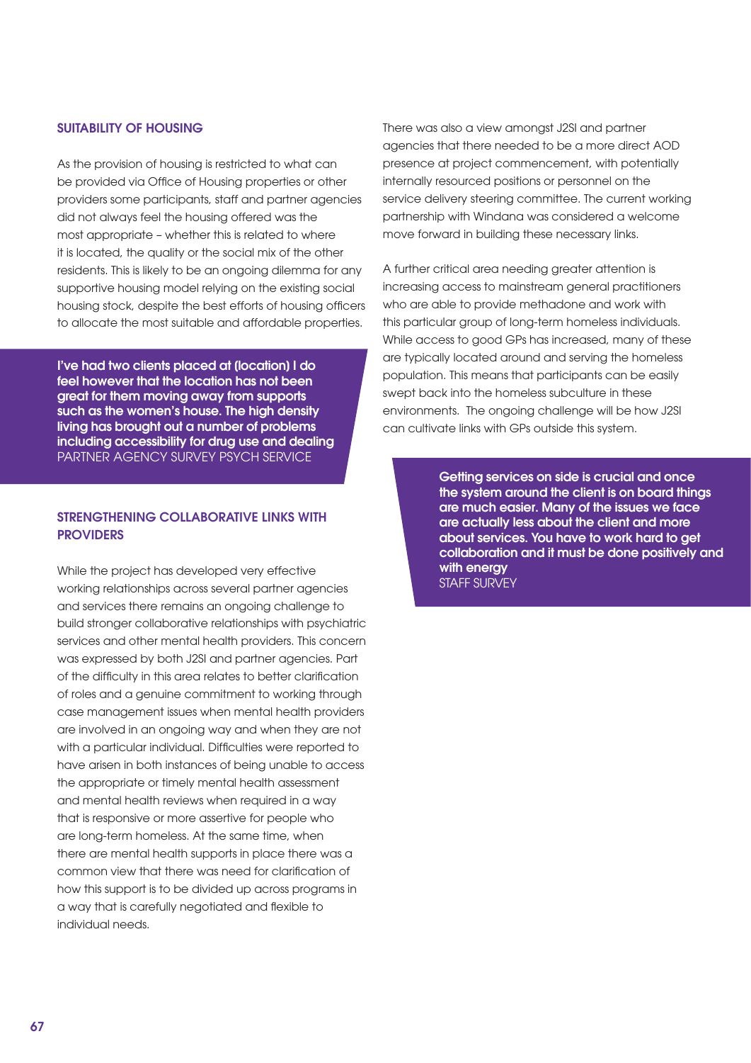## SUITABILITY OF HOUSING

As the provision of housing is restricted to what can be provided via Office of Housing properties or other providers some participants, staff and partner agencies did not always feel the housing offered was the most appropriate – whether this is related to where it is located, the quality or the social mix of the other residents. This is likely to be an ongoing dilemma for any supportive housing model relying on the existing social housing stock, despite the best efforts of housing officers to allocate the most suitable and affordable properties.

> **I've had two clients placed at (location) I do feel however that the location has not been great for them moving away from supports such as the women's house. The high density living has brought out a number of problems including accessibility for drug use and dealing**
> PARTNER AGENCY SURVEY PSYCH SERVICE

## STRENGTHENING COLLABORATIVE LINKS WITH PROVIDERS

While the project has developed very effective working relationships across several partner agencies and services there remains an ongoing challenge to build stronger collaborative relationships with psychiatric services and other mental health providers. This concern was expressed by both J2SI and partner agencies. Part of the difficulty in this area relates to better clarification of roles and a genuine commitment to working through case management issues when mental health providers are involved in an ongoing way and when they are not with a particular individual. Difficulties were reported to have arisen in both instances of being unable to access the appropriate or timely mental health assessment and mental health reviews when required in a way that is responsive or more assertive for people who are long-term homeless. At the same time, when there are mental health supports in place there was a common view that there was need for clarification of how this support is to be divided up across programs in a way that is carefully negotiated and flexible to individual needs.

There was also a view amongst J2SI and partner agencies that there needed to be a more direct AOD presence at project commencement, with potentially internally resourced positions or personnel on the service delivery steering committee. The current working partnership with Windana was considered a welcome move forward in building these necessary links.

A further critical area needing greater attention is increasing access to mainstream general practitioners who are able to provide methadone and work with this particular group of long-term homeless individuals. While access to good GPs has increased, many of these are typically located around and serving the homeless population. This means that participants can be easily swept back into the homeless subculture in these environments. The ongoing challenge will be how J2SI can cultivate links with GPs outside this system.

> **Getting services on side is crucial and once the system around the client is on board things are much easier. Many of the issues we face are actually less about the client and more about services. You have to work hard to get collaboration and it must be done positively and with energy**
> STAFF SURVEY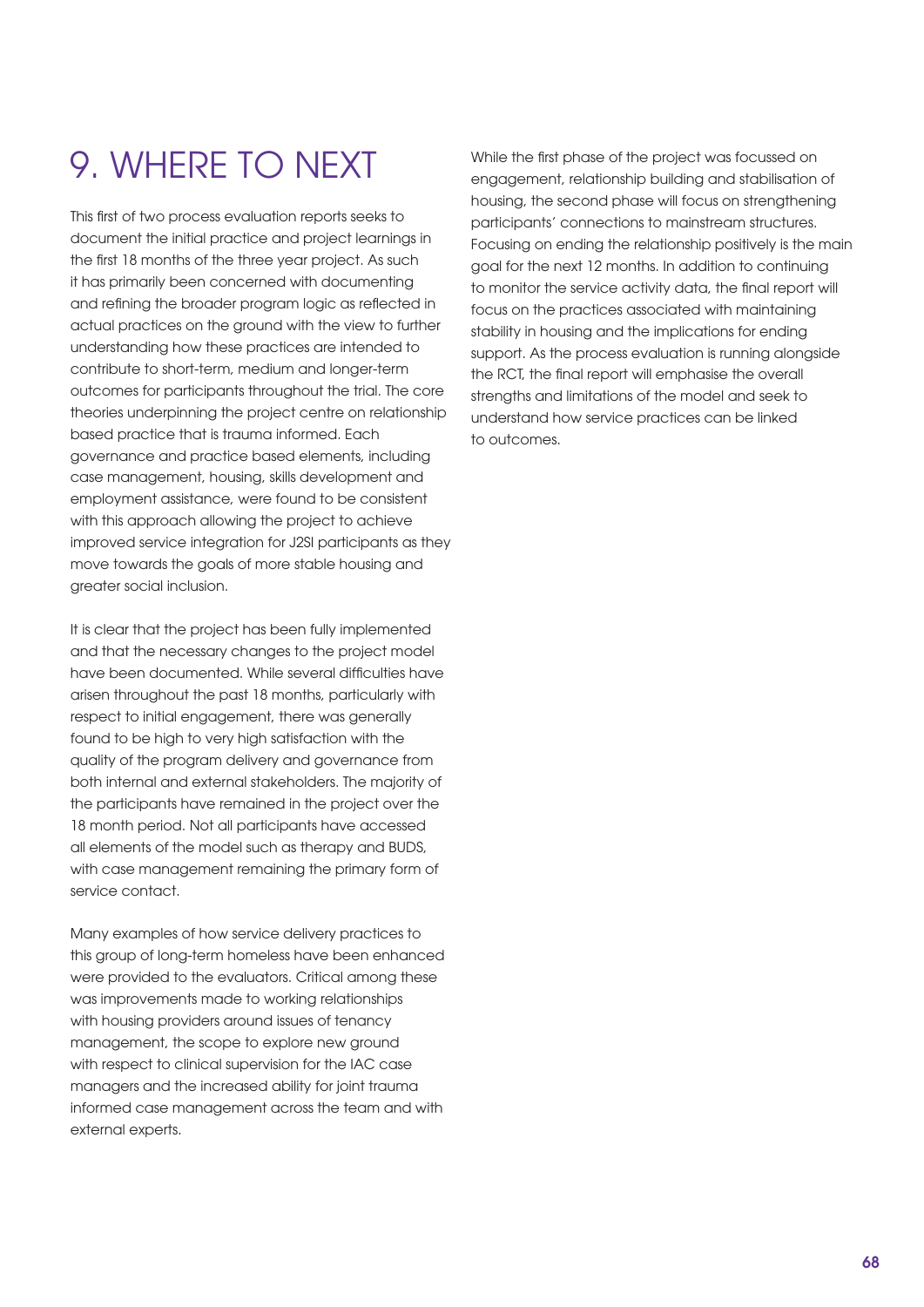# 9. WHERE TO NEXT

This first of two process evaluation reports seeks to document the initial practice and project learnings in the first 18 months of the three year project. As such it has primarily been concerned with documenting and refining the broader program logic as reflected in actual practices on the ground with the view to further understanding how these practices are intended to contribute to short-term, medium and longer-term outcomes for participants throughout the trial. The core theories underpinning the project centre on relationship based practice that is trauma informed. Each governance and practice based elements, including case management, housing, skills development and employment assistance, were found to be consistent with this approach allowing the project to achieve improved service integration for J2SI participants as they move towards the goals of more stable housing and greater social inclusion.

It is clear that the project has been fully implemented and that the necessary changes to the project model have been documented. While several difficulties have arisen throughout the past 18 months, particularly with respect to initial engagement, there was generally found to be high to very high satisfaction with the quality of the program delivery and governance from both internal and external stakeholders. The majority of the participants have remained in the project over the 18 month period. Not all participants have accessed all elements of the model such as therapy and BUDS, with case management remaining the primary form of service contact.

Many examples of how service delivery practices to this group of long-term homeless have been enhanced were provided to the evaluators. Critical among these was improvements made to working relationships with housing providers around issues of tenancy management, the scope to explore new ground with respect to clinical supervision for the IAC case managers and the increased ability for joint trauma informed case management across the team and with external experts.

While the first phase of the project was focussed on engagement, relationship building and stabilisation of housing, the second phase will focus on strengthening participants' connections to mainstream structures. Focusing on ending the relationship positively is the main goal for the next 12 months. In addition to continuing to monitor the service activity data, the final report will focus on the practices associated with maintaining stability in housing and the implications for ending support. As the process evaluation is running alongside the RCT, the final report will emphasise the overall strengths and limitations of the model and seek to understand how service practices can be linked to outcomes.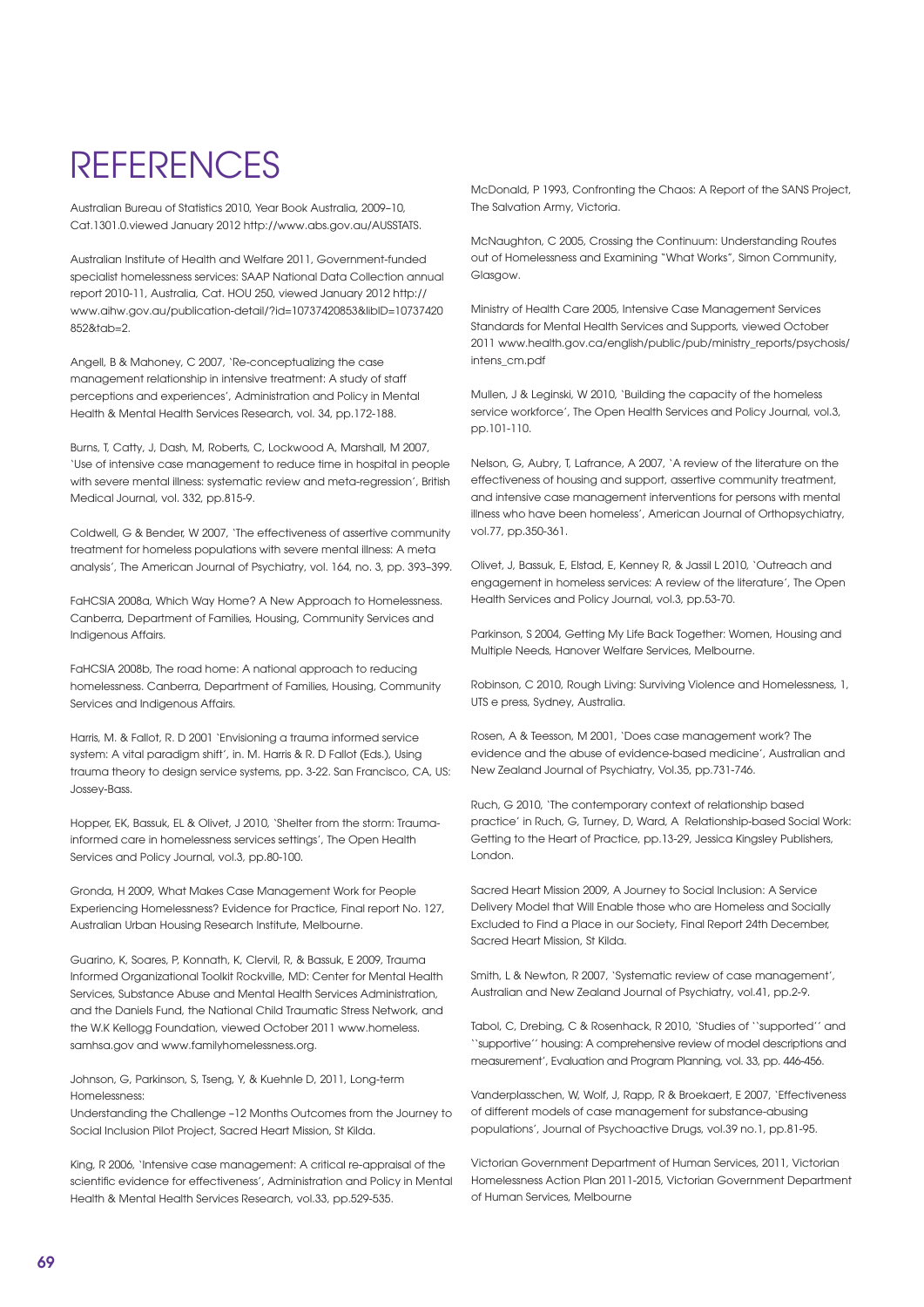# REFERENCES

Australian Bureau of Statistics 2010, Year Book Australia, 2009–10, Cat.1301.0.viewed January 2012 http://www.abs.gov.au/AUSSTATS.

Australian Institute of Health and Welfare 2011, Government-funded specialist homelessness services: SAAP National Data Collection annual report 2010-11, Australia, Cat. HOU 250, viewed January 2012 http://www.aihw.gov.au/publication-detail/?id=10737420853&libID=10737420852&tab=2.

Angell, B & Mahoney, C 2007, 'Re-conceptualizing the case management relationship in intensive treatment: A study of staff perceptions and experiences', Administration and Policy in Mental Health & Mental Health Services Research, vol. 34, pp.172-188.

Burns, T, Catty, J, Dash, M, Roberts, C, Lockwood A, Marshall, M 2007, 'Use of intensive case management to reduce time in hospital in people with severe mental illness: systematic review and meta-regression', British Medical Journal, vol. 332, pp.815-9.

Coldwell, G & Bender, W 2007, 'The effectiveness of assertive community treatment for homeless populations with severe mental illness: A meta analysis', The American Journal of Psychiatry, vol. 164, no. 3, pp. 393–399.

FaHCSIA 2008a, Which Way Home? A New Approach to Homelessness. Canberra, Department of Families, Housing, Community Services and Indigenous Affairs.

FaHCSIA 2008b, The road home: A national approach to reducing homelessness. Canberra, Department of Families, Housing, Community Services and Indigenous Affairs.

Harris, M. & Fallot, R. D 2001 'Envisioning a trauma informed service system: A vital paradigm shift', in. M. Harris & R. D Fallot (Eds.), Using trauma theory to design service systems, pp. 3-22. San Francisco, CA, US: Jossey-Bass.

Hopper, EK, Bassuk, EL & Olivet, J 2010, 'Shelter from the storm: Trauma-informed care in homelessness services settings', The Open Health Services and Policy Journal, vol.3, pp.80-100.

Gronda, H 2009, What Makes Case Management Work for People Experiencing Homelessness? Evidence for Practice, Final report No. 127, Australian Urban Housing Research Institute, Melbourne.

Guarino, K, Soares, P, Konnath, K, Clervil, R, & Bassuk, E 2009, Trauma Informed Organizational Toolkit Rockville, MD: Center for Mental Health Services, Substance Abuse and Mental Health Services Administration, and the Daniels Fund, the National Child Traumatic Stress Network, and the W.K Kellogg Foundation, viewed October 2011 www.homeless.samhsa.gov and www.familyhomelessness.org.

Johnson, G, Parkinson, S, Tseng, Y, & Kuehnle D, 2011, Long-term Homelessness:
Understanding the Challenge –12 Months Outcomes from the Journey to Social Inclusion Pilot Project, Sacred Heart Mission, St Kilda.

King, R 2006, 'Intensive case management: A critical re-appraisal of the scientific evidence for effectiveness', Administration and Policy in Mental Health & Mental Health Services Research, vol.33, pp.529-535.

McDonald, P 1993, Confronting the Chaos: A Report of the SANS Project, The Salvation Army, Victoria.

McNaughton, C 2005, Crossing the Continuum: Understanding Routes out of Homelessness and Examining "What Works", Simon Community, Glasgow.

Ministry of Health Care 2005, Intensive Case Management Services Standards for Mental Health Services and Supports, viewed October 2011 www.health.gov.ca/english/public/pub/ministry_reports/psychosis/intens_cm.pdf

Mullen, J & Leginski, W 2010, 'Building the capacity of the homeless service workforce', The Open Health Services and Policy Journal, vol.3, pp.101-110.

Nelson, G, Aubry, T, Lafrance, A 2007, 'A review of the literature on the effectiveness of housing and support, assertive community treatment, and intensive case management interventions for persons with mental illness who have been homeless', American Journal of Orthopsychiatry, vol.77, pp.350-361.

Olivet, J, Bassuk, E, Elstad, E, Kenney R, & Jassil L 2010, 'Outreach and engagement in homeless services: A review of the literature', The Open Health Services and Policy Journal, vol.3, pp.53-70.

Parkinson, S 2004, Getting My Life Back Together: Women, Housing and Multiple Needs, Hanover Welfare Services, Melbourne.

Robinson, C 2010, Rough Living: Surviving Violence and Homelessness, 1, UTS e press, Sydney, Australia.

Rosen, A & Teesson, M 2001, 'Does case management work? The evidence and the abuse of evidence-based medicine', Australian and New Zealand Journal of Psychiatry, Vol.35, pp.731-746.

Ruch, G 2010, 'The contemporary context of relationship based practice' in Ruch, G, Turney, D, Ward, A Relationship-based Social Work: Getting to the Heart of Practice, pp.13-29, Jessica Kingsley Publishers, London.

Sacred Heart Mission 2009, A Journey to Social Inclusion: A Service Delivery Model that Will Enable those who are Homeless and Socially Excluded to Find a Place in our Society, Final Report 24th December, Sacred Heart Mission, St Kilda.

Smith, L & Newton, R 2007, 'Systematic review of case management', Australian and New Zealand Journal of Psychiatry, vol.41, pp.2-9.

Tabol, C, Drebing, C & Rosenhack, R 2010, 'Studies of ''supported'' and ''supportive'' housing: A comprehensive review of model descriptions and measurement', Evaluation and Program Planning, vol. 33, pp. 446-456.

Vanderplasschen, W, Wolf, J, Rapp, R & Broekaert, E 2007, 'Effectiveness of different models of case management for substance-abusing populations', Journal of Psychoactive Drugs, vol.39 no.1, pp.81-95.

Victorian Government Department of Human Services, 2011, Victorian Homelessness Action Plan 2011-2015, Victorian Government Department of Human Services, Melbourne